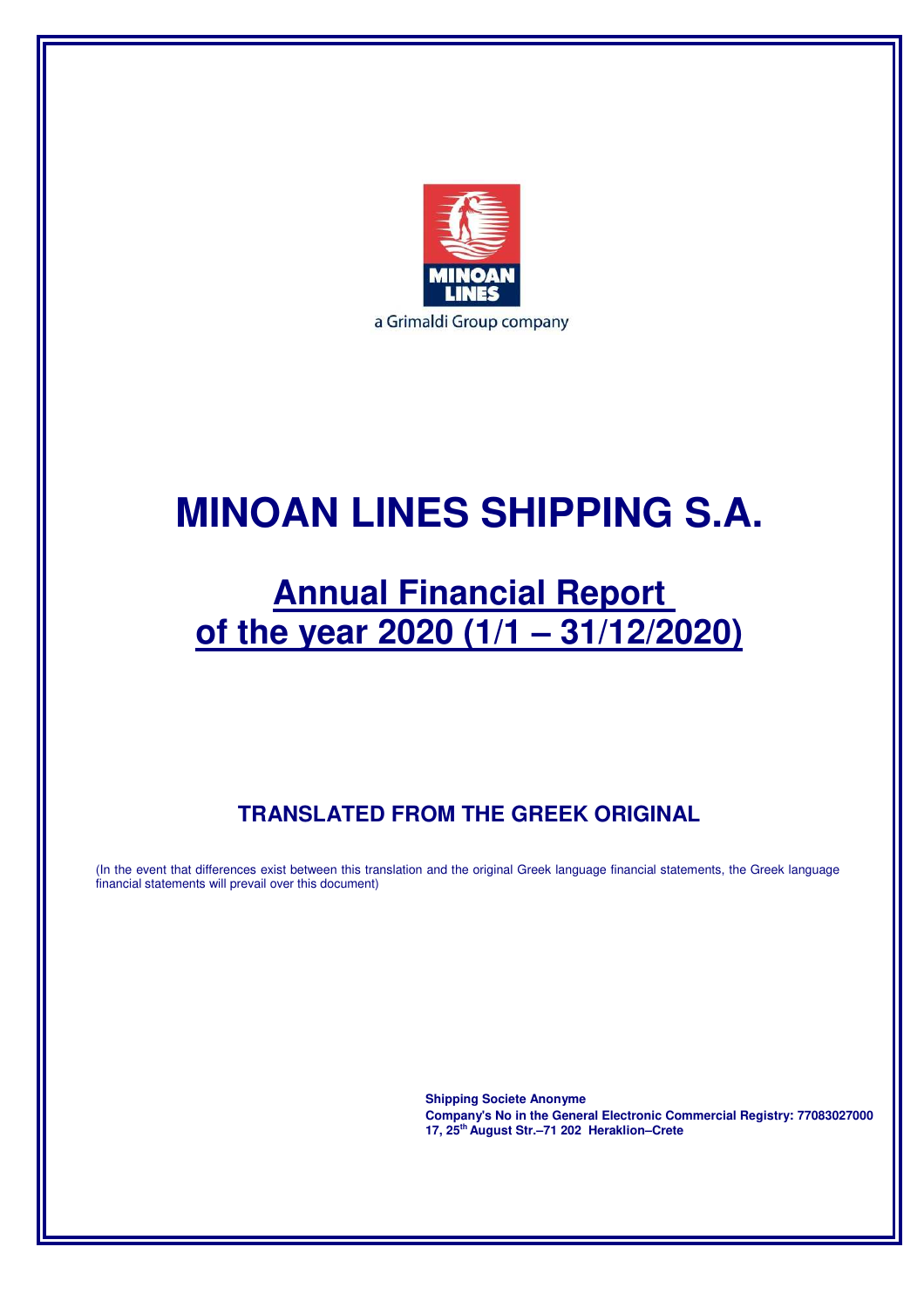a Grimaldi Group company

# MINOAN LINES SHIPPING S.A.

## Annual Financial Report of the year 2020 (1/1 – 31/12/2020)

### TRANSLATED FROM THE GREEK ORIGINAL

(In the event that differences exist between this translation and the original Greek language financial statements, the Greek language financial statements will prevail over this document)

**Shipping Societe Anonyme**
**Company's No in the General Electronic Commercial Registry: 77083027000**
**17, 25th August Str.–71 202 Heraklion–Crete**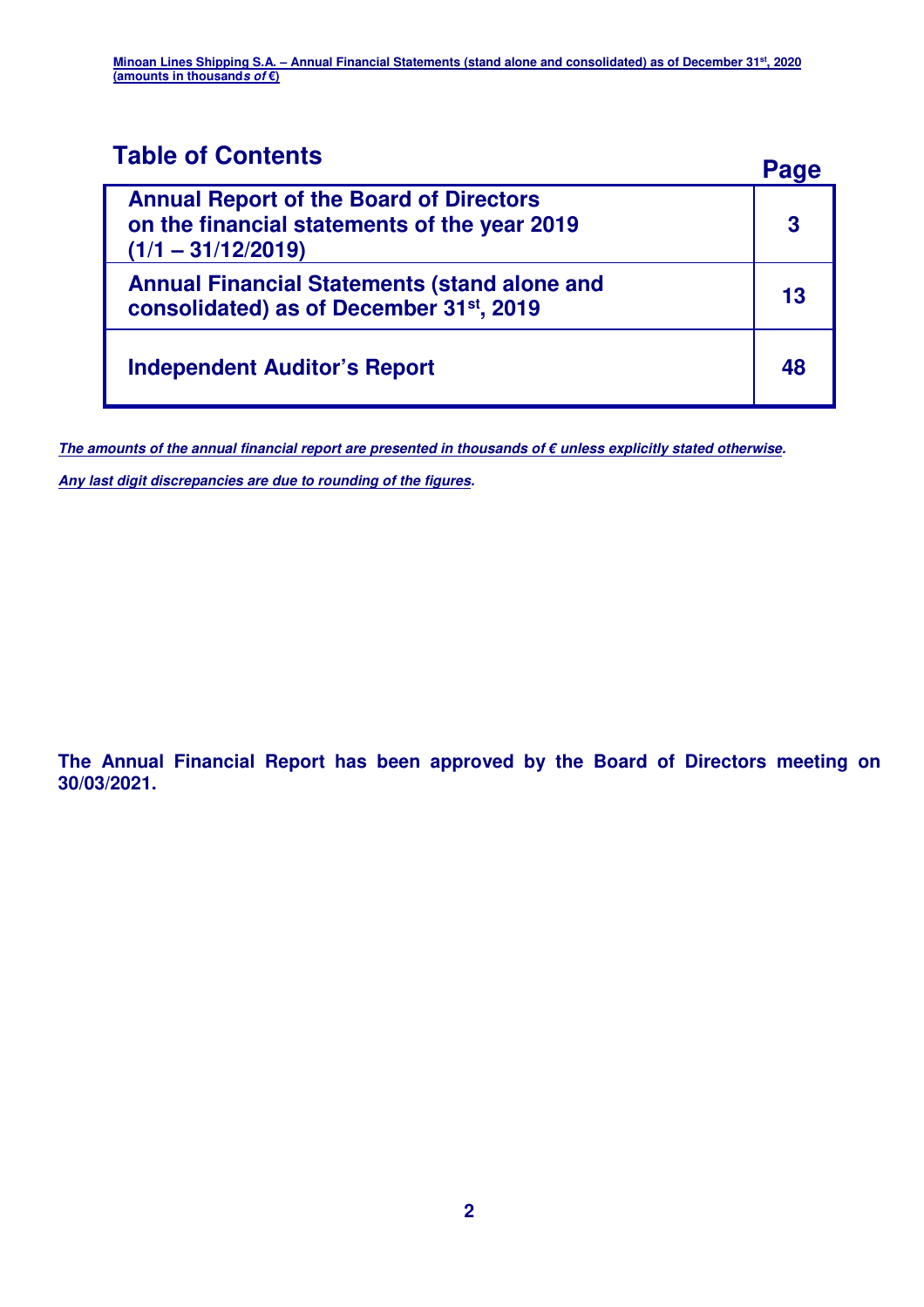# Table of Contents

| | Page |
|---|---|
| **Annual Report of the Board of Directors on the financial statements of the year 2019 (1/1 – 31/12/2019)** | **3** |
| **Annual Financial Statements (stand alone and consolidated) as of December 31st, 2019** | **13** |
| **Independent Auditor's Report** | **48** |

***The amounts of the annual financial report are presented in thousands of € unless explicitly stated otherwise.***

***Any last digit discrepancies are due to rounding of the figures.***

**The Annual Financial Report has been approved by the Board of Directors meeting on 30/03/2021.**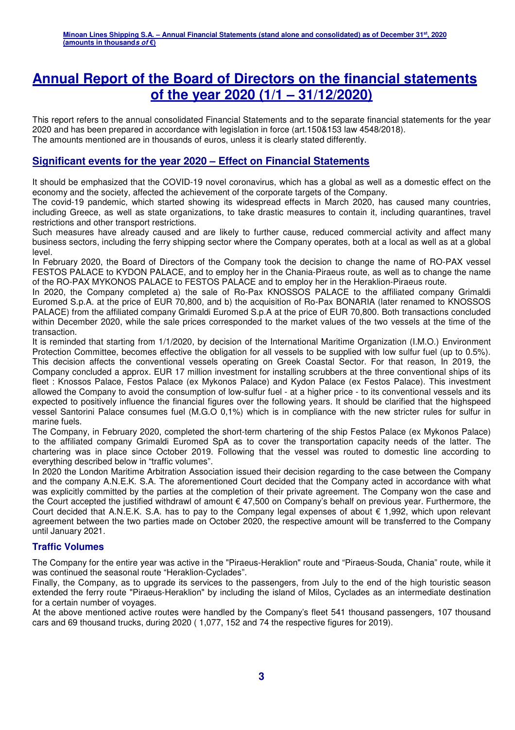# Annual Report of the Board of Directors on the financial statements of the year 2020 (1/1 – 31/12/2020)

This report refers to the annual consolidated Financial Statements and to the separate financial statements for the year 2020 and has been prepared in accordance with legislation in force (art.150&153 law 4548/2018).
The amounts mentioned are in thousands of euros, unless it is clearly stated differently.

## Significant events for the year 2020 – Effect on Financial Statements

It should be emphasized that the COVID-19 novel coronavirus, which has a global as well as a domestic effect on the economy and the society, affected the achievement of the corporate targets of the Company.
The covid-19 pandemic, which started showing its widespread effects in March 2020, has caused many countries, including Greece, as well as state organizations, to take drastic measures to contain it, including quarantines, travel restrictions and other transport restrictions.
Such measures have already caused and are likely to further cause, reduced commercial activity and affect many business sectors, including the ferry shipping sector where the Company operates, both at a local as well as at a global level.
In February 2020, the Board of Directors of the Company took the decision to change the name of RO-PAX vessel FESTOS PALACE to KYDON PALACE, and to employ her in the Chania-Piraeus route, as well as to change the name of the RO-PAX MYKONOS PALACE to FESTOS PALACE and to employ her in the Heraklion-Piraeus route.
In 2020, the Company completed a) the sale of Ro-Pax KNOSSOS PALACE to the affiliated company Grimaldi Euromed S.p.A. at the price of EUR 70,800, and b) the acquisition of Ro-Pax BONARIA (later renamed to KNOSSOS PALACE) from the affiliated company Grimaldi Euromed S.p.A at the price of EUR 70,800. Both transactions concluded within December 2020, while the sale prices corresponded to the market values of the two vessels at the time of the transaction.
It is reminded that starting from 1/1/2020, by decision of the International Maritime Organization (I.M.O.) Environment Protection Committee, becomes effective the obligation for all vessels to be supplied with low sulfur fuel (up to 0.5%). This decision affects the conventional vessels operating on Greek Coastal Sector. For that reason, In 2019, the Company concluded a approx. EUR 17 million investment for installing scrubbers at the three conventional ships of its fleet : Knossos Palace, Festos Palace (ex Mykonos Palace) and Kydon Palace (ex Festos Palace). This investment allowed the Company to avoid the consumption of low-sulfur fuel - at a higher price - to its conventional vessels and its expected to positively influence the financial figures over the following years. It should be clarified that the highspeed vessel Santorini Palace consumes fuel (M.G.O 0,1%) which is in compliance with the new stricter rules for sulfur in marine fuels.
The Company, in February 2020, completed the short-term chartering of the ship Festos Palace (ex Mykonos Palace) to the affiliated company Grimaldi Euromed SpA as to cover the transportation capacity needs of the latter. The chartering was in place since October 2019. Following that the vessel was routed to domestic line according to everything described below in "traffic volumes".
In 2020 the London Maritime Arbitration Association issued their decision regarding to the case between the Company and the company A.N.E.K. S.A. The aforementioned Court decided that the Company acted in accordance with what was explicitly committed by the parties at the completion of their private agreement. The Company won the case and the Court accepted the justified withdrawl of amount € 47,500 on Company's behalf on previous year. Furthermore, the Court decided that A.N.E.K. S.A. has to pay to the Company legal expenses of about € 1,992, which upon relevant agreement between the two parties made on October 2020, the respective amount will be transferred to the Company until January 2021.

### Traffic Volumes

The Company for the entire year was active in the "Piraeus-Heraklion" route and "Piraeus-Souda, Chania" route, while it was continued the seasonal route "Heraklion-Cyclades".
Finally, the Company, as to upgrade its services to the passengers, from July to the end of the high touristic season extended the ferry route "Piraeus-Heraklion" by including the island of Milos, Cyclades as an intermediate destination for a certain number of voyages.
At the above mentioned active routes were handled by the Company's fleet 541 thousand passengers, 107 thousand cars and 69 thousand trucks, during 2020 ( 1,077, 152 and 74 the respective figures for 2019).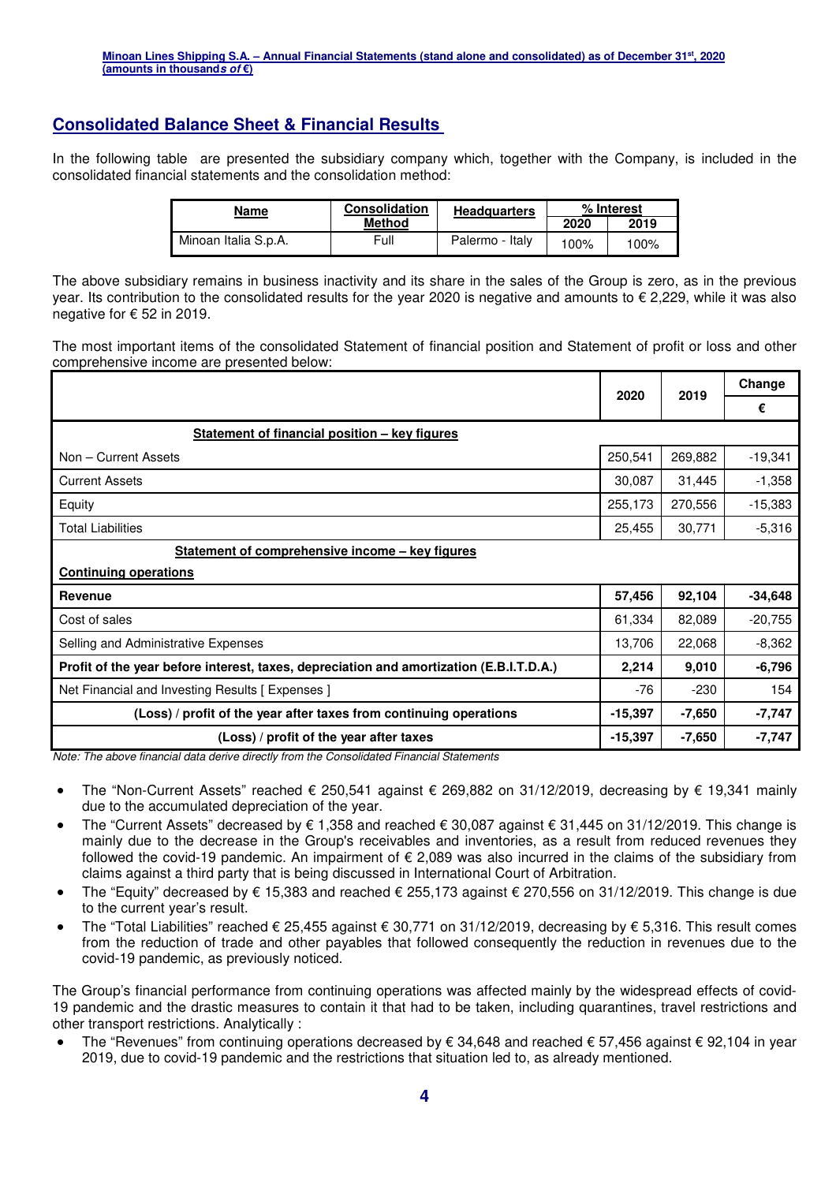## Consolidated Balance Sheet & Financial Results

In the following table are presented the subsidiary company which, together with the Company, is included in the consolidated financial statements and the consolidation method:

| Name | Consolidation Method | Headquarters | % Interest | |
|---|---|---|---|---|
| | | | 2020 | 2019 |
| Minoan Italia S.p.A. | Full | Palermo - Italy | 100% | 100% |

The above subsidiary remains in business inactivity and its share in the sales of the Group is zero, as in the previous year. Its contribution to the consolidated results for the year 2020 is negative and amounts to € 2,229, while it was also negative for € 52 in 2019.

The most important items of the consolidated Statement of financial position and Statement of profit or loss and other comprehensive income are presented below:

| | 2020 | 2019 | Change € |
|---|---|---|---|
| **Statement of financial position – key figures** | | | |
| Non – Current Assets | 250,541 | 269,882 | -19,341 |
| Current Assets | 30,087 | 31,445 | -1,358 |
| Equity | 255,173 | 270,556 | -15,383 |
| Total Liabilities | 25,455 | 30,771 | -5,316 |
| **Statement of comprehensive income – key figures** | | | |
| **Continuing operations** | | | |
| **Revenue** | **57,456** | **92,104** | **-34,648** |
| Cost of sales | 61,334 | 82,089 | -20,755 |
| Selling and Administrative Expenses | 13,706 | 22,068 | -8,362 |
| **Profit of the year before interest, taxes, depreciation and amortization (E.B.I.T.D.A.)** | **2,214** | **9,010** | **-6,796** |
| Net Financial and Investing Results [ Expenses ] | -76 | -230 | 154 |
| **(Loss) / profit of the year after taxes from continuing operations** | **-15,397** | **-7,650** | **-7,747** |
| **(Loss) / profit of the year after taxes** | **-15,397** | **-7,650** | **-7,747** |

*Note: The above financial data derive directly from the Consolidated Financial Statements*

- The "Non-Current Assets" reached € 250,541 against € 269,882 on 31/12/2019, decreasing by € 19,341 mainly due to the accumulated depreciation of the year.
- The "Current Assets" decreased by € 1,358 and reached € 30,087 against € 31,445 on 31/12/2019. This change is mainly due to the decrease in the Group's receivables and inventories, as a result from reduced revenues they followed the covid-19 pandemic. An impairment of € 2,089 was also incurred in the claims of the subsidiary from claims against a third party that is being discussed in International Court of Arbitration.
- The "Equity" decreased by € 15,383 and reached € 255,173 against € 270,556 on 31/12/2019. This change is due to the current year's result.
- The "Total Liabilities" reached € 25,455 against € 30,771 on 31/12/2019, decreasing by € 5,316. This result comes from the reduction of trade and other payables that followed consequently the reduction in revenues due to the covid-19 pandemic, as previously noticed.

The Group's financial performance from continuing operations was affected mainly by the widespread effects of covid-19 pandemic and the drastic measures to contain it that had to be taken, including quarantines, travel restrictions and other transport restrictions. Analytically :

- The "Revenues" from continuing operations decreased by € 34,648 and reached € 57,456 against € 92,104 in year 2019, due to covid-19 pandemic and the restrictions that situation led to, as already mentioned.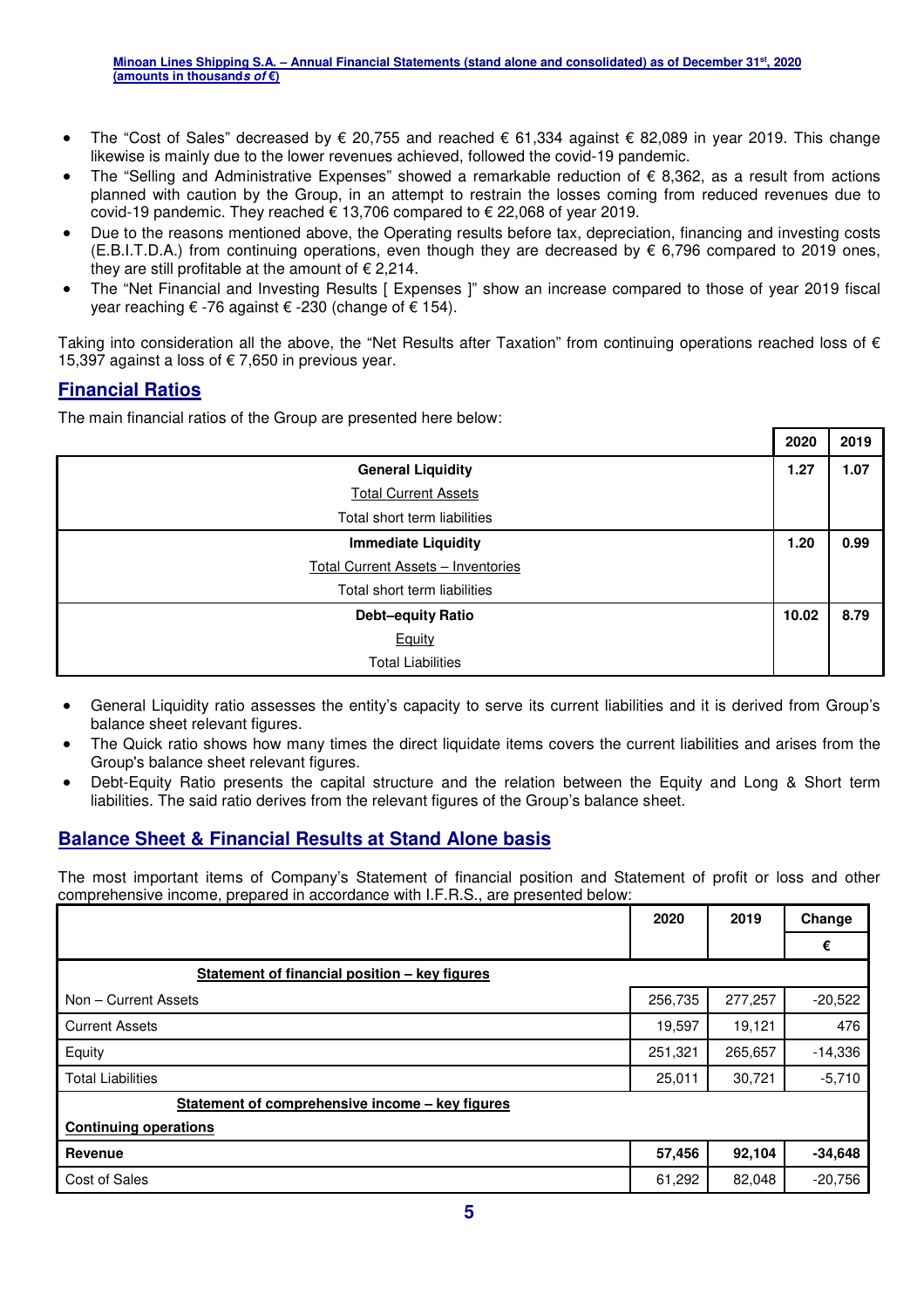- The "Cost of Sales" decreased by € 20,755 and reached € 61,334 against € 82,089 in year 2019. This change likewise is mainly due to the lower revenues achieved, followed the covid-19 pandemic.
- The "Selling and Administrative Expenses" showed a remarkable reduction of € 8,362, as a result from actions planned with caution by the Group, in an attempt to restrain the losses coming from reduced revenues due to covid-19 pandemic. They reached € 13,706 compared to € 22,068 of year 2019.
- Due to the reasons mentioned above, the Operating results before tax, depreciation, financing and investing costs (E.B.I.T.D.A.) from continuing operations, even though they are decreased by € 6,796 compared to 2019 ones, they are still profitable at the amount of € 2,214.
- The "Net Financial and Investing Results [ Expenses ]" show an increase compared to those of year 2019 fiscal year reaching € -76 against € -230 (change of € 154).

Taking into consideration all the above, the "Net Results after Taxation" from continuing operations reached loss of € 15,397 against a loss of € 7,650 in previous year.

## Financial Ratios

The main financial ratios of the Group are presented here below:

| | 2020 | 2019 |
|---|---|---|
| **General Liquidity** | **1.27** | **1.07** |
| Total Current Assets | | |
| Total short term liabilities | | |
| **Immediate Liquidity** | **1.20** | **0.99** |
| Total Current Assets – Inventories | | |
| Total short term liabilities | | |
| **Debt–equity Ratio** | **10.02** | **8.79** |
| Equity | | |
| Total Liabilities | | |

- General Liquidity ratio assesses the entity's capacity to serve its current liabilities and it is derived from Group's balance sheet relevant figures.
- The Quick ratio shows how many times the direct liquidate items covers the current liabilities and arises from the Group's balance sheet relevant figures.
- Debt-Equity Ratio presents the capital structure and the relation between the Equity and Long & Short term liabilities. The said ratio derives from the relevant figures of the Group's balance sheet.

## Balance Sheet & Financial Results at Stand Alone basis

The most important items of Company's Statement of financial position and Statement of profit or loss and other comprehensive income, prepared in accordance with I.F.R.S., are presented below:

| | 2020 | 2019 | Change |
|---|---|---|---|
| | | | € |
| **Statement of financial position – key figures** | | | |
| Non – Current Assets | 256,735 | 277,257 | -20,522 |
| Current Assets | 19,597 | 19,121 | 476 |
| Equity | 251,321 | 265,657 | -14,336 |
| Total Liabilities | 25,011 | 30,721 | -5,710 |
| **Statement of comprehensive income – key figures** | | | |
| **Continuing operations** | | | |
| **Revenue** | **57,456** | **92,104** | **-34,648** |
| Cost of Sales | 61,292 | 82,048 | -20,756 |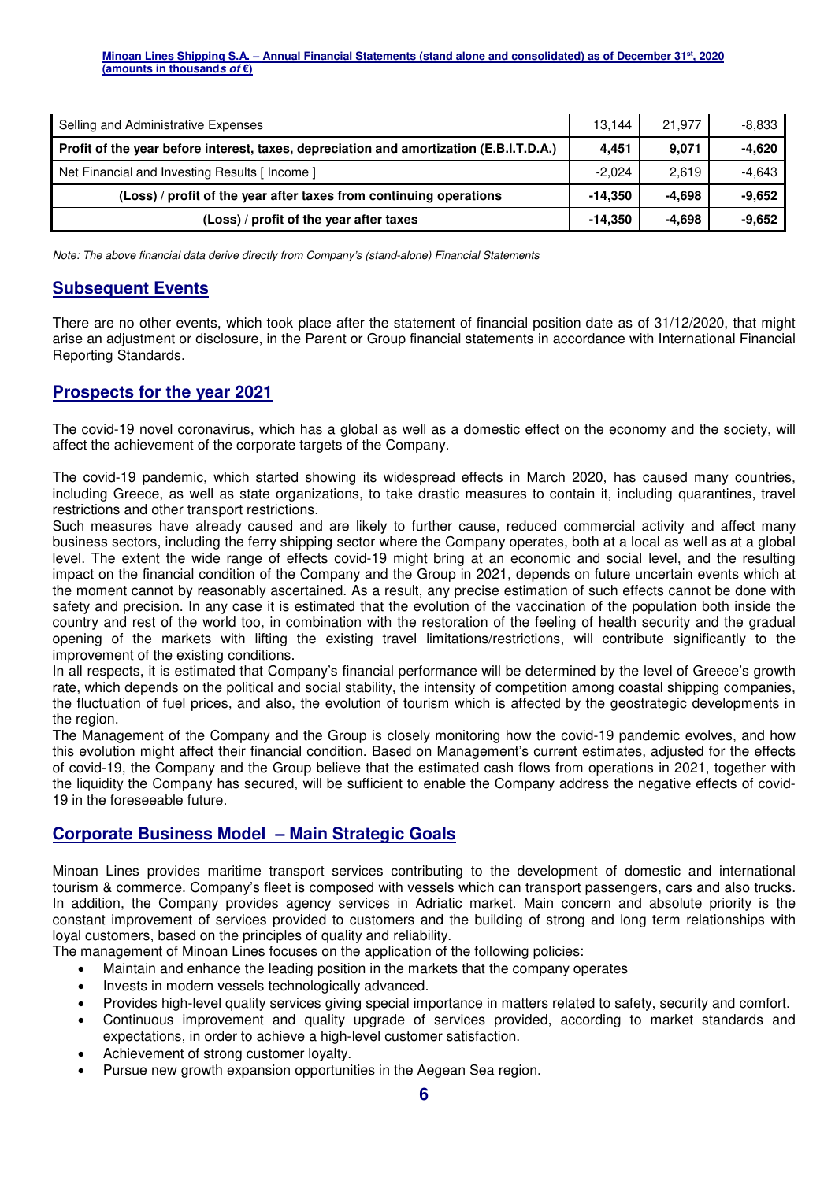| Selling and Administrative Expenses | 13,144 | 21,977 | -8,833 |
|---|---|---|---|
| **Profit of the year before interest, taxes, depreciation and amortization (E.B.I.T.D.A.)** | **4,451** | **9,071** | **-4,620** |
| Net Financial and Investing Results [ Income ] | -2,024 | 2,619 | -4,643 |
| **(Loss) / profit of the year after taxes from continuing operations** | **-14,350** | **-4,698** | **-9,652** |
| **(Loss) / profit of the year after taxes** | **-14,350** | **-4,698** | **-9,652** |

*Note: The above financial data derive directly from Company's (stand-alone) Financial Statements*

## Subsequent Events

There are no other events, which took place after the statement of financial position date as of 31/12/2020, that might arise an adjustment or disclosure, in the Parent or Group financial statements in accordance with International Financial Reporting Standards.

## Prospects for the year 2021

The covid-19 novel coronavirus, which has a global as well as a domestic effect on the economy and the society, will affect the achievement of the corporate targets of the Company.

The covid-19 pandemic, which started showing its widespread effects in March 2020, has caused many countries, including Greece, as well as state organizations, to take drastic measures to contain it, including quarantines, travel restrictions and other transport restrictions.
Such measures have already caused and are likely to further cause, reduced commercial activity and affect many business sectors, including the ferry shipping sector where the Company operates, both at a local as well as at a global level. The extent the wide range of effects covid-19 might bring at an economic and social level, and the resulting impact on the financial condition of the Company and the Group in 2021, depends on future uncertain events which at the moment cannot by reasonably ascertained. As a result, any precise estimation of such effects cannot be done with safety and precision. In any case it is estimated that the evolution of the vaccination of the population both inside the country and rest of the world too, in combination with the restoration of the feeling of health security and the gradual opening of the markets with lifting the existing travel limitations/restrictions, will contribute significantly to the improvement of the existing conditions.
In all respects, it is estimated that Company's financial performance will be determined by the level of Greece's growth rate, which depends on the political and social stability, the intensity of competition among coastal shipping companies, the fluctuation of fuel prices, and also, the evolution of tourism which is affected by the geostrategic developments in the region.
The Management of the Company and the Group is closely monitoring how the covid-19 pandemic evolves, and how this evolution might affect their financial condition. Based on Management's current estimates, adjusted for the effects of covid-19, the Company and the Group believe that the estimated cash flows from operations in 2021, together with the liquidity the Company has secured, will be sufficient to enable the Company address the negative effects of covid-19 in the foreseeable future.

## Corporate Business Model – Main Strategic Goals

Minoan Lines provides maritime transport services contributing to the development of domestic and international tourism & commerce. Company's fleet is composed with vessels which can transport passengers, cars and also trucks. In addition, the Company provides agency services in Adriatic market. Main concern and absolute priority is the constant improvement of services provided to customers and the building of strong and long term relationships with loyal customers, based on the principles of quality and reliability.
The management of Minoan Lines focuses on the application of the following policies:

- Maintain and enhance the leading position in the markets that the company operates
- Invests in modern vessels technologically advanced.
- Provides high-level quality services giving special importance in matters related to safety, security and comfort.
- Continuous improvement and quality upgrade of services provided, according to market standards and expectations, in order to achieve a high-level customer satisfaction.
- Achievement of strong customer loyalty.
- Pursue new growth expansion opportunities in the Aegean Sea region.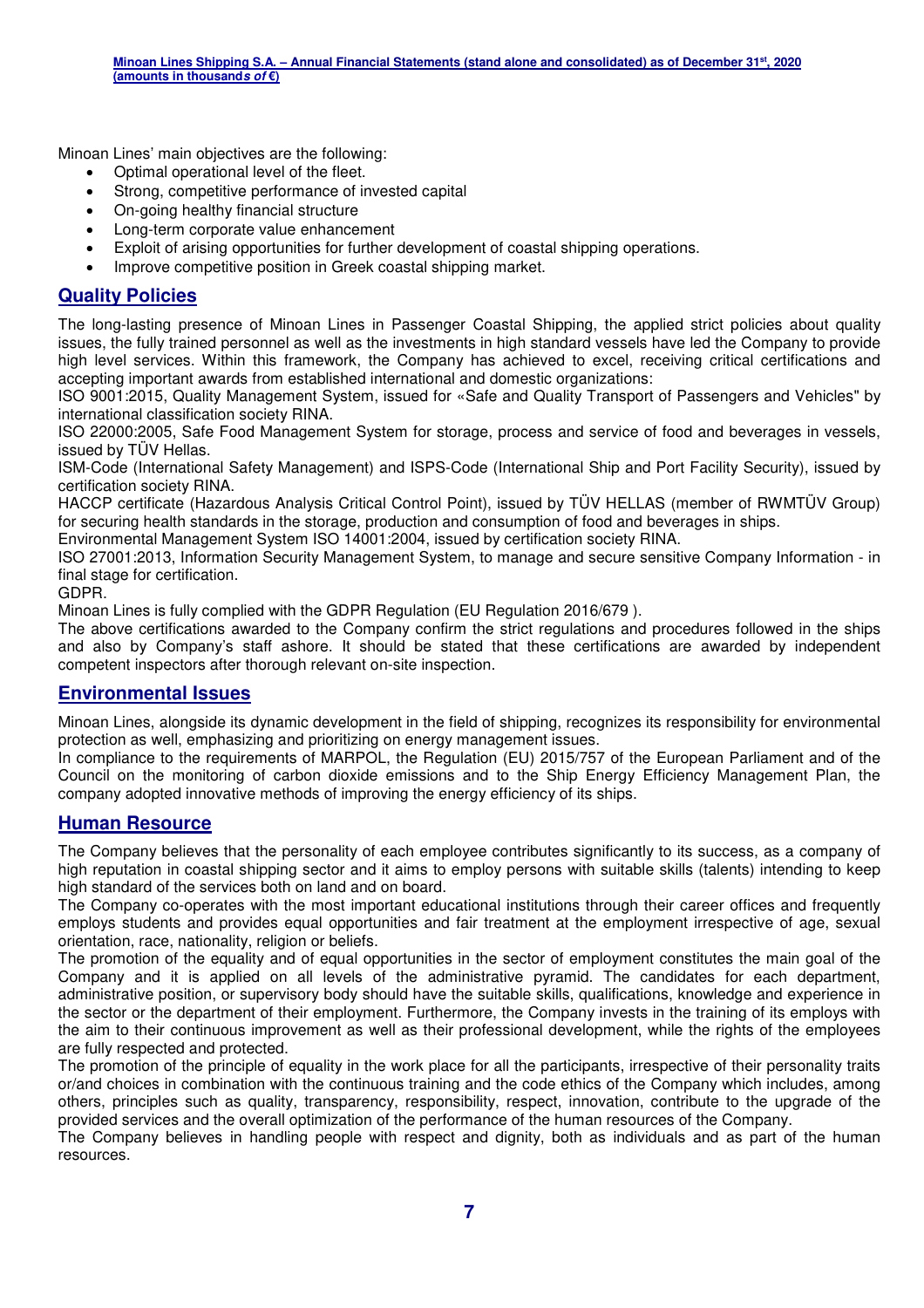Minoan Lines' main objectives are the following:

- Optimal operational level of the fleet.
- Strong, competitive performance of invested capital
- On-going healthy financial structure
- Long-term corporate value enhancement
- Exploit of arising opportunities for further development of coastal shipping operations.
- Improve competitive position in Greek coastal shipping market.

## Quality Policies

The long-lasting presence of Minoan Lines in Passenger Coastal Shipping, the applied strict policies about quality issues, the fully trained personnel as well as the investments in high standard vessels have led the Company to provide high level services. Within this framework, the Company has achieved to excel, receiving critical certifications and accepting important awards from established international and domestic organizations:

ISO 9001:2015, Quality Management System, issued for «Safe and Quality Transport of Passengers and Vehicles" by international classification society RINA.

ISO 22000:2005, Safe Food Management System for storage, process and service of food and beverages in vessels, issued by TÜV Hellas.

ISM-Code (International Safety Management) and ISPS-Code (International Ship and Port Facility Security), issued by certification society RINA.

HACCP certificate (Hazardous Analysis Critical Control Point), issued by TÜV HELLAS (member of RWMTÜV Group) for securing health standards in the storage, production and consumption of food and beverages in ships.

Environmental Management System ISO 14001:2004, issued by certification society RINA.

ISO 27001:2013, Information Security Management System, to manage and secure sensitive Company Information - in final stage for certification.

GDPR.

Minoan Lines is fully complied with the GDPR Regulation (EU Regulation 2016/679 ).

The above certifications awarded to the Company confirm the strict regulations and procedures followed in the ships and also by Company's staff ashore. It should be stated that these certifications are awarded by independent competent inspectors after thorough relevant on-site inspection.

## Environmental Issues

Minoan Lines, alongside its dynamic development in the field of shipping, recognizes its responsibility for environmental protection as well, emphasizing and prioritizing on energy management issues.

In compliance to the requirements of MARPOL, the Regulation (EU) 2015/757 of the European Parliament and of the Council on the monitoring of carbon dioxide emissions and to the Ship Energy Efficiency Management Plan, the company adopted innovative methods of improving the energy efficiency of its ships.

## Human Resource

The Company believes that the personality of each employee contributes significantly to its success, as a company of high reputation in coastal shipping sector and it aims to employ persons with suitable skills (talents) intending to keep high standard of the services both on land and on board.

The Company co-operates with the most important educational institutions through their career offices and frequently employs students and provides equal opportunities and fair treatment at the employment irrespective of age, sexual orientation, race, nationality, religion or beliefs.

The promotion of the equality and of equal opportunities in the sector of employment constitutes the main goal of the Company and it is applied on all levels of the administrative pyramid. The candidates for each department, administrative position, or supervisory body should have the suitable skills, qualifications, knowledge and experience in the sector or the department of their employment. Furthermore, the Company invests in the training of its employs with the aim to their continuous improvement as well as their professional development, while the rights of the employees are fully respected and protected.

The promotion of the principle of equality in the work place for all the participants, irrespective of their personality traits or/and choices in combination with the continuous training and the code ethics of the Company which includes, among others, principles such as quality, transparency, responsibility, respect, innovation, contribute to the upgrade of the provided services and the overall optimization of the performance of the human resources of the Company.

The Company believes in handling people with respect and dignity, both as individuals and as part of the human resources.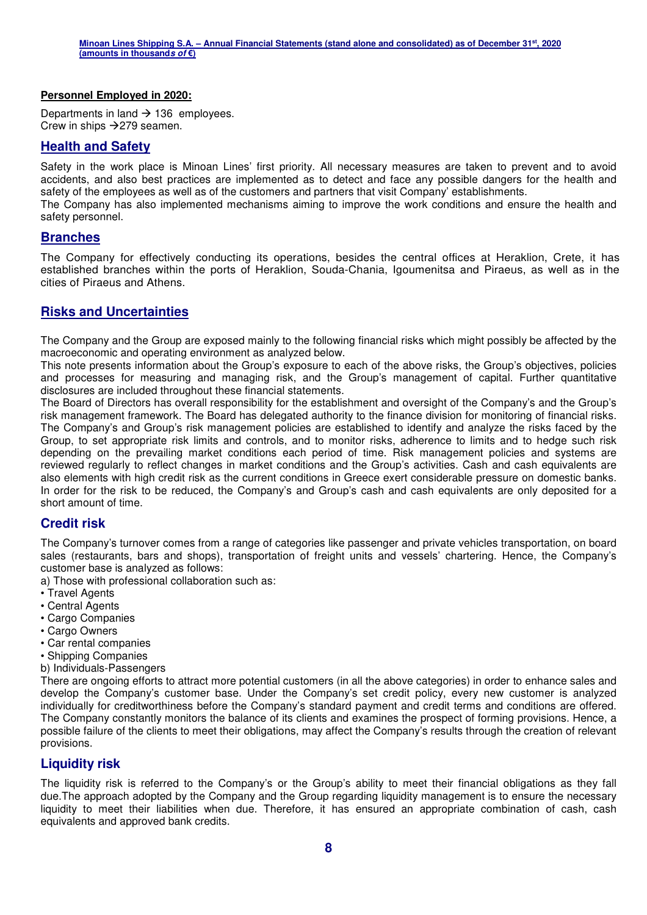**Personnel Employed in 2020:**

Departments in land → 136 employees.
Crew in ships →279 seamen.

## Health and Safety

Safety in the work place is Minoan Lines' first priority. All necessary measures are taken to prevent and to avoid accidents, and also best practices are implemented as to detect and face any possible dangers for the health and safety of the employees as well as of the customers and partners that visit Company' establishments.
The Company has also implemented mechanisms aiming to improve the work conditions and ensure the health and safety personnel.

## Branches

The Company for effectively conducting its operations, besides the central offices at Heraklion, Crete, it has established branches within the ports of Heraklion, Souda-Chania, Igoumenitsa and Piraeus, as well as in the cities of Piraeus and Athens.

## Risks and Uncertainties

The Company and the Group are exposed mainly to the following financial risks which might possibly be affected by the macroeconomic and operating environment as analyzed below.
This note presents information about the Group's exposure to each of the above risks, the Group's objectives, policies and processes for measuring and managing risk, and the Group's management of capital. Further quantitative disclosures are included throughout these financial statements.
The Board of Directors has overall responsibility for the establishment and oversight of the Company's and the Group's risk management framework. The Board has delegated authority to the finance division for monitoring of financial risks. The Company's and Group's risk management policies are established to identify and analyze the risks faced by the Group, to set appropriate risk limits and controls, and to monitor risks, adherence to limits and to hedge such risk depending on the prevailing market conditions each period of time. Risk management policies and systems are reviewed regularly to reflect changes in market conditions and the Group's activities. Cash and cash equivalents are also elements with high credit risk as the current conditions in Greece exert considerable pressure on domestic banks. In order for the risk to be reduced, the Company's and Group's cash and cash equivalents are only deposited for a short amount of time.

### Credit risk

The Company's turnover comes from a range of categories like passenger and private vehicles transportation, on board sales (restaurants, bars and shops), transportation of freight units and vessels' chartering. Hence, the Company's customer base is analyzed as follows:
a) Those with professional collaboration such as:

- Travel Agents
- Central Agents
- Cargo Companies
- Cargo Owners
- Car rental companies
- Shipping Companies

b) Individuals-Passengers

There are ongoing efforts to attract more potential customers (in all the above categories) in order to enhance sales and develop the Company's customer base. Under the Company's set credit policy, every new customer is analyzed individually for creditworthiness before the Company's standard payment and credit terms and conditions are offered. The Company constantly monitors the balance of its clients and examines the prospect of forming provisions. Hence, a possible failure of the clients to meet their obligations, may affect the Company's results through the creation of relevant provisions.

### Liquidity risk

The liquidity risk is referred to the Company's or the Group's ability to meet their financial obligations as they fall due.The approach adopted by the Company and the Group regarding liquidity management is to ensure the necessary liquidity to meet their liabilities when due. Therefore, it has ensured an appropriate combination of cash, cash equivalents and approved bank credits.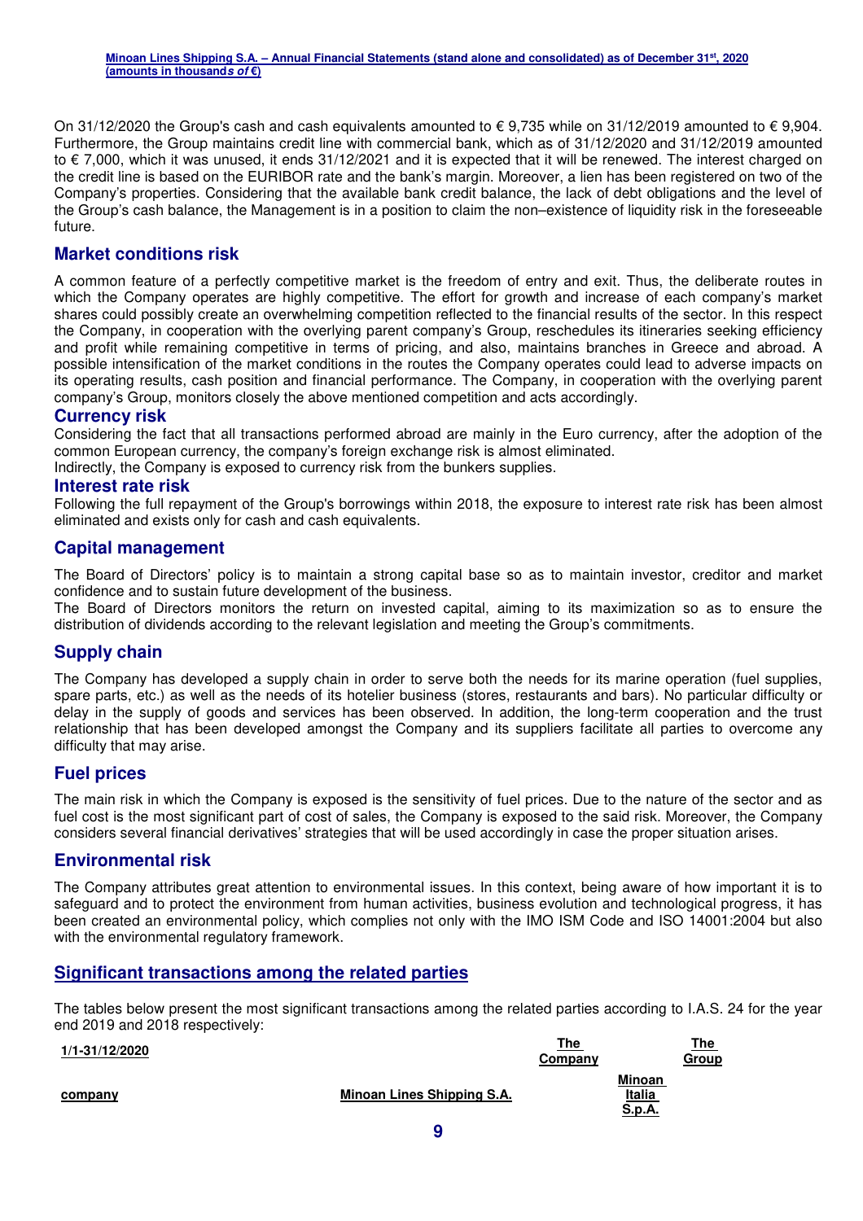On 31/12/2020 the Group's cash and cash equivalents amounted to € 9,735 while on 31/12/2019 amounted to € 9,904. Furthermore, the Group maintains credit line with commercial bank, which as of 31/12/2020 and 31/12/2019 amounted to € 7,000, which it was unused, it ends 31/12/2021 and it is expected that it will be renewed. The interest charged on the credit line is based on the EURIBOR rate and the bank's margin. Moreover, a lien has been registered on two of the Company's properties. Considering that the available bank credit balance, the lack of debt obligations and the level of the Group's cash balance, the Management is in a position to claim the non–existence of liquidity risk in the foreseeable future.

## Market conditions risk

A common feature of a perfectly competitive market is the freedom of entry and exit. Thus, the deliberate routes in which the Company operates are highly competitive. The effort for growth and increase of each company's market shares could possibly create an overwhelming competition reflected to the financial results of the sector. In this respect the Company, in cooperation with the overlying parent company's Group, reschedules its itineraries seeking efficiency and profit while remaining competitive in terms of pricing, and also, maintains branches in Greece and abroad. A possible intensification of the market conditions in the routes the Company operates could lead to adverse impacts on its operating results, cash position and financial performance. The Company, in cooperation with the overlying parent company's Group, monitors closely the above mentioned competition and acts accordingly.

## Currency risk

Considering the fact that all transactions performed abroad are mainly in the Euro currency, after the adoption of the common European currency, the company's foreign exchange risk is almost eliminated.
Indirectly, the Company is exposed to currency risk from the bunkers supplies.

## Interest rate risk

Following the full repayment of the Group's borrowings within 2018, the exposure to interest rate risk has been almost eliminated and exists only for cash and cash equivalents.

## Capital management

The Board of Directors' policy is to maintain a strong capital base so as to maintain investor, creditor and market confidence and to sustain future development of the business.
The Board of Directors monitors the return on invested capital, aiming to its maximization so as to ensure the distribution of dividends according to the relevant legislation and meeting the Group's commitments.

## Supply chain

The Company has developed a supply chain in order to serve both the needs for its marine operation (fuel supplies, spare parts, etc.) as well as the needs of its hotelier business (stores, restaurants and bars). No particular difficulty or delay in the supply of goods and services has been observed. In addition, the long-term cooperation and the trust relationship that has been developed amongst the Company and its suppliers facilitate all parties to overcome any difficulty that may arise.

## Fuel prices

The main risk in which the Company is exposed is the sensitivity of fuel prices. Due to the nature of the sector and as fuel cost is the most significant part of cost of sales, the Company is exposed to the said risk. Moreover, the Company considers several financial derivatives' strategies that will be used accordingly in case the proper situation arises.

## Environmental risk

The Company attributes great attention to environmental issues. In this context, being aware of how important it is to safeguard and to protect the environment from human activities, business evolution and technological progress, it has been created an environmental policy, which complies not only with the IMO ISM Code and ISO 14001:2004 but also with the environmental regulatory framework.

## Significant transactions among the related parties

The tables below present the most significant transactions among the related parties according to I.A.S. 24 for the year end 2019 and 2018 respectively:

| **1/1-31/12/2020** | | **The Company** | **The Group** |
|---|---|---|---|
| **company** | **Minoan Lines Shipping S.A.** | **Minoan Italia S.p.A.** | |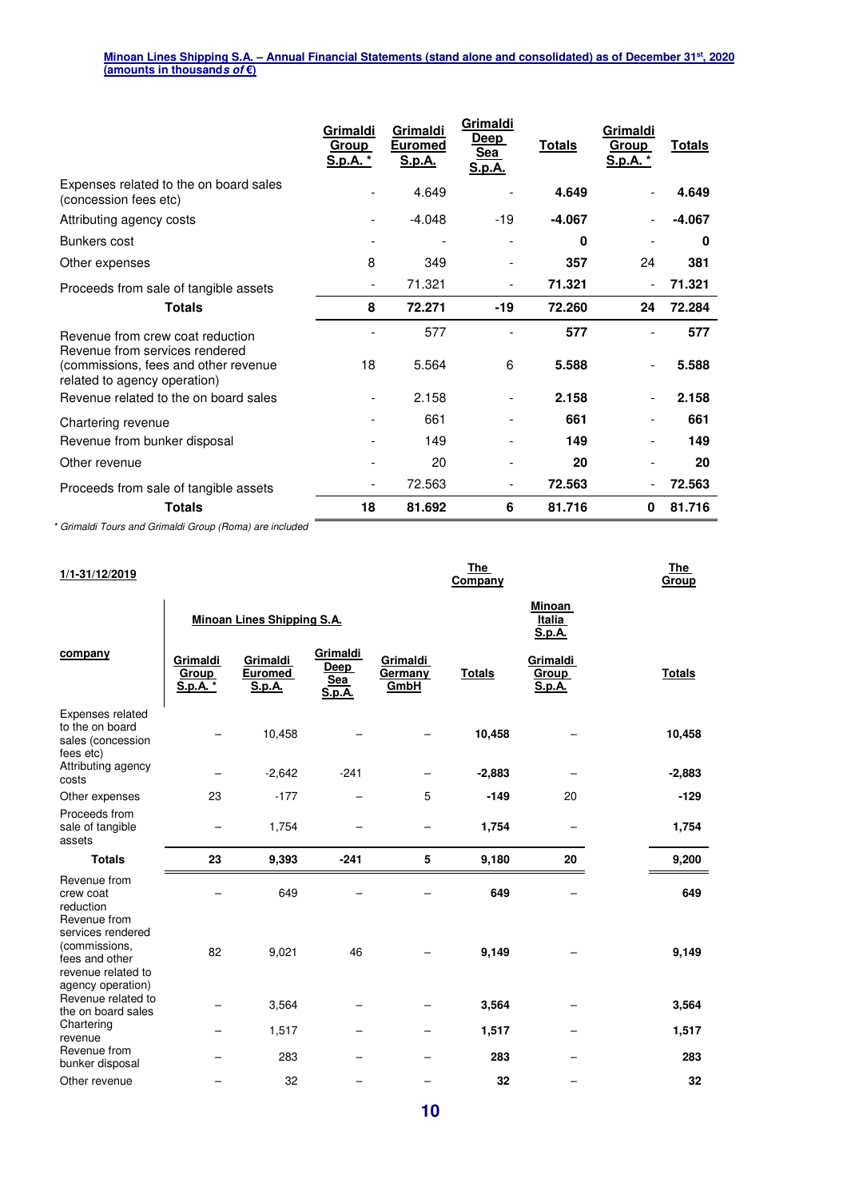| | Grimaldi Group S.p.A. * | Grimaldi Euromed S.p.A. | Grimaldi Deep Sea S.p.A. | Totals | Grimaldi Group S.p.A. * | Totals |
|---|---|---|---|---|---|---|
| Expenses related to the on board sales (concession fees etc) | - | 4.649 | - | **4.649** | - | **4.649** |
| Attributing agency costs | - | -4.048 | -19 | **-4.067** | - | **-4.067** |
| Bunkers cost | - | - | - | **0** | - | **0** |
| Other expenses | 8 | 349 | - | **357** | 24 | **381** |
| Proceeds from sale of tangible assets | - | 71.321 | - | **71.321** | - | **71.321** |
| **Totals** | **8** | **72.271** | **-19** | **72.260** | **24** | **72.284** |
| Revenue from crew coat reduction | - | 577 | - | **577** | - | **577** |
| Revenue from services rendered (commissions, fees and other revenue related to agency operation) | 18 | 5.564 | 6 | **5.588** | - | **5.588** |
| Revenue related to the on board sales | - | 2.158 | - | **2.158** | - | **2.158** |
| Chartering revenue | - | 661 | - | **661** | - | **661** |
| Revenue from bunker disposal | - | 149 | - | **149** | - | **149** |
| Other revenue | - | 20 | - | **20** | - | **20** |
| Proceeds from sale of tangible assets | - | 72.563 | - | **72.563** | - | **72.563** |
| **Totals** | **18** | **81.692** | **6** | **81.716** | **0** | **81.716** |

*\* Grimaldi Tours and Grimaldi Group (Roma) are included*

| 1/1-31/12/2019 | | | | | The Company | | The Group |
|---|---|---|---|---|---|---|---|
| | Minoan Lines Shipping S.A. | | | | | Minoan Italia S.p.A. | |
| company | Grimaldi Group S.p.A. * | Grimaldi Euromed S.p.A. | Grimaldi Deep Sea S.p.A. | Grimaldi Germany GmbH | Totals | Grimaldi Group S.p.A. | Totals |
| Expenses related to the on board sales (concession fees etc) | – | 10,458 | – | – | **10,458** | – | **10,458** |
| Attributing agency costs | – | -2,642 | -241 | – | **-2,883** | – | **-2,883** |
| Other expenses | 23 | -177 | – | 5 | **-149** | 20 | **-129** |
| Proceeds from sale of tangible assets | – | 1,754 | – | – | **1,754** | – | **1,754** |
| **Totals** | **23** | **9,393** | **-241** | **5** | **9,180** | **20** | **9,200** |
| Revenue from crew coat reduction | – | 649 | – | – | **649** | – | **649** |
| Revenue from services rendered (commissions, fees and other revenue related to agency operation) | 82 | 9,021 | 46 | – | **9,149** | – | **9,149** |
| Revenue related to the on board sales | – | 3,564 | – | – | **3,564** | – | **3,564** |
| Chartering revenue | – | 1,517 | – | – | **1,517** | – | **1,517** |
| Revenue from bunker disposal | – | 283 | – | – | **283** | – | **283** |
| Other revenue | – | 32 | – | – | **32** | – | **32** |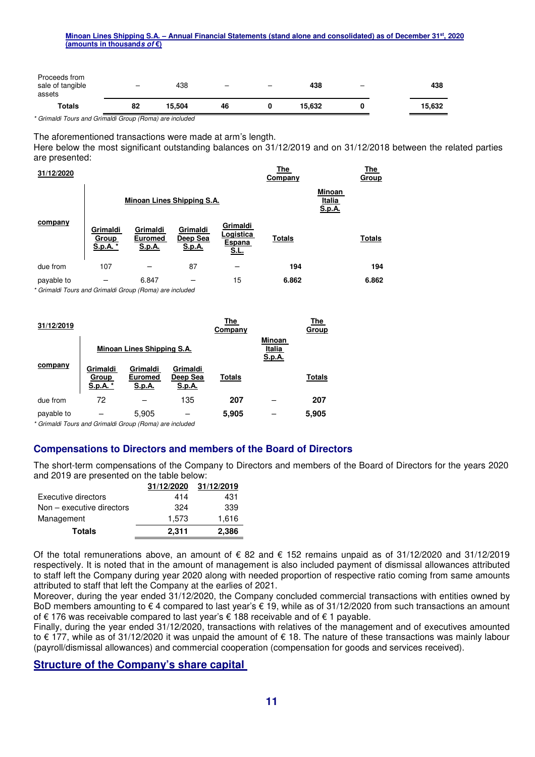| Proceeds from sale of tangible assets | – | 438 | – | – | **438** | – | **438** |
|---|---|---|---|---|---|---|---|
| **Totals** | **82** | **15,504** | **46** | **0** | **15,632** | **0** | **15,632** |

*\* Grimaldi Tours and Grimaldi Group (Roma) are included*

The aforementioned transactions were made at arm's length.

Here below the most significant outstanding balances on 31/12/2019 and on 31/12/2018 between the related parties are presented:

| **31/12/2020** | | | | | **The Company** | | **The Group** |
|---|---|---|---|---|---|---|---|
| | **Minoan Lines Shipping S.A.** | | | | | **Minoan Italia S.p.A.** | |
| **company** | **Grimaldi Group S.p.A. \*** | **Grimaldi Euromed S.p.A.** | **Grimaldi Deep Sea S.p.A.** | **Grimaldi Logistica Espana S.L.** | **Totals** | | **Totals** |
| due from | 107 | – | 87 | – | **194** | | **194** |
| payable to | – | 6.847 | – | 15 | **6.862** | | **6.862** |

*\* Grimaldi Tours and Grimaldi Group (Roma) are included*

| **31/12/2019** | | | | **The Company** | | **The Group** |
|---|---|---|---|---|---|---|
| | **Minoan Lines Shipping S.A.** | | | | **Minoan Italia S.p.A.** | |
| **company** | **Grimaldi Group S.p.A. \*** | **Grimaldi Euromed S.p.A.** | **Grimaldi Deep Sea S.p.A.** | **Totals** | | **Totals** |
| due from | 72 | – | 135 | **207** | – | **207** |
| payable to | – | 5,905 | – | **5,905** | – | **5,905** |

*\* Grimaldi Tours and Grimaldi Group (Roma) are included*

## Compensations to Directors and members of the Board of Directors

The short-term compensations of the Company to Directors and members of the Board of Directors for the years 2020 and 2019 are presented on the table below:

| | **31/12/2020** | **31/12/2019** |
|---|---|---|
| Executive directors | 414 | 431 |
| Non – executive directors | 324 | 339 |
| Management | 1,573 | 1,616 |
| **Totals** | **2,311** | **2,386** |

Of the total remunerations above, an amount of € 82 and € 152 remains unpaid as of 31/12/2020 and 31/12/2019 respectively. It is noted that in the amount of management is also included payment of dismissal allowances attributed to staff left the Company during year 2020 along with needed proportion of respective ratio coming from same amounts attributed to staff that left the Company at the earlies of 2021.

Moreover, during the year ended 31/12/2020, the Company concluded commercial transactions with entities owned by BoD members amounting to € 4 compared to last year's € 19, while as of 31/12/2020 from such transactions an amount of € 176 was receivable compared to last year's € 188 receivable and of € 1 payable.

Finally, during the year ended 31/12/2020, transactions with relatives of the management and of executives amounted to € 177, while as of 31/12/2020 it was unpaid the amount of € 18. The nature of these transactions was mainly labour (payroll/dismissal allowances) and commercial cooperation (compensation for goods and services received).

## Structure of the Company's share capital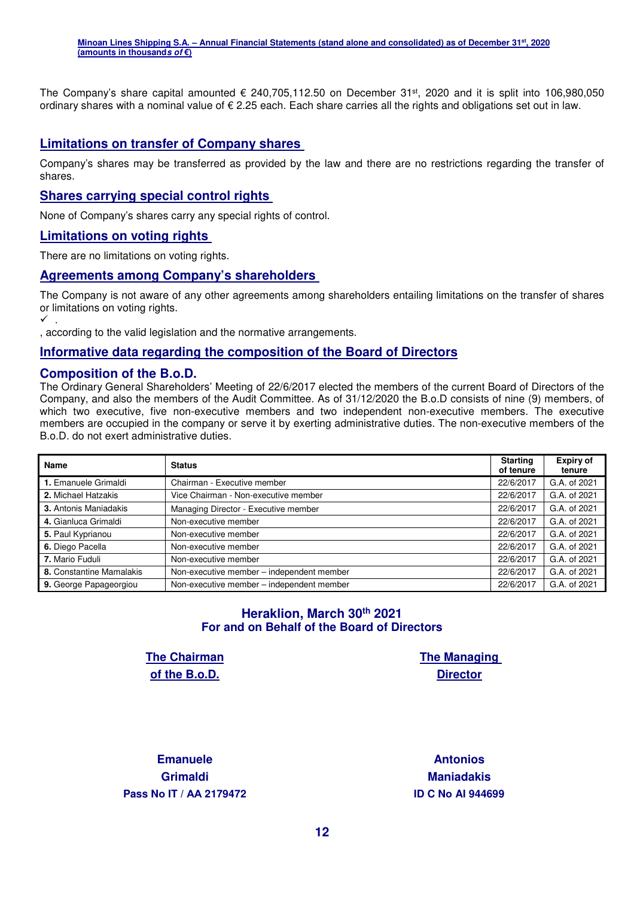The Company's share capital amounted € 240,705,112.50 on December 31st, 2020 and it is split into 106,980,050 ordinary shares with a nominal value of € 2.25 each. Each share carries all the rights and obligations set out in law.

## Limitations on transfer of Company shares

Company's shares may be transferred as provided by the law and there are no restrictions regarding the transfer of shares.

## Shares carrying special control rights

None of Company's shares carry any special rights of control.

## Limitations on voting rights

There are no limitations on voting rights.

## Agreements among Company's shareholders

The Company is not aware of any other agreements among shareholders entailing limitations on the transfer of shares or limitations on voting rights.

✓ .

, according to the valid legislation and the normative arrangements.

## Informative data regarding the composition of the Board of Directors

### Composition of the B.o.D.

The Ordinary General Shareholders' Meeting of 22/6/2017 elected the members of the current Board of Directors of the Company, and also the members of the Audit Committee. As of 31/12/2020 the B.o.D consists of nine (9) members, of which two executive, five non-executive members and two independent non-executive members. The executive members are occupied in the company or serve it by exerting administrative duties. The non-executive members of the B.o.D. do not exert administrative duties.

| Name | Status | Starting of tenure | Expiry of tenure |
|---|---|---|---|
| **1.** Emanuele Grimaldi | Chairman - Executive member | 22/6/2017 | G.A. of 2021 |
| **2.** Michael Hatzakis | Vice Chairman - Non-executive member | 22/6/2017 | G.A. of 2021 |
| **3.** Antonis Maniadakis | Managing Director - Executive member | 22/6/2017 | G.A. of 2021 |
| **4.** Gianluca Grimaldi | Non-executive member | 22/6/2017 | G.A. of 2021 |
| **5.** Paul Kyprianou | Non-executive member | 22/6/2017 | G.A. of 2021 |
| **6.** Diego Pacella | Non-executive member | 22/6/2017 | G.A. of 2021 |
| **7.** Mario Fuduli | Non-executive member | 22/6/2017 | G.A. of 2021 |
| **8.** Constantine Mamalakis | Non-executive member – independent member | 22/6/2017 | G.A. of 2021 |
| **9.** George Papageorgiou | Non-executive member – independent member | 22/6/2017 | G.A. of 2021 |

**Heraklion, March 30th 2021**
**For and on Behalf of the Board of Directors**

| The Chairman of the B.o.D. | The Managing Director |
|---|---|
| **Emanuele Grimaldi** | **Antonios Maniadakis** |
| **Pass No IT / AA 2179472** | **ID C No AI 944699** |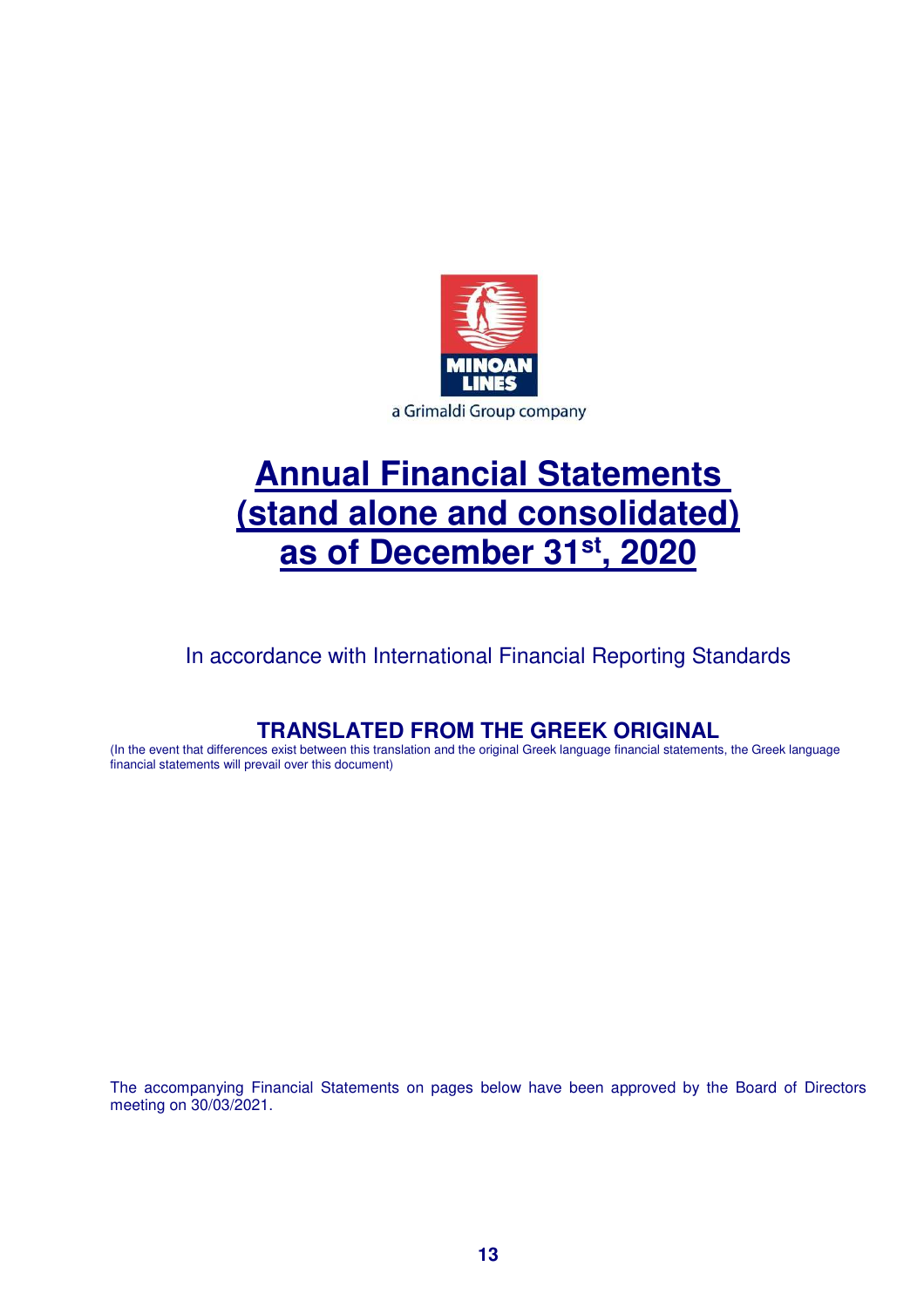MINOAN LINES

a Grimaldi Group company

# Annual Financial Statements (stand alone and consolidated) as of December 31st, 2020

In accordance with International Financial Reporting Standards

**TRANSLATED FROM THE GREEK ORIGINAL**

(In the event that differences exist between this translation and the original Greek language financial statements, the Greek language financial statements will prevail over this document)

The accompanying Financial Statements on pages below have been approved by the Board of Directors meeting on 30/03/2021.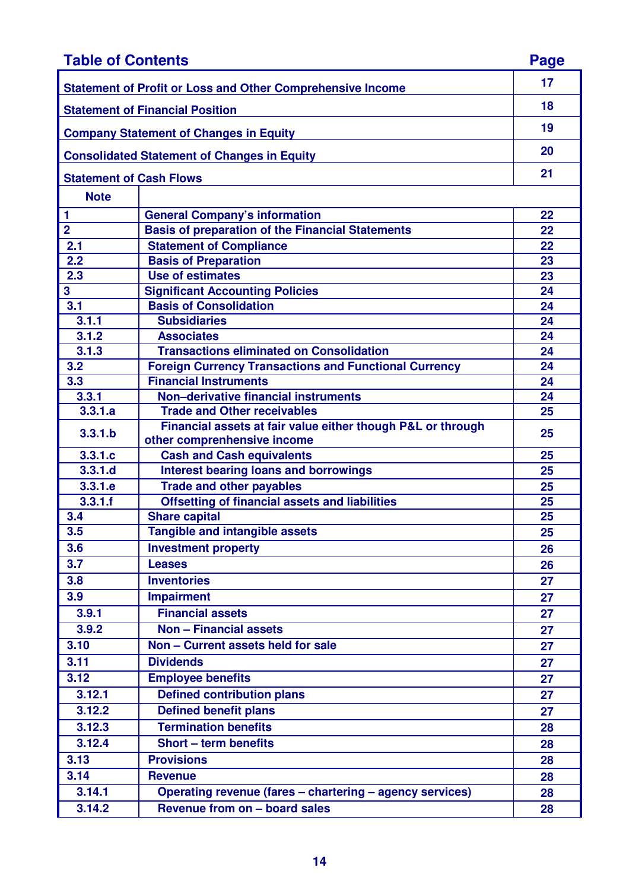## Table of Contents

| | | Page |
|---|---|---|
| Statement of Profit or Loss and Other Comprehensive Income | | 17 |
| Statement of Financial Position | | 18 |
| Company Statement of Changes in Equity | | 19 |
| Consolidated Statement of Changes in Equity | | 20 |
| Statement of Cash Flows | | 21 |
| **Note** | | |
| 1 | General Company's information | 22 |
| 2 | Basis of preparation of the Financial Statements | 22 |
| 2.1 | Statement of Compliance | 22 |
| 2.2 | Basis of Preparation | 23 |
| 2.3 | Use of estimates | 23 |
| 3 | Significant Accounting Policies | 24 |
| 3.1 | Basis of Consolidation | 24 |
| 3.1.1 | Subsidiaries | 24 |
| 3.1.2 | Associates | 24 |
| 3.1.3 | Transactions eliminated on Consolidation | 24 |
| 3.2 | Foreign Currency Transactions and Functional Currency | 24 |
| 3.3 | Financial Instruments | 24 |
| 3.3.1 | Non–derivative financial instruments | 24 |
| 3.3.1.a | Trade and Other receivables | 25 |
| 3.3.1.b | Financial assets at fair value either though P&L or through other comprenhensive income | 25 |
| 3.3.1.c | Cash and Cash equivalents | 25 |
| 3.3.1.d | Interest bearing loans and borrowings | 25 |
| 3.3.1.e | Trade and other payables | 25 |
| 3.3.1.f | Offsetting of financial assets and liabilities | 25 |
| 3.4 | Share capital | 25 |
| 3.5 | Tangible and intangible assets | 25 |
| 3.6 | Investment property | 26 |
| 3.7 | Leases | 26 |
| 3.8 | Inventories | 27 |
| 3.9 | Impairment | 27 |
| 3.9.1 | Financial assets | 27 |
| 3.9.2 | Non – Financial assets | 27 |
| 3.10 | Non – Current assets held for sale | 27 |
| 3.11 | Dividends | 27 |
| 3.12 | Employee benefits | 27 |
| 3.12.1 | Defined contribution plans | 27 |
| 3.12.2 | Defined benefit plans | 27 |
| 3.12.3 | Termination benefits | 28 |
| 3.12.4 | Short – term benefits | 28 |
| 3.13 | Provisions | 28 |
| 3.14 | Revenue | 28 |
| 3.14.1 | Operating revenue (fares – chartering – agency services) | 28 |
| 3.14.2 | Revenue from on – board sales | 28 |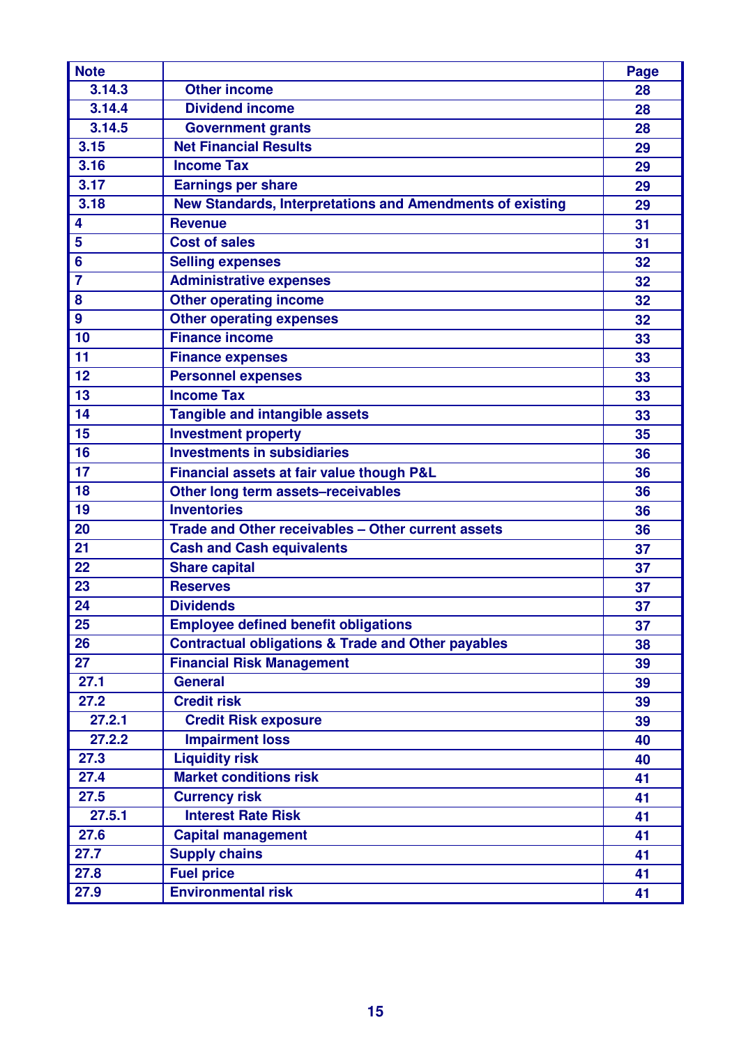| Note | | Page |
|---|---|---|
| 3.14.3 | Other income | 28 |
| 3.14.4 | Dividend income | 28 |
| 3.14.5 | Government grants | 28 |
| 3.15 | Net Financial Results | 29 |
| 3.16 | Income Tax | 29 |
| 3.17 | Earnings per share | 29 |
| 3.18 | New Standards, Interpretations and Amendments of existing | 29 |
| 4 | Revenue | 31 |
| 5 | Cost of sales | 31 |
| 6 | Selling expenses | 32 |
| 7 | Administrative expenses | 32 |
| 8 | Other operating income | 32 |
| 9 | Other operating expenses | 32 |
| 10 | Finance income | 33 |
| 11 | Finance expenses | 33 |
| 12 | Personnel expenses | 33 |
| 13 | Income Tax | 33 |
| 14 | Tangible and intangible assets | 33 |
| 15 | Investment property | 35 |
| 16 | Investments in subsidiaries | 36 |
| 17 | Financial assets at fair value though P&L | 36 |
| 18 | Other long term assets–receivables | 36 |
| 19 | Inventories | 36 |
| 20 | Trade and Other receivables – Other current assets | 36 |
| 21 | Cash and Cash equivalents | 37 |
| 22 | Share capital | 37 |
| 23 | Reserves | 37 |
| 24 | Dividends | 37 |
| 25 | Employee defined benefit obligations | 37 |
| 26 | Contractual obligations & Trade and Other payables | 38 |
| 27 | Financial Risk Management | 39 |
| 27.1 | General | 39 |
| 27.2 | Credit risk | 39 |
| 27.2.1 | Credit Risk exposure | 39 |
| 27.2.2 | Impairment loss | 40 |
| 27.3 | Liquidity risk | 40 |
| 27.4 | Market conditions risk | 41 |
| 27.5 | Currency risk | 41 |
| 27.5.1 | Interest Rate Risk | 41 |
| 27.6 | Capital management | 41 |
| 27.7 | Supply chains | 41 |
| 27.8 | Fuel price | 41 |
| 27.9 | Environmental risk | 41 |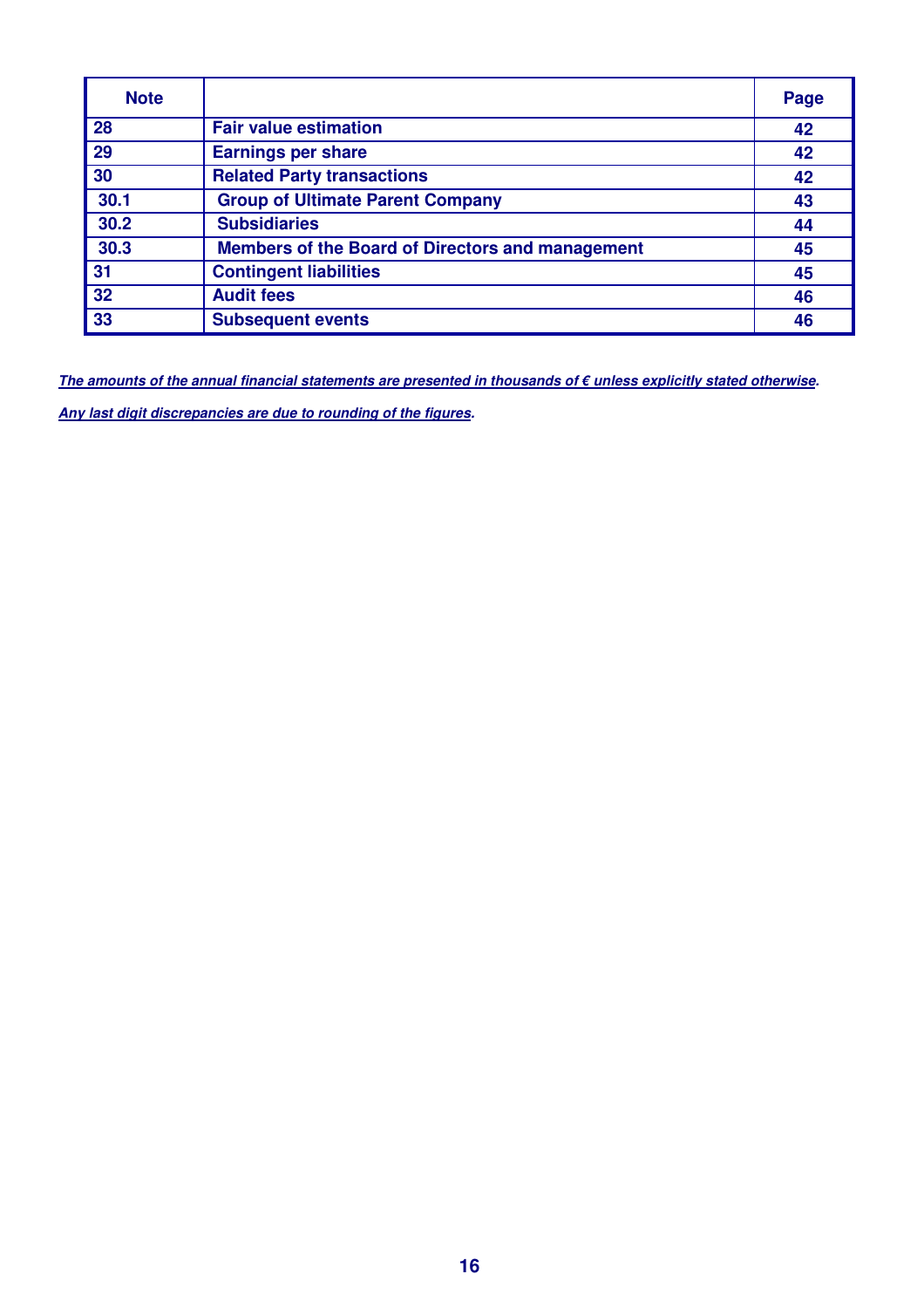| Note | | Page |
|---|---|---|
| 28 | **Fair value estimation** | 42 |
| 29 | **Earnings per share** | 42 |
| 30 | **Related Party transactions** | 42 |
| 30.1 | **Group of Ultimate Parent Company** | 43 |
| 30.2 | **Subsidiaries** | 44 |
| 30.3 | **Members of the Board of Directors and management** | 45 |
| 31 | **Contingent liabilities** | 45 |
| 32 | **Audit fees** | 46 |
| 33 | **Subsequent events** | 46 |

***The amounts of the annual financial statements are presented in thousands of € unless explicitly stated otherwise.***

***Any last digit discrepancies are due to rounding of the figures.***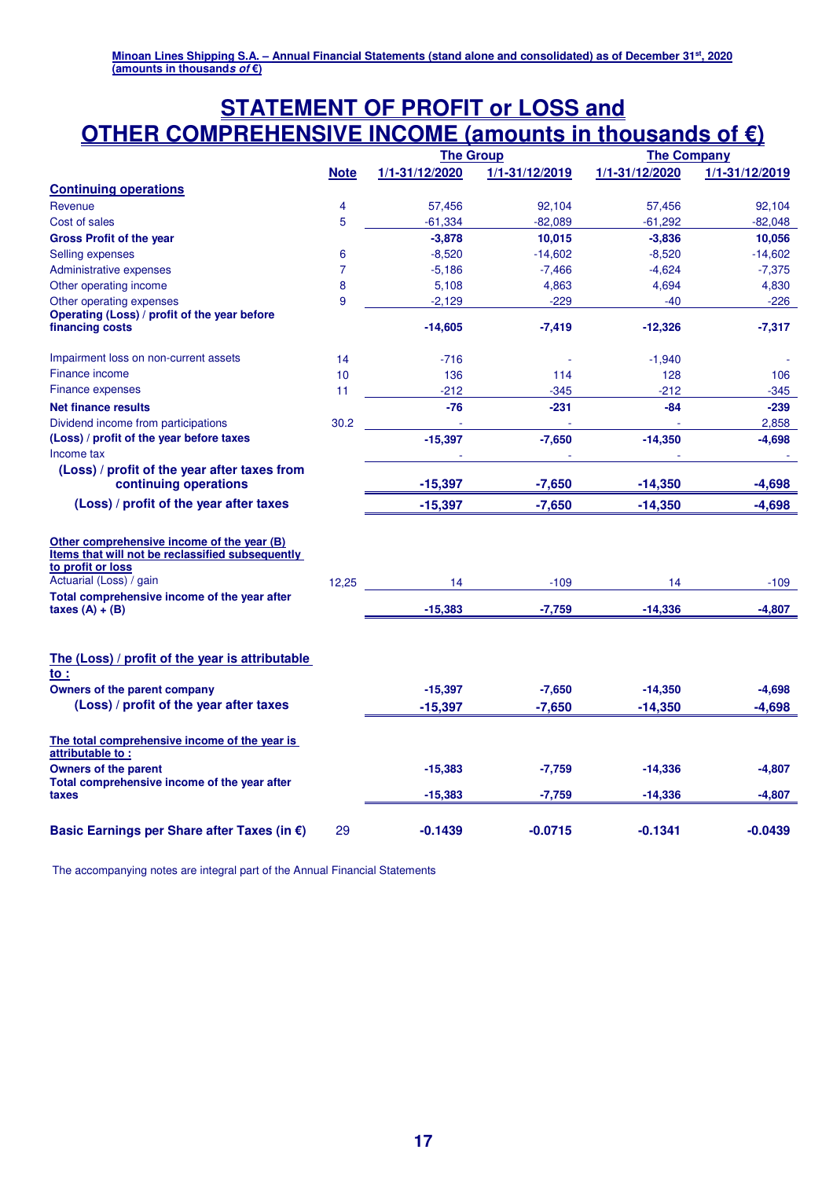# STATEMENT OF PROFIT or LOSS and OTHER COMPREHENSIVE INCOME (amounts in thousands of €)

| | Note | The Group | | The Company | |
|---|---|---|---|---|---|
| | | 1/1-31/12/2020 | 1/1-31/12/2019 | 1/1-31/12/2020 | 1/1-31/12/2019 |
| **Continuing operations** | | | | | |
| Revenue | 4 | 57,456 | 92,104 | 57,456 | 92,104 |
| Cost of sales | 5 | -61,334 | -82,089 | -61,292 | -82,048 |
| **Gross Profit of the year** | | **-3,878** | **10,015** | **-3,836** | **10,056** |
| Selling expenses | 6 | -8,520 | -14,602 | -8,520 | -14,602 |
| Administrative expenses | 7 | -5,186 | -7,466 | -4,624 | -7,375 |
| Other operating income | 8 | 5,108 | 4,863 | 4,694 | 4,830 |
| Other operating expenses | 9 | -2,129 | -229 | -40 | -226 |
| **Operating (Loss) / profit of the year before financing costs** | | **-14,605** | **-7,419** | **-12,326** | **-7,317** |
| Impairment loss on non-current assets | 14 | -716 | - | -1,940 | - |
| Finance income | 10 | 136 | 114 | 128 | 106 |
| Finance expenses | 11 | -212 | -345 | -212 | -345 |
| **Net finance results** | | **-76** | **-231** | **-84** | **-239** |
| Dividend income from participations | 30.2 | - | - | - | 2,858 |
| **(Loss) / profit of the year before taxes** | | **-15,397** | **-7,650** | **-14,350** | **-4,698** |
| Income tax | | - | - | - | - |
| **(Loss) / profit of the year after taxes from continuing operations** | | **-15,397** | **-7,650** | **-14,350** | **-4,698** |
| **(Loss) / profit of the year after taxes** | | **-15,397** | **-7,650** | **-14,350** | **-4,698** |
| **Other comprehensive income of the year (B)** | | | | | |
| **Items that will not be reclassified subsequently to profit or loss** | | | | | |
| Actuarial (Loss) / gain | 12,25 | 14 | -109 | 14 | -109 |
| **Total comprehensive income of the year after taxes (A) + (B)** | | **-15,383** | **-7,759** | **-14,336** | **-4,807** |
| **The (Loss) / profit of the year is attributable to :** | | | | | |
| **Owners of the parent company** | | **-15,397** | **-7,650** | **-14,350** | **-4,698** |
| **(Loss) / profit of the year after taxes** | | **-15,397** | **-7,650** | **-14,350** | **-4,698** |
| **The total comprehensive income of the year is attributable to :** | | | | | |
| **Owners of the parent** | | **-15,383** | **-7,759** | **-14,336** | **-4,807** |
| **Total comprehensive income of the year after taxes** | | **-15,383** | **-7,759** | **-14,336** | **-4,807** |
| **Basic Earnings per Share after Taxes (in €)** | 29 | **-0.1439** | **-0.0715** | **-0.1341** | **-0.0439** |

The accompanying notes are integral part of the Annual Financial Statements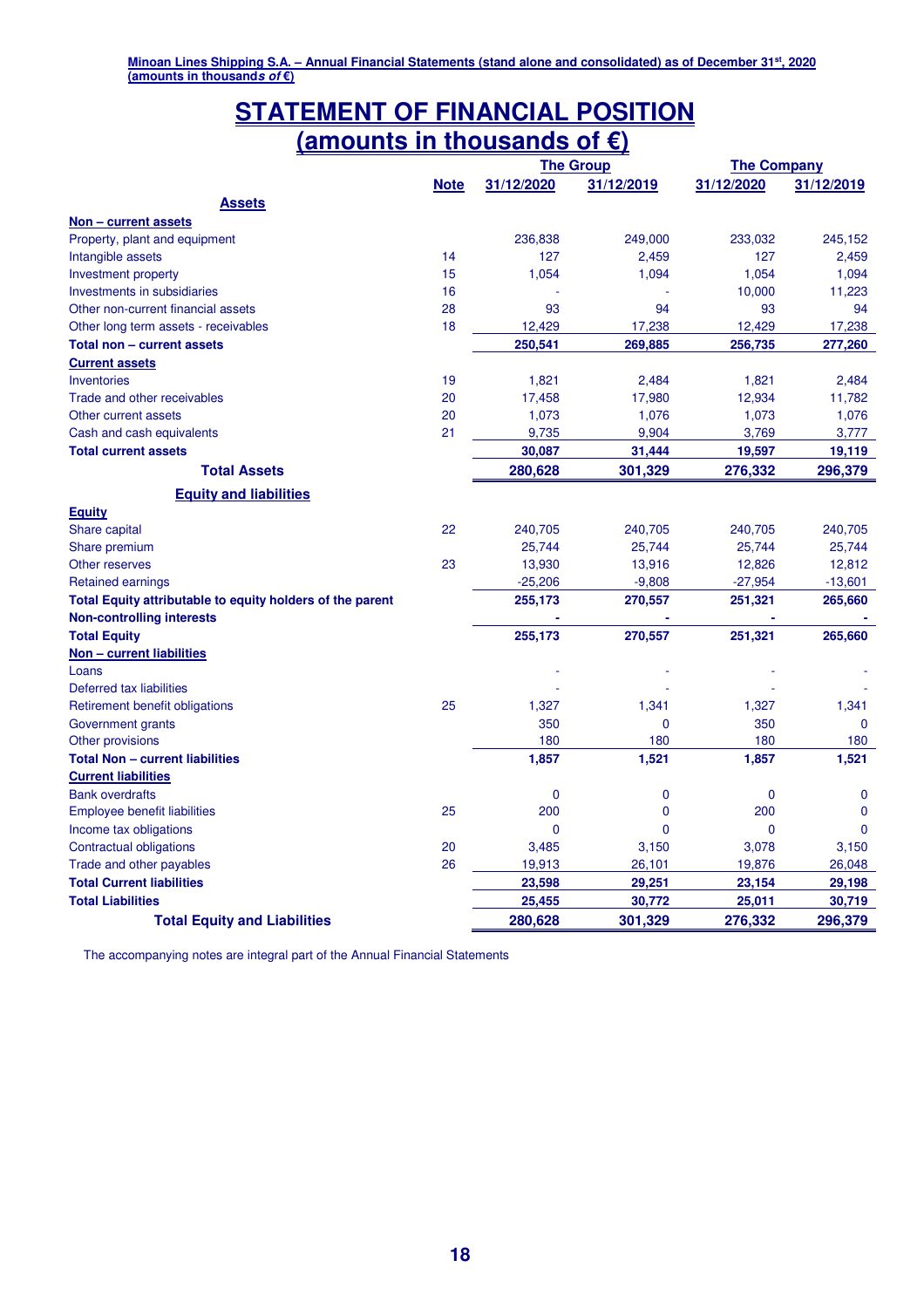# STATEMENT OF FINANCIAL POSITION

## (amounts in thousands of €)

| | Note | The Group | | The Company | |
|---|---|---|---|---|---|
| | | 31/12/2020 | 31/12/2019 | 31/12/2020 | 31/12/2019 |
| **Assets** | | | | | |
| **Non – current assets** | | | | | |
| Property, plant and equipment | | 236,838 | 249,000 | 233,032 | 245,152 |
| Intangible assets | 14 | 127 | 2,459 | 127 | 2,459 |
| Investment property | 15 | 1,054 | 1,094 | 1,054 | 1,094 |
| Investments in subsidiaries | 16 | - | - | 10,000 | 11,223 |
| Other non-current financial assets | 28 | 93 | 94 | 93 | 94 |
| Other long term assets - receivables | 18 | 12,429 | 17,238 | 12,429 | 17,238 |
| **Total non – current assets** | | **250,541** | **269,885** | **256,735** | **277,260** |
| **Current assets** | | | | | |
| Inventories | 19 | 1,821 | 2,484 | 1,821 | 2,484 |
| Trade and other receivables | 20 | 17,458 | 17,980 | 12,934 | 11,782 |
| Other current assets | 20 | 1,073 | 1,076 | 1,073 | 1,076 |
| Cash and cash equivalents | 21 | 9,735 | 9,904 | 3,769 | 3,777 |
| **Total current assets** | | **30,087** | **31,444** | **19,597** | **19,119** |
| **Total Assets** | | **280,628** | **301,329** | **276,332** | **296,379** |
| **Equity and liabilities** | | | | | |
| **Equity** | | | | | |
| Share capital | 22 | 240,705 | 240,705 | 240,705 | 240,705 |
| Share premium | | 25,744 | 25,744 | 25,744 | 25,744 |
| Other reserves | 23 | 13,930 | 13,916 | 12,826 | 12,812 |
| Retained earnings | | -25,206 | -9,808 | -27,954 | -13,601 |
| **Total Equity attributable to equity holders of the parent** | | **255,173** | **270,557** | **251,321** | **265,660** |
| **Non-controlling interests** | | **-** | **-** | **-** | **-** |
| **Total Equity** | | **255,173** | **270,557** | **251,321** | **265,660** |
| **Non – current liabilities** | | | | | |
| Loans | | - | - | - | - |
| Deferred tax liabilities | | - | - | - | - |
| Retirement benefit obligations | 25 | 1,327 | 1,341 | 1,327 | 1,341 |
| Government grants | | 350 | 0 | 350 | 0 |
| Other provisions | | 180 | 180 | 180 | 180 |
| **Total Non – current liabilities** | | **1,857** | **1,521** | **1,857** | **1,521** |
| **Current liabilities** | | | | | |
| Bank overdrafts | | 0 | 0 | 0 | 0 |
| Employee benefit liabilities | 25 | 200 | 0 | 200 | 0 |
| Income tax obligations | | 0 | 0 | 0 | 0 |
| Contractual obligations | 20 | 3,485 | 3,150 | 3,078 | 3,150 |
| Trade and other payables | 26 | 19,913 | 26,101 | 19,876 | 26,048 |
| **Total Current liabilities** | | **23,598** | **29,251** | **23,154** | **29,198** |
| **Total Liabilities** | | **25,455** | **30,772** | **25,011** | **30,719** |
| **Total Equity and Liabilities** | | **280,628** | **301,329** | **276,332** | **296,379** |

The accompanying notes are integral part of the Annual Financial Statements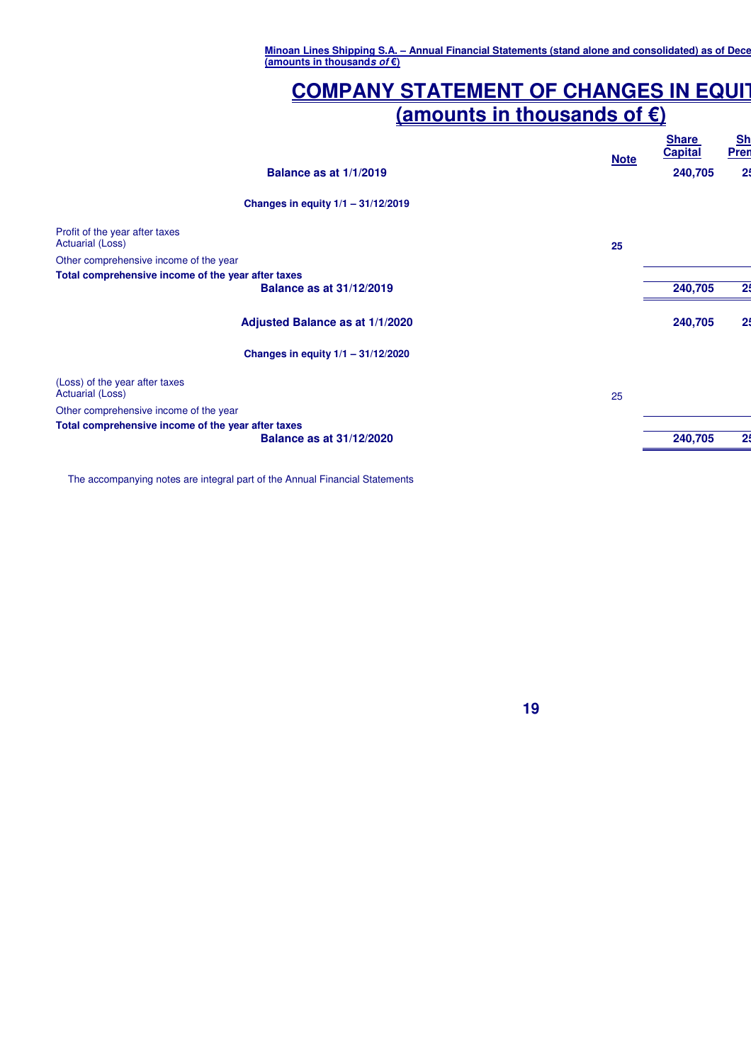# COMPANY STATEMENT OF CHANGES IN EQUIT

## (amounts in thousands of €)

| | Note | Share Capital | Sh Pren |
|---|---|---|---|
| **Balance as at 1/1/2019** | | **240,705** | **25** |
| **Changes in equity 1/1 – 31/12/2019** | | | |
| Profit of the year after taxes | | | |
| Actuarial (Loss) | **25** | | |
| Other comprehensive income of the year | | | |
| **Total comprehensive income of the year after taxes** | | | |
| **Balance as at 31/12/2019** | | **240,705** | **25** |
| **Adjusted Balance as at 1/1/2020** | | **240,705** | **25** |
| **Changes in equity 1/1 – 31/12/2020** | | | |
| (Loss) of the year after taxes | | | |
| Actuarial (Loss) | 25 | | |
| Other comprehensive income of the year | | | |
| **Total comprehensive income of the year after taxes** | | | |
| **Balance as at 31/12/2020** | | **240,705** | **25** |

The accompanying notes are integral part of the Annual Financial Statements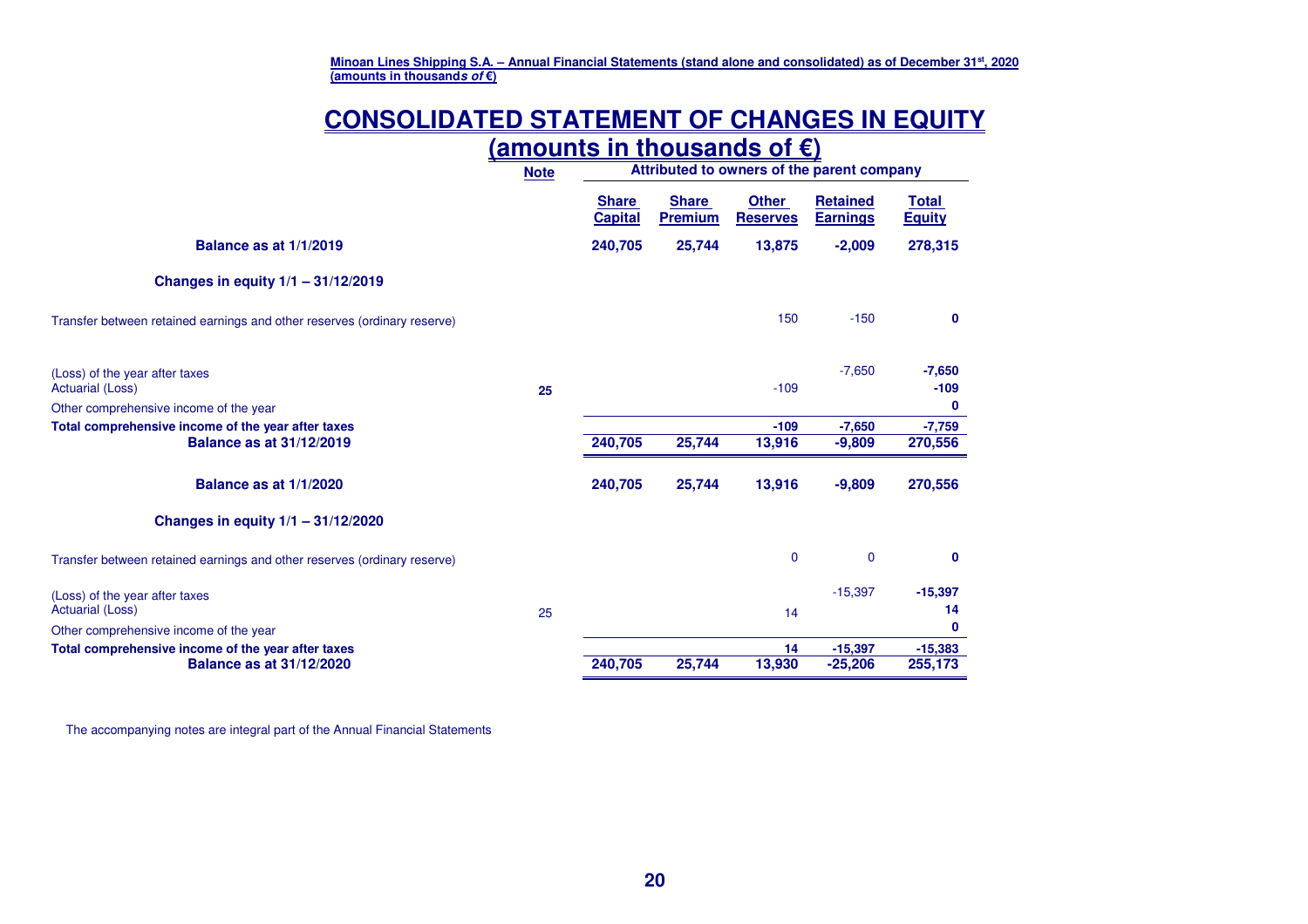# CONSOLIDATED STATEMENT OF CHANGES IN EQUITY

## (amounts in thousands of €)

| | Note | Attributed to owners of the parent company | | | | |
|---|---|---|---|---|---|---|
| | | **Share Capital** | **Share Premium** | **Other Reserves** | **Retained Earnings** | **Total Equity** |
| **Balance as at 1/1/2019** | | **240,705** | **25,744** | **13,875** | **-2,009** | **278,315** |
| **Changes in equity 1/1 – 31/12/2019** | | | | | | |
| Transfer between retained earnings and other reserves (ordinary reserve) | | | | 150 | -150 | **0** |
| (Loss) of the year after taxes | | | | | -7,650 | **-7,650** |
| Actuarial (Loss) | **25** | | | -109 | | **-109** |
| Other comprehensive income of the year | | | | | | **0** |
| **Total comprehensive income of the year after taxes** | | | | **-109** | **-7,650** | **-7,759** |
| **Balance as at 31/12/2019** | | **240,705** | **25,744** | **13,916** | **-9,809** | **270,556** |
| **Balance as at 1/1/2020** | | **240,705** | **25,744** | **13,916** | **-9,809** | **270,556** |
| **Changes in equity 1/1 – 31/12/2020** | | | | | | |
| Transfer between retained earnings and other reserves (ordinary reserve) | | | | 0 | 0 | **0** |
| (Loss) of the year after taxes | | | | | -15,397 | **-15,397** |
| Actuarial (Loss) | 25 | | | 14 | | **14** |
| Other comprehensive income of the year | | | | | | **0** |
| **Total comprehensive income of the year after taxes** | | | | **14** | **-15,397** | **-15,383** |
| **Balance as at 31/12/2020** | | **240,705** | **25,744** | **13,930** | **-25,206** | **255,173** |

The accompanying notes are integral part of the Annual Financial Statements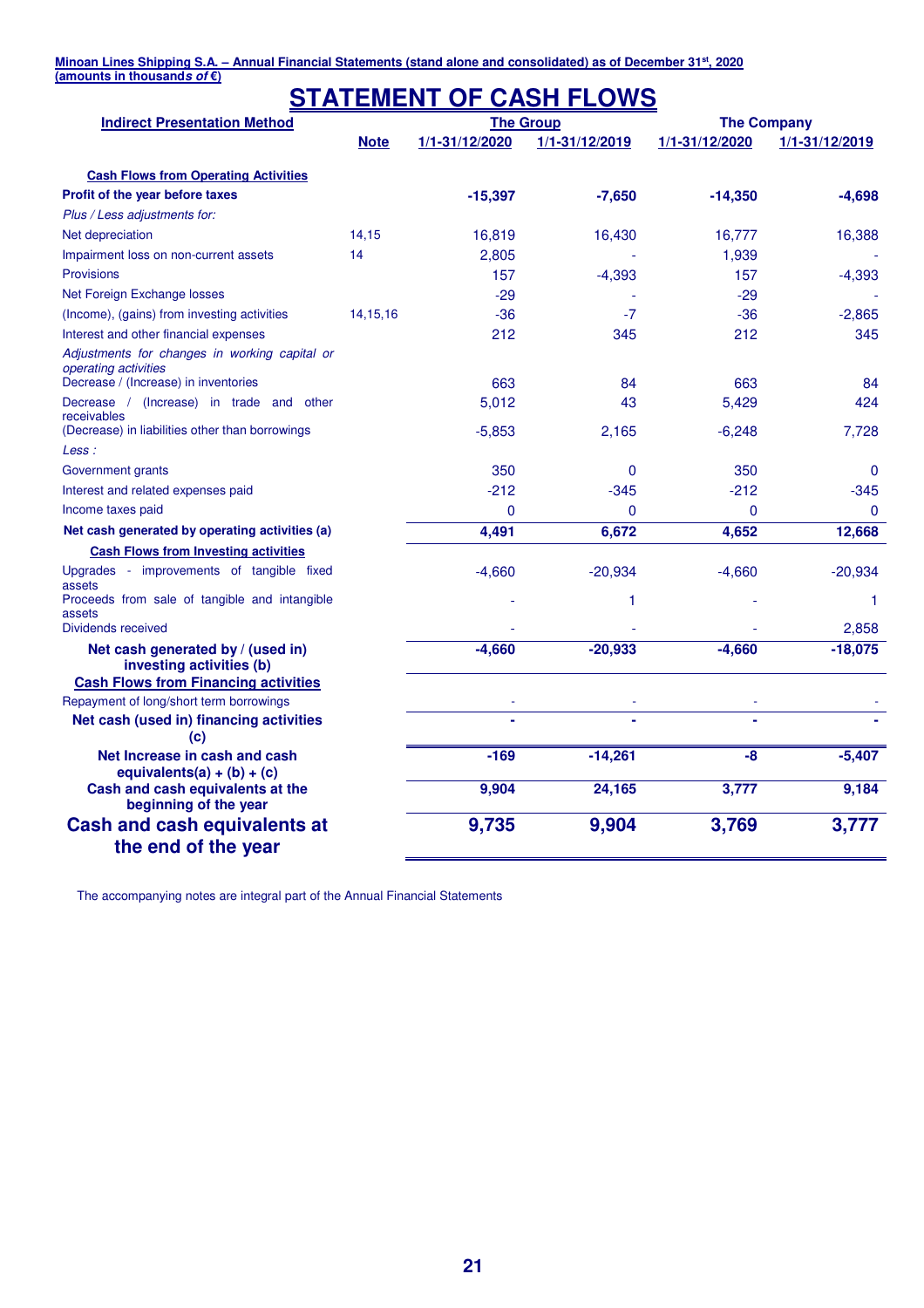**Minoan Lines Shipping S.A. – Annual Financial Statements (stand alone and consolidated) as of December 31st, 2020**
**(amounts in thousands of €)**

# STATEMENT OF CASH FLOWS

| Indirect Presentation Method | Note | The Group | | The Company | |
|---|---|---|---|---|---|
| | | 1/1-31/12/2020 | 1/1-31/12/2019 | 1/1-31/12/2020 | 1/1-31/12/2019 |
| **Cash Flows from Operating Activities** | | | | | |
| **Profit of the year before taxes** | | **-15,397** | **-7,650** | **-14,350** | **-4,698** |
| *Plus / Less adjustments for:* | | | | | |
| Net depreciation | 14,15 | 16,819 | 16,430 | 16,777 | 16,388 |
| Impairment loss on non-current assets | 14 | 2,805 | - | 1,939 | - |
| Provisions | | 157 | -4,393 | 157 | -4,393 |
| Net Foreign Exchange losses | | -29 | - | -29 | - |
| (Income), (gains) from investing activities | 14,15,16 | -36 | -7 | -36 | -2,865 |
| Interest and other financial expenses | | 212 | 345 | 212 | 345 |
| *Adjustments for changes in working capital or operating activities* | | | | | |
| Decrease / (Increase) in inventories | | 663 | 84 | 663 | 84 |
| Decrease / (Increase) in trade and other receivables | | 5,012 | 43 | 5,429 | 424 |
| (Decrease) in liabilities other than borrowings | | -5,853 | 2,165 | -6,248 | 7,728 |
| *Less :* | | | | | |
| Government grants | | 350 | 0 | 350 | 0 |
| Interest and related expenses paid | | -212 | -345 | -212 | -345 |
| Income taxes paid | | 0 | 0 | 0 | 0 |
| **Net cash generated by operating activities (a)** | | **4,491** | **6,672** | **4,652** | **12,668** |
| **Cash Flows from Investing activities** | | | | | |
| Upgrades - improvements of tangible fixed assets | | -4,660 | -20,934 | -4,660 | -20,934 |
| Proceeds from sale of tangible and intangible assets | | - | 1 | - | 1 |
| Dividends received | | - | - | - | 2,858 |
| **Net cash generated by / (used in) investing activities (b)** | | **-4,660** | **-20,933** | **-4,660** | **-18,075** |
| **Cash Flows from Financing activities** | | | | | |
| Repayment of long/short term borrowings | | - | - | - | - |
| **Net cash (used in) financing activities (c)** | | **-** | **-** | **-** | **-** |
| **Net Increase in cash and cash equivalents(a) + (b) + (c)** | | **-169** | **-14,261** | **-8** | **-5,407** |
| **Cash and cash equivalents at the beginning of the year** | | **9,904** | **24,165** | **3,777** | **9,184** |
| **Cash and cash equivalents at the end of the year** | | **9,735** | **9,904** | **3,769** | **3,777** |

The accompanying notes are integral part of the Annual Financial Statements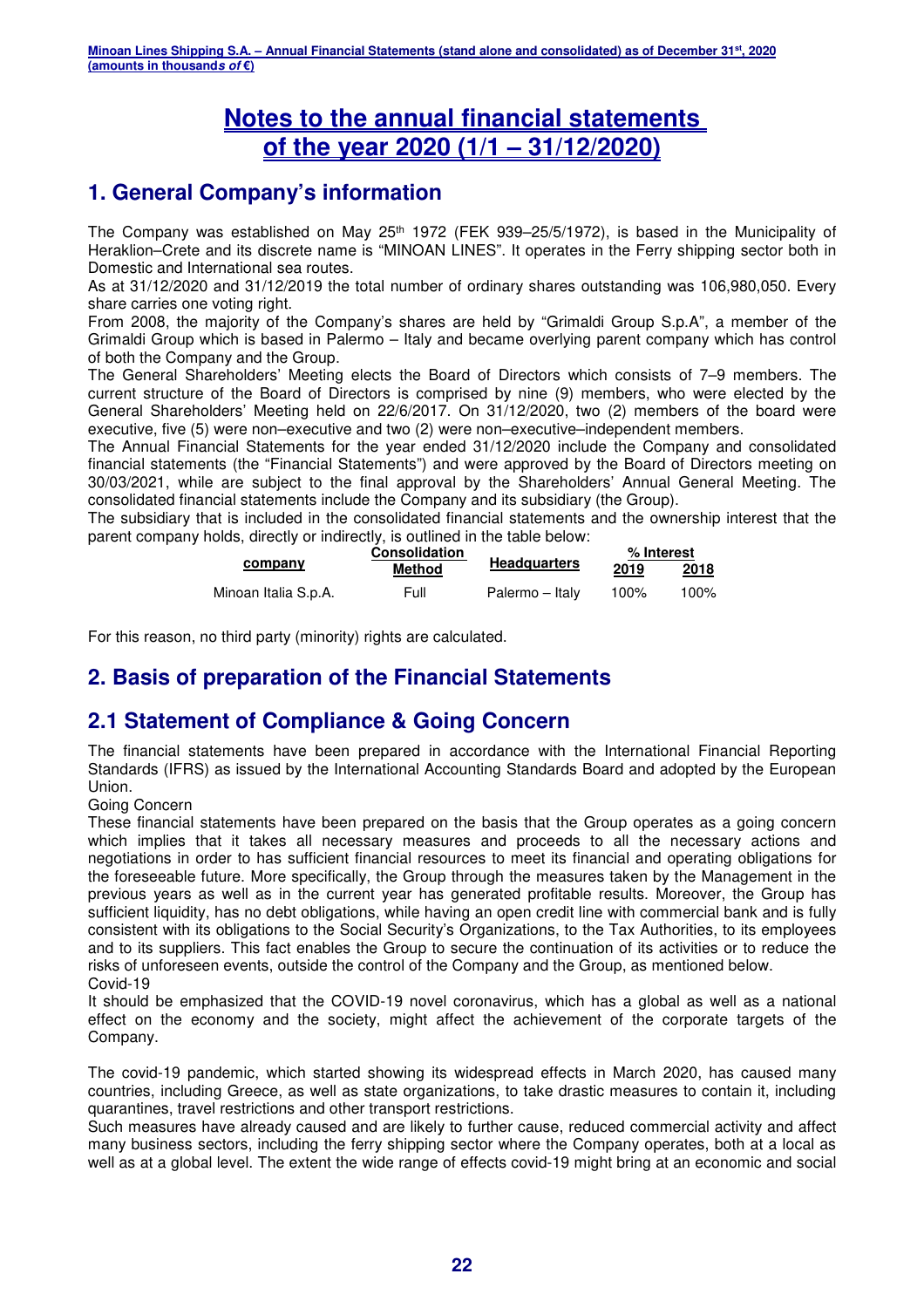# Notes to the annual financial statements of the year 2020 (1/1 – 31/12/2020)

## 1. General Company's information

The Company was established on May 25th 1972 (FEK 939–25/5/1972), is based in the Municipality of Heraklion–Crete and its discrete name is "MINOAN LINES". It operates in the Ferry shipping sector both in Domestic and International sea routes.

As at 31/12/2020 and 31/12/2019 the total number of ordinary shares outstanding was 106,980,050. Every share carries one voting right.

From 2008, the majority of the Company's shares are held by "Grimaldi Group S.p.A", a member of the Grimaldi Group which is based in Palermo – Italy and became overlying parent company which has control of both the Company and the Group.

The General Shareholders' Meeting elects the Board of Directors which consists of 7–9 members. The current structure of the Board of Directors is comprised by nine (9) members, who were elected by the General Shareholders' Meeting held on 22/6/2017. On 31/12/2020, two (2) members of the board were executive, five (5) were non–executive and two (2) were non–executive–independent members.

The Annual Financial Statements for the year ended 31/12/2020 include the Company and consolidated financial statements (the "Financial Statements") and were approved by the Board of Directors meeting on 30/03/2021, while are subject to the final approval by the Shareholders' Annual General Meeting. The consolidated financial statements include the Company and its subsidiary (the Group).

The subsidiary that is included in the consolidated financial statements and the ownership interest that the parent company holds, directly or indirectly, is outlined in the table below:

| company | Consolidation Method | Headquarters | % Interest | |
|---|---|---|---|---|
| | | | 2019 | 2018 |
| Minoan Italia S.p.A. | Full | Palermo – Italy | 100% | 100% |

For this reason, no third party (minority) rights are calculated.

## 2. Basis of preparation of the Financial Statements

## 2.1 Statement of Compliance & Going Concern

The financial statements have been prepared in accordance with the International Financial Reporting Standards (IFRS) as issued by the International Accounting Standards Board and adopted by the European Union.

Going Concern

These financial statements have been prepared on the basis that the Group operates as a going concern which implies that it takes all necessary measures and proceeds to all the necessary actions and negotiations in order to has sufficient financial resources to meet its financial and operating obligations for the foreseeable future. More specifically, the Group through the measures taken by the Management in the previous years as well as in the current year has generated profitable results. Moreover, the Group has sufficient liquidity, has no debt obligations, while having an open credit line with commercial bank and is fully consistent with its obligations to the Social Security's Organizations, to the Tax Authorities, to its employees and to its suppliers. This fact enables the Group to secure the continuation of its activities or to reduce the risks of unforeseen events, outside the control of the Company and the Group, as mentioned below.

Covid-19

It should be emphasized that the COVID-19 novel coronavirus, which has a global as well as a national effect on the economy and the society, might affect the achievement of the corporate targets of the Company.

The covid-19 pandemic, which started showing its widespread effects in March 2020, has caused many countries, including Greece, as well as state organizations, to take drastic measures to contain it, including quarantines, travel restrictions and other transport restrictions.

Such measures have already caused and are likely to further cause, reduced commercial activity and affect many business sectors, including the ferry shipping sector where the Company operates, both at a local as well as at a global level. The extent the wide range of effects covid-19 might bring at an economic and social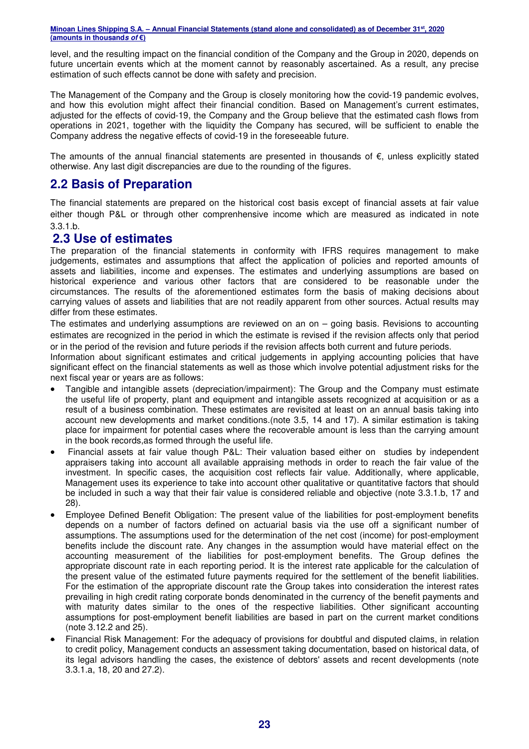level, and the resulting impact on the financial condition of the Company and the Group in 2020, depends on future uncertain events which at the moment cannot by reasonably ascertained. As a result, any precise estimation of such effects cannot be done with safety and precision.

The Management of the Company and the Group is closely monitoring how the covid-19 pandemic evolves, and how this evolution might affect their financial condition. Based on Management's current estimates, adjusted for the effects of covid-19, the Company and the Group believe that the estimated cash flows from operations in 2021, together with the liquidity the Company has secured, will be sufficient to enable the Company address the negative effects of covid-19 in the foreseeable future.

The amounts of the annual financial statements are presented in thousands of €, unless explicitly stated otherwise. Any last digit discrepancies are due to the rounding of the figures.

## 2.2 Basis of Preparation

The financial statements are prepared on the historical cost basis except of financial assets at fair value either though P&L or through other comprenhensive income which are measured as indicated in note 3.3.1.b.

## 2.3 Use of estimates

The preparation of the financial statements in conformity with IFRS requires management to make judgements, estimates and assumptions that affect the application of policies and reported amounts of assets and liabilities, income and expenses. The estimates and underlying assumptions are based on historical experience and various other factors that are considered to be reasonable under the circumstances. The results of the aforementioned estimates form the basis of making decisions about carrying values of assets and liabilities that are not readily apparent from other sources. Actual results may differ from these estimates.

The estimates and underlying assumptions are reviewed on an on – going basis. Revisions to accounting estimates are recognized in the period in which the estimate is revised if the revision affects only that period or in the period of the revision and future periods if the revision affects both current and future periods.

Information about significant estimates and critical judgements in applying accounting policies that have significant effect on the financial statements as well as those which involve potential adjustment risks for the next fiscal year or years are as follows:

- Tangible and intangible assets (depreciation/impairment): The Group and the Company must estimate the useful life of property, plant and equipment and intangible assets recognized at acquisition or as a result of a business combination. These estimates are revisited at least on an annual basis taking into account new developments and market conditions.(note 3.5, 14 and 17). A similar estimation is taking place for impairment for potential cases where the recoverable amount is less than the carrying amount in the book records,as formed through the useful life.
- Financial assets at fair value though P&L: Their valuation based either on studies by independent appraisers taking into account all available appraising methods in order to reach the fair value of the investment. In specific cases, the acquisition cost reflects fair value. Additionally, where applicable, Management uses its experience to take into account other qualitative or quantitative factors that should be included in such a way that their fair value is considered reliable and objective (note 3.3.1.b, 17 and 28).
- Employee Defined Benefit Obligation: The present value of the liabilities for post-employment benefits depends on a number of factors defined on actuarial basis via the use off a significant number of assumptions. The assumptions used for the determination of the net cost (income) for post-employment benefits include the discount rate. Any changes in the assumption would have material effect on the accounting measurement of the liabilities for post-employment benefits. The Group defines the appropriate discount rate in each reporting period. It is the interest rate applicable for the calculation of the present value of the estimated future payments required for the settlement of the benefit liabilities. For the estimation of the appropriate discount rate the Group takes into consideration the interest rates prevailing in high credit rating corporate bonds denominated in the currency of the benefit payments and with maturity dates similar to the ones of the respective liabilities. Other significant accounting assumptions for post-employment benefit liabilities are based in part on the current market conditions (note 3.12.2 and 25).
- Financial Risk Management: For the adequacy of provisions for doubtful and disputed claims, in relation to credit policy, Management conducts an assessment taking documentation, based on historical data, of its legal advisors handling the cases, the existence of debtors' assets and recent developments (note 3.3.1.a, 18, 20 and 27.2).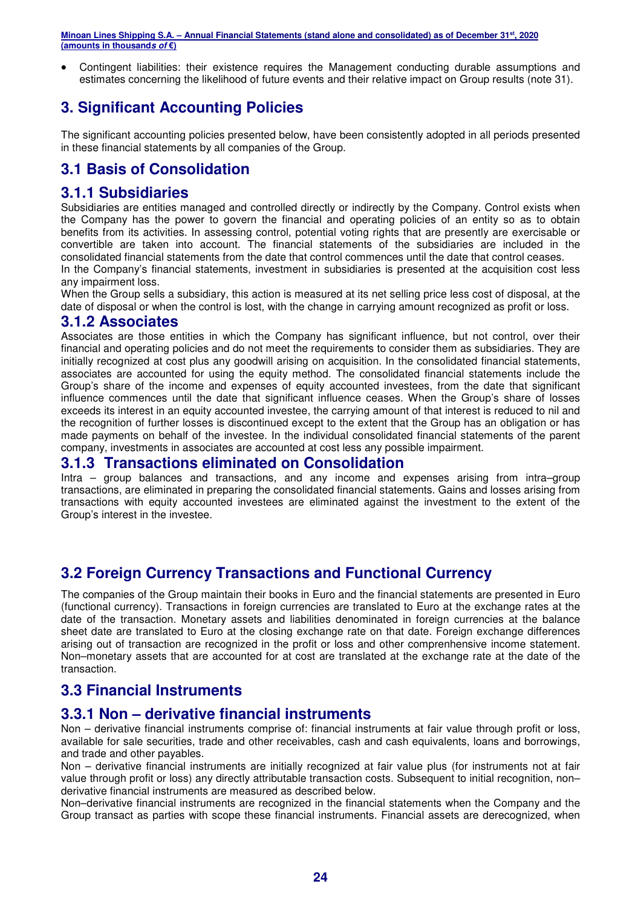- Contingent liabilities: their existence requires the Management conducting durable assumptions and estimates concerning the likelihood of future events and their relative impact on Group results (note 31).

# 3. Significant Accounting Policies

The significant accounting policies presented below, have been consistently adopted in all periods presented in these financial statements by all companies of the Group.

## 3.1 Basis of Consolidation

### 3.1.1 Subsidiaries

Subsidiaries are entities managed and controlled directly or indirectly by the Company. Control exists when the Company has the power to govern the financial and operating policies of an entity so as to obtain benefits from its activities. In assessing control, potential voting rights that are presently are exercisable or convertible are taken into account. The financial statements of the subsidiaries are included in the consolidated financial statements from the date that control commences until the date that control ceases.
In the Company's financial statements, investment in subsidiaries is presented at the acquisition cost less any impairment loss.
When the Group sells a subsidiary, this action is measured at its net selling price less cost of disposal, at the date of disposal or when the control is lost, with the change in carrying amount recognized as profit or loss.

### 3.1.2 Associates

Associates are those entities in which the Company has significant influence, but not control, over their financial and operating policies and do not meet the requirements to consider them as subsidiaries. They are initially recognized at cost plus any goodwill arising on acquisition. In the consolidated financial statements, associates are accounted for using the equity method. The consolidated financial statements include the Group's share of the income and expenses of equity accounted investees, from the date that significant influence commences until the date that significant influence ceases. When the Group's share of losses exceeds its interest in an equity accounted investee, the carrying amount of that interest is reduced to nil and the recognition of further losses is discontinued except to the extent that the Group has an obligation or has made payments on behalf of the investee. In the individual consolidated financial statements of the parent company, investments in associates are accounted at cost less any possible impairment.

### 3.1.3 Transactions eliminated on Consolidation

Intra – group balances and transactions, and any income and expenses arising from intra–group transactions, are eliminated in preparing the consolidated financial statements. Gains and losses arising from transactions with equity accounted investees are eliminated against the investment to the extent of the Group's interest in the investee.

## 3.2 Foreign Currency Transactions and Functional Currency

The companies of the Group maintain their books in Euro and the financial statements are presented in Euro (functional currency). Transactions in foreign currencies are translated to Euro at the exchange rates at the date of the transaction. Monetary assets and liabilities denominated in foreign currencies at the balance sheet date are translated to Euro at the closing exchange rate on that date. Foreign exchange differences arising out of transaction are recognized in the profit or loss and other comprenhensive income statement. Non–monetary assets that are accounted for at cost are translated at the exchange rate at the date of the transaction.

## 3.3 Financial Instruments

### 3.3.1 Non – derivative financial instruments

Non – derivative financial instruments comprise of: financial instruments at fair value through profit or loss, available for sale securities, trade and other receivables, cash and cash equivalents, loans and borrowings, and trade and other payables.
Non – derivative financial instruments are initially recognized at fair value plus (for instruments not at fair value through profit or loss) any directly attributable transaction costs. Subsequent to initial recognition, non–derivative financial instruments are measured as described below.
Non–derivative financial instruments are recognized in the financial statements when the Company and the Group transact as parties with scope these financial instruments. Financial assets are derecognized, when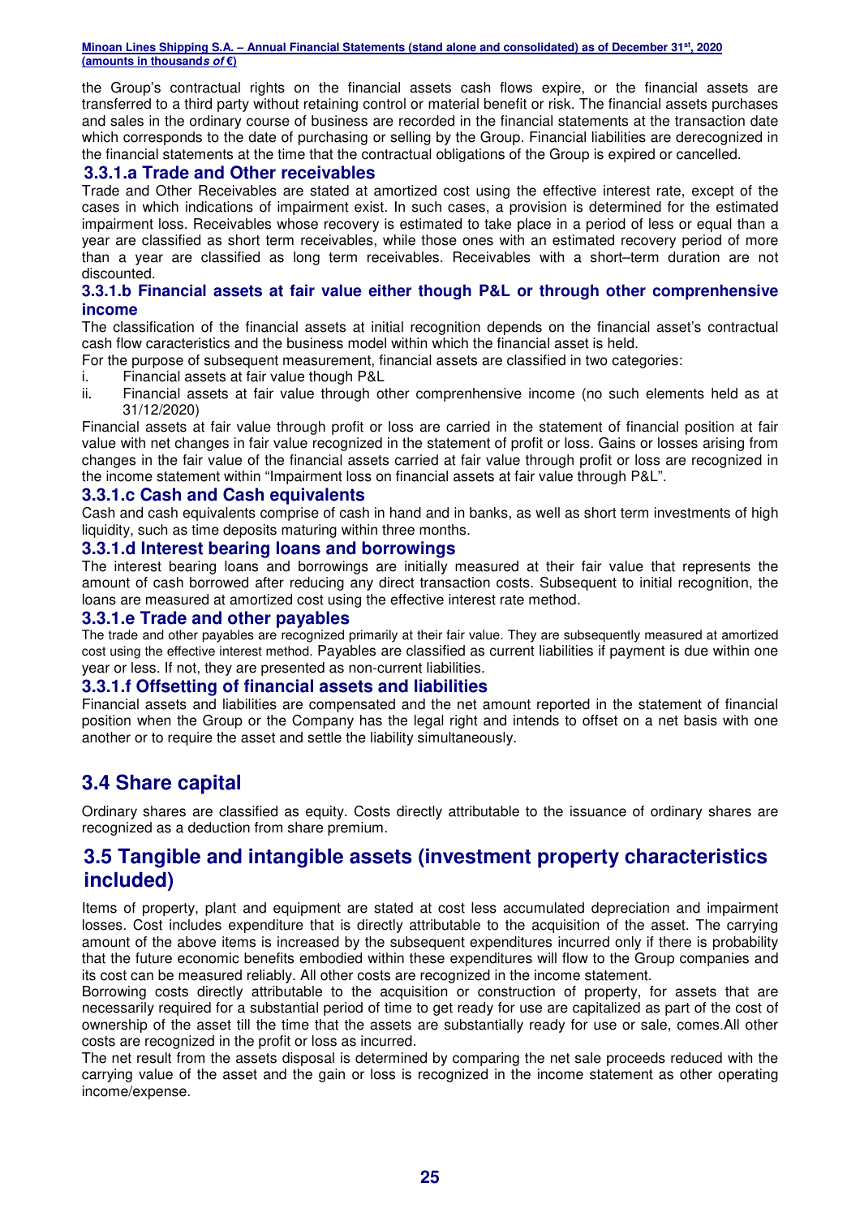the Group's contractual rights on the financial assets cash flows expire, or the financial assets are transferred to a third party without retaining control or material benefit or risk. The financial assets purchases and sales in the ordinary course of business are recorded in the financial statements at the transaction date which corresponds to the date of purchasing or selling by the Group. Financial liabilities are derecognized in the financial statements at the time that the contractual obligations of the Group is expired or cancelled.

#### 3.3.1.a Trade and Other receivables

Trade and Other Receivables are stated at amortized cost using the effective interest rate, except of the cases in which indications of impairment exist. In such cases, a provision is determined for the estimated impairment loss. Receivables whose recovery is estimated to take place in a period of less or equal than a year are classified as short term receivables, while those ones with an estimated recovery period of more than a year are classified as long term receivables. Receivables with a short–term duration are not discounted.

#### 3.3.1.b Financial assets at fair value either though P&L or through other comprenhensive income

The classification of the financial assets at initial recognition depends on the financial asset's contractual cash flow caracteristics and the business model within which the financial asset is held.

For the purpose of subsequent measurement, financial assets are classified in two categories:

i. Financial assets at fair value though P&L
ii. Financial assets at fair value through other comprenhensive income (no such elements held as at 31/12/2020)

Financial assets at fair value through profit or loss are carried in the statement of financial position at fair value with net changes in fair value recognized in the statement of profit or loss. Gains or losses arising from changes in the fair value of the financial assets carried at fair value through profit or loss are recognized in the income statement within "Impairment loss on financial assets at fair value through P&L".

#### 3.3.1.c Cash and Cash equivalents

Cash and cash equivalents comprise of cash in hand and in banks, as well as short term investments of high liquidity, such as time deposits maturing within three months.

#### 3.3.1.d Interest bearing loans and borrowings

The interest bearing loans and borrowings are initially measured at their fair value that represents the amount of cash borrowed after reducing any direct transaction costs. Subsequent to initial recognition, the loans are measured at amortized cost using the effective interest rate method.

#### 3.3.1.e Trade and other payables

The trade and other payables are recognized primarily at their fair value. They are subsequently measured at amortized cost using the effective interest method. Payables are classified as current liabilities if payment is due within one year or less. If not, they are presented as non-current liabilities.

#### 3.3.1.f Offsetting of financial assets and liabilities

Financial assets and liabilities are compensated and the net amount reported in the statement of financial position when the Group or the Company has the legal right and intends to offset on a net basis with one another or to require the asset and settle the liability simultaneously.

## 3.4 Share capital

Ordinary shares are classified as equity. Costs directly attributable to the issuance of ordinary shares are recognized as a deduction from share premium.

## 3.5 Tangible and intangible assets (investment property characteristics included)

Items of property, plant and equipment are stated at cost less accumulated depreciation and impairment losses. Cost includes expenditure that is directly attributable to the acquisition of the asset. The carrying amount of the above items is increased by the subsequent expenditures incurred only if there is probability that the future economic benefits embodied within these expenditures will flow to the Group companies and its cost can be measured reliably. All other costs are recognized in the income statement.

Borrowing costs directly attributable to the acquisition or construction of property, for assets that are necessarily required for a substantial period of time to get ready for use are capitalized as part of the cost of ownership of the asset till the time that the assets are substantially ready for use or sale, comes.All other costs are recognized in the profit or loss as incurred.

The net result from the assets disposal is determined by comparing the net sale proceeds reduced with the carrying value of the asset and the gain or loss is recognized in the income statement as other operating income/expense.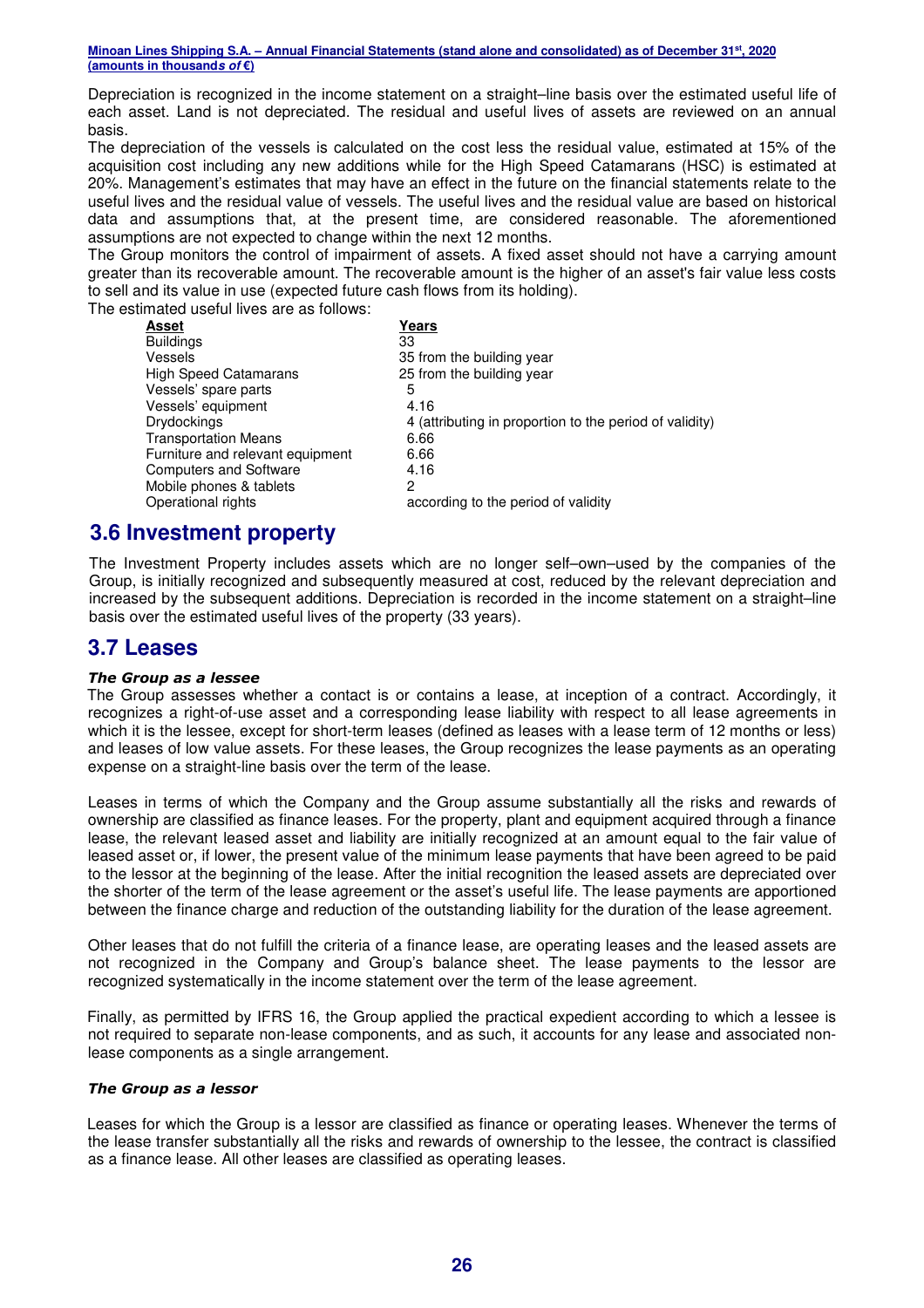Depreciation is recognized in the income statement on a straight–line basis over the estimated useful life of each asset. Land is not depreciated. The residual and useful lives of assets are reviewed on an annual basis.

The depreciation of the vessels is calculated on the cost less the residual value, estimated at 15% of the acquisition cost including any new additions while for the High Speed Catamarans (HSC) is estimated at 20%. Management's estimates that may have an effect in the future on the financial statements relate to the useful lives and the residual value of vessels. The useful lives and the residual value are based on historical data and assumptions that, at the present time, are considered reasonable. The aforementioned assumptions are not expected to change within the next 12 months.

The Group monitors the control of impairment of assets. A fixed asset should not have a carrying amount greater than its recoverable amount. The recoverable amount is the higher of an asset's fair value less costs to sell and its value in use (expected future cash flows from its holding).

The estimated useful lives are as follows:

| Asset | Years |
|---|---|
| Buildings | 33 |
| Vessels | 35 from the building year |
| High Speed Catamarans | 25 from the building year |
| Vessels' spare parts | 5 |
| Vessels' equipment | 4.16 |
| Drydockings | 4 (attributing in proportion to the period of validity) |
| Transportation Means | 6.66 |
| Furniture and relevant equipment | 6.66 |
| Computers and Software | 4.16 |
| Mobile phones & tablets | 2 |
| Operational rights | according to the period of validity |

## 3.6 Investment property

The Investment Property includes assets which are no longer self–own–used by the companies of the Group, is initially recognized and subsequently measured at cost, reduced by the relevant depreciation and increased by the subsequent additions. Depreciation is recorded in the income statement on a straight–line basis over the estimated useful lives of the property (33 years).

## 3.7 Leases

***The Group as a lessee***

The Group assesses whether a contact is or contains a lease, at inception of a contract. Accordingly, it recognizes a right-of-use asset and a corresponding lease liability with respect to all lease agreements in which it is the lessee, except for short-term leases (defined as leases with a lease term of 12 months or less) and leases of low value assets. For these leases, the Group recognizes the lease payments as an operating expense on a straight-line basis over the term of the lease.

Leases in terms of which the Company and the Group assume substantially all the risks and rewards of ownership are classified as finance leases. For the property, plant and equipment acquired through a finance lease, the relevant leased asset and liability are initially recognized at an amount equal to the fair value of leased asset or, if lower, the present value of the minimum lease payments that have been agreed to be paid to the lessor at the beginning of the lease. After the initial recognition the leased assets are depreciated over the shorter of the term of the lease agreement or the asset's useful life. The lease payments are apportioned between the finance charge and reduction of the outstanding liability for the duration of the lease agreement.

Other leases that do not fulfill the criteria of a finance lease, are operating leases and the leased assets are not recognized in the Company and Group's balance sheet. The lease payments to the lessor are recognized systematically in the income statement over the term of the lease agreement.

Finally, as permitted by IFRS 16, the Group applied the practical expedient according to which a lessee is not required to separate non-lease components, and as such, it accounts for any lease and associated non-lease components as a single arrangement.

***The Group as a lessor***

Leases for which the Group is a lessor are classified as finance or operating leases. Whenever the terms of the lease transfer substantially all the risks and rewards of ownership to the lessee, the contract is classified as a finance lease. All other leases are classified as operating leases.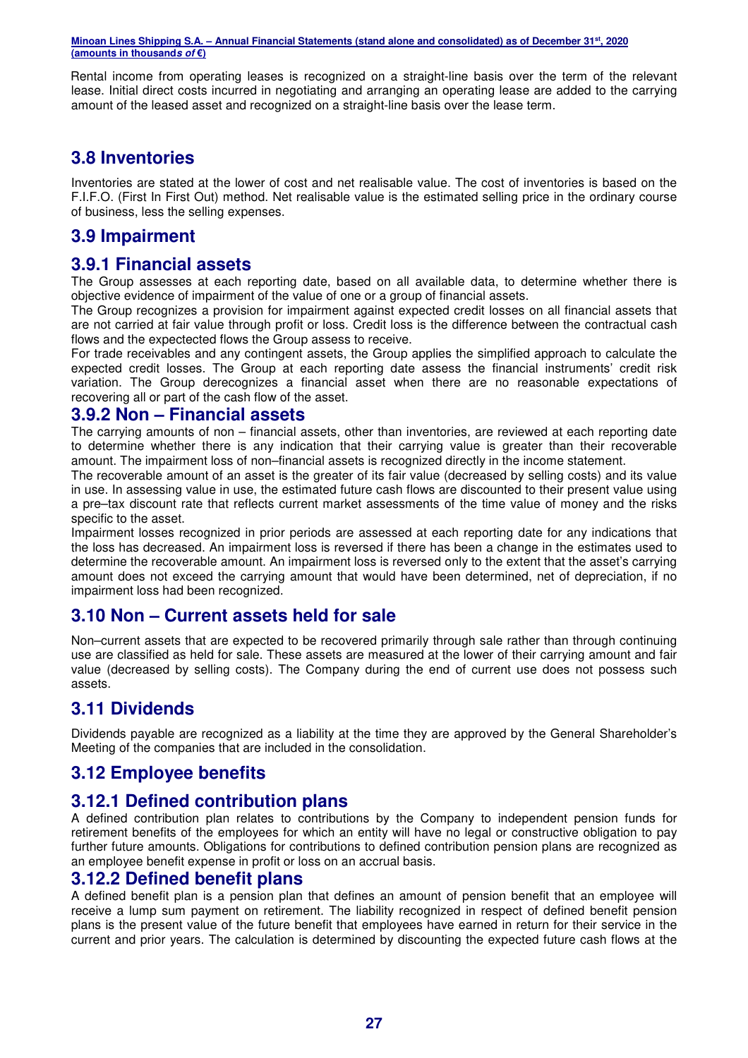Rental income from operating leases is recognized on a straight-line basis over the term of the relevant lease. Initial direct costs incurred in negotiating and arranging an operating lease are added to the carrying amount of the leased asset and recognized on a straight-line basis over the lease term.

## 3.8 Inventories

Inventories are stated at the lower of cost and net realisable value. The cost of inventories is based on the F.I.F.O. (First In First Out) method. Net realisable value is the estimated selling price in the ordinary course of business, less the selling expenses.

## 3.9 Impairment

### 3.9.1 Financial assets

The Group assesses at each reporting date, based on all available data, to determine whether there is objective evidence of impairment of the value of one or a group of financial assets.

The Group recognizes a provision for impairment against expected credit losses on all financial assets that are not carried at fair value through profit or loss. Credit loss is the difference between the contractual cash flows and the expectected flows the Group assess to receive.

For trade receivables and any contingent assets, the Group applies the simplified approach to calculate the expected credit losses. The Group at each reporting date assess the financial instruments' credit risk variation. The Group derecognizes a financial asset when there are no reasonable expectations of recovering all or part of the cash flow of the asset.

### 3.9.2 Non – Financial assets

The carrying amounts of non – financial assets, other than inventories, are reviewed at each reporting date to determine whether there is any indication that their carrying value is greater than their recoverable amount. The impairment loss of non–financial assets is recognized directly in the income statement.

The recoverable amount of an asset is the greater of its fair value (decreased by selling costs) and its value in use. In assessing value in use, the estimated future cash flows are discounted to their present value using a pre–tax discount rate that reflects current market assessments of the time value of money and the risks specific to the asset.

Impairment losses recognized in prior periods are assessed at each reporting date for any indications that the loss has decreased. An impairment loss is reversed if there has been a change in the estimates used to determine the recoverable amount. An impairment loss is reversed only to the extent that the asset's carrying amount does not exceed the carrying amount that would have been determined, net of depreciation, if no impairment loss had been recognized.

## 3.10 Non – Current assets held for sale

Non–current assets that are expected to be recovered primarily through sale rather than through continuing use are classified as held for sale. These assets are measured at the lower of their carrying amount and fair value (decreased by selling costs). The Company during the end of current use does not possess such assets.

## 3.11 Dividends

Dividends payable are recognized as a liability at the time they are approved by the General Shareholder's Meeting of the companies that are included in the consolidation.

## 3.12 Employee benefits

### 3.12.1 Defined contribution plans

A defined contribution plan relates to contributions by the Company to independent pension funds for retirement benefits of the employees for which an entity will have no legal or constructive obligation to pay further future amounts. Obligations for contributions to defined contribution pension plans are recognized as an employee benefit expense in profit or loss on an accrual basis.

### 3.12.2 Defined benefit plans

A defined benefit plan is a pension plan that defines an amount of pension benefit that an employee will receive a lump sum payment on retirement. The liability recognized in respect of defined benefit pension plans is the present value of the future benefit that employees have earned in return for their service in the current and prior years. The calculation is determined by discounting the expected future cash flows at the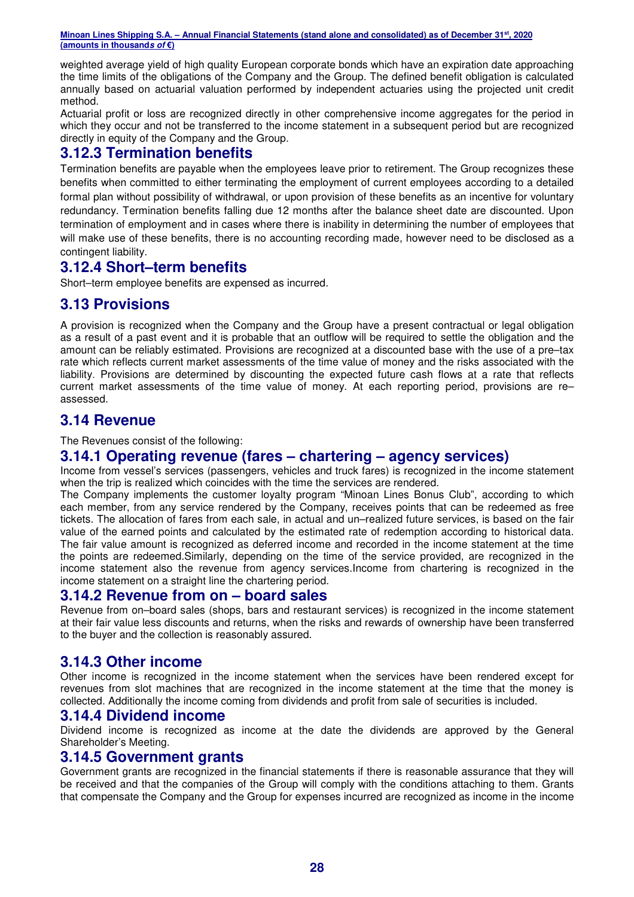weighted average yield of high quality European corporate bonds which have an expiration date approaching the time limits of the obligations of the Company and the Group. The defined benefit obligation is calculated annually based on actuarial valuation performed by independent actuaries using the projected unit credit method.

Actuarial profit or loss are recognized directly in other comprehensive income aggregates for the period in which they occur and not be transferred to the income statement in a subsequent period but are recognized directly in equity of the Company and the Group.

### 3.12.3 Termination benefits

Termination benefits are payable when the employees leave prior to retirement. The Group recognizes these benefits when committed to either terminating the employment of current employees according to a detailed formal plan without possibility of withdrawal, or upon provision of these benefits as an incentive for voluntary redundancy. Termination benefits falling due 12 months after the balance sheet date are discounted. Upon termination of employment and in cases where there is inability in determining the number of employees that will make use of these benefits, there is no accounting recording made, however need to be disclosed as a contingent liability.

### 3.12.4 Short–term benefits

Short–term employee benefits are expensed as incurred.

## 3.13 Provisions

A provision is recognized when the Company and the Group have a present contractual or legal obligation as a result of a past event and it is probable that an outflow will be required to settle the obligation and the amount can be reliably estimated. Provisions are recognized at a discounted base with the use of a pre–tax rate which reflects current market assessments of the time value of money and the risks associated with the liability. Provisions are determined by discounting the expected future cash flows at a rate that reflects current market assessments of the time value of money. At each reporting period, provisions are re–assessed.

## 3.14 Revenue

The Revenues consist of the following:

### 3.14.1 Operating revenue (fares – chartering – agency services)

Income from vessel's services (passengers, vehicles and truck fares) is recognized in the income statement when the trip is realized which coincides with the time the services are rendered.

The Company implements the customer loyalty program "Minoan Lines Bonus Club", according to which each member, from any service rendered by the Company, receives points that can be redeemed as free tickets. The allocation of fares from each sale, in actual and un–realized future services, is based on the fair value of the earned points and calculated by the estimated rate of redemption according to historical data. The fair value amount is recognized as deferred income and recorded in the income statement at the time the points are redeemed.Similarly, depending on the time of the service provided, are recognized in the income statement also the revenue from agency services.Income from chartering is recognized in the income statement on a straight line the chartering period.

### 3.14.2 Revenue from on – board sales

Revenue from on–board sales (shops, bars and restaurant services) is recognized in the income statement at their fair value less discounts and returns, when the risks and rewards of ownership have been transferred to the buyer and the collection is reasonably assured.

### 3.14.3 Other income

Other income is recognized in the income statement when the services have been rendered except for revenues from slot machines that are recognized in the income statement at the time that the money is collected. Additionally the income coming from dividends and profit from sale of securities is included.

### 3.14.4 Dividend income

Dividend income is recognized as income at the date the dividends are approved by the General Shareholder's Meeting.

### 3.14.5 Government grants

Government grants are recognized in the financial statements if there is reasonable assurance that they will be received and that the companies of the Group will comply with the conditions attaching to them. Grants that compensate the Company and the Group for expenses incurred are recognized as income in the income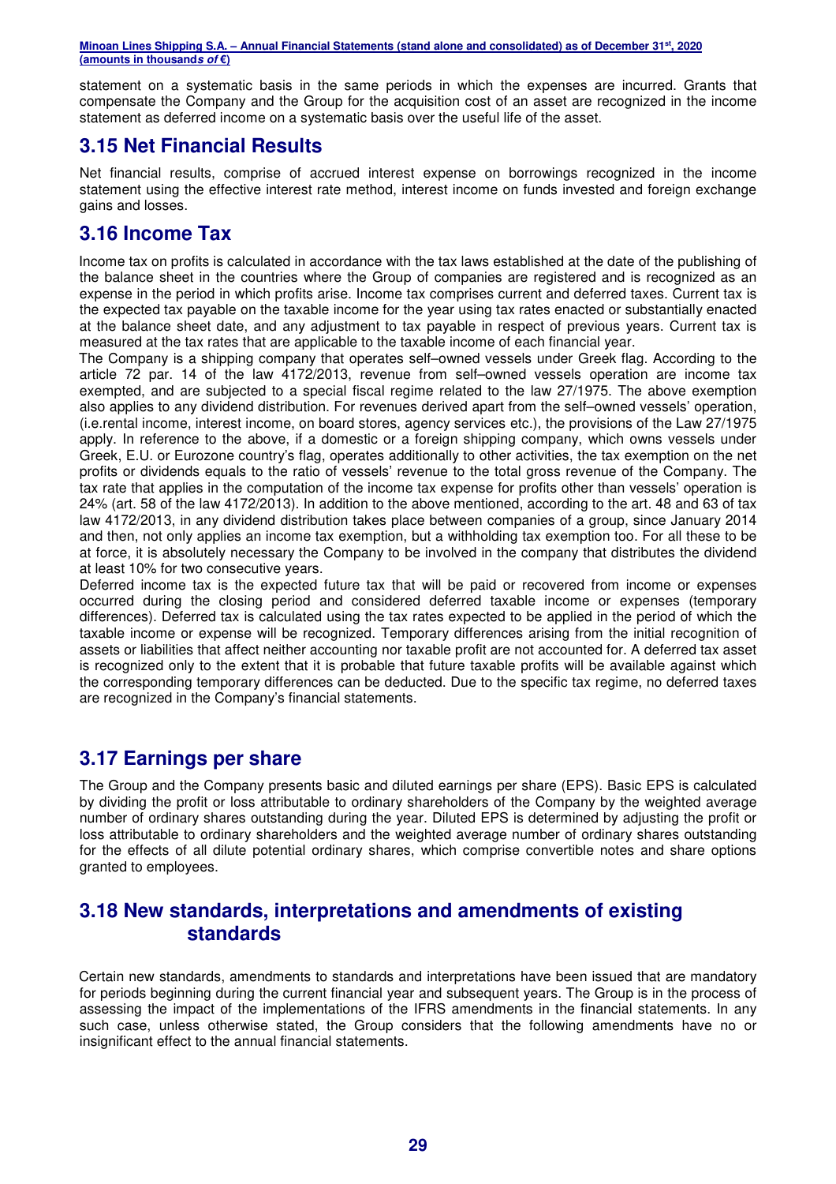statement on a systematic basis in the same periods in which the expenses are incurred. Grants that compensate the Company and the Group for the acquisition cost of an asset are recognized in the income statement as deferred income on a systematic basis over the useful life of the asset.

## 3.15 Net Financial Results

Net financial results, comprise of accrued interest expense on borrowings recognized in the income statement using the effective interest rate method, interest income on funds invested and foreign exchange gains and losses.

## 3.16 Income Tax

Income tax on profits is calculated in accordance with the tax laws established at the date of the publishing of the balance sheet in the countries where the Group of companies are registered and is recognized as an expense in the period in which profits arise. Income tax comprises current and deferred taxes. Current tax is the expected tax payable on the taxable income for the year using tax rates enacted or substantially enacted at the balance sheet date, and any adjustment to tax payable in respect of previous years. Current tax is measured at the tax rates that are applicable to the taxable income of each financial year.
The Company is a shipping company that operates self–owned vessels under Greek flag. According to the article 72 par. 14 of the law 4172/2013, revenue from self–owned vessels operation are income tax exempted, and are subjected to a special fiscal regime related to the law 27/1975. The above exemption also applies to any dividend distribution. For revenues derived apart from the self–owned vessels' operation, (i.e.rental income, interest income, on board stores, agency services etc.), the provisions of the Law 27/1975 apply. In reference to the above, if a domestic or a foreign shipping company, which owns vessels under Greek, E.U. or Eurozone country's flag, operates additionally to other activities, the tax exemption on the net profits or dividends equals to the ratio of vessels' revenue to the total gross revenue of the Company. The tax rate that applies in the computation of the income tax expense for profits other than vessels' operation is 24% (art. 58 of the law 4172/2013). In addition to the above mentioned, according to the art. 48 and 63 of tax law 4172/2013, in any dividend distribution takes place between companies of a group, since January 2014 and then, not only applies an income tax exemption, but a withholding tax exemption too. For all these to be at force, it is absolutely necessary the Company to be involved in the company that distributes the dividend at least 10% for two consecutive years.
Deferred income tax is the expected future tax that will be paid or recovered from income or expenses occurred during the closing period and considered deferred taxable income or expenses (temporary differences). Deferred tax is calculated using the tax rates expected to be applied in the period of which the taxable income or expense will be recognized. Temporary differences arising from the initial recognition of assets or liabilities that affect neither accounting nor taxable profit are not accounted for. A deferred tax asset is recognized only to the extent that it is probable that future taxable profits will be available against which the corresponding temporary differences can be deducted. Due to the specific tax regime, no deferred taxes are recognized in the Company's financial statements.

## 3.17 Earnings per share

The Group and the Company presents basic and diluted earnings per share (EPS). Basic EPS is calculated by dividing the profit or loss attributable to ordinary shareholders of the Company by the weighted average number of ordinary shares outstanding during the year. Diluted EPS is determined by adjusting the profit or loss attributable to ordinary shareholders and the weighted average number of ordinary shares outstanding for the effects of all dilute potential ordinary shares, which comprise convertible notes and share options granted to employees.

## 3.18 New standards, interpretations and amendments of existing standards

Certain new standards, amendments to standards and interpretations have been issued that are mandatory for periods beginning during the current financial year and subsequent years. The Group is in the process of assessing the impact of the implementations of the IFRS amendments in the financial statements. In any such case, unless otherwise stated, the Group considers that the following amendments have no or insignificant effect to the annual financial statements.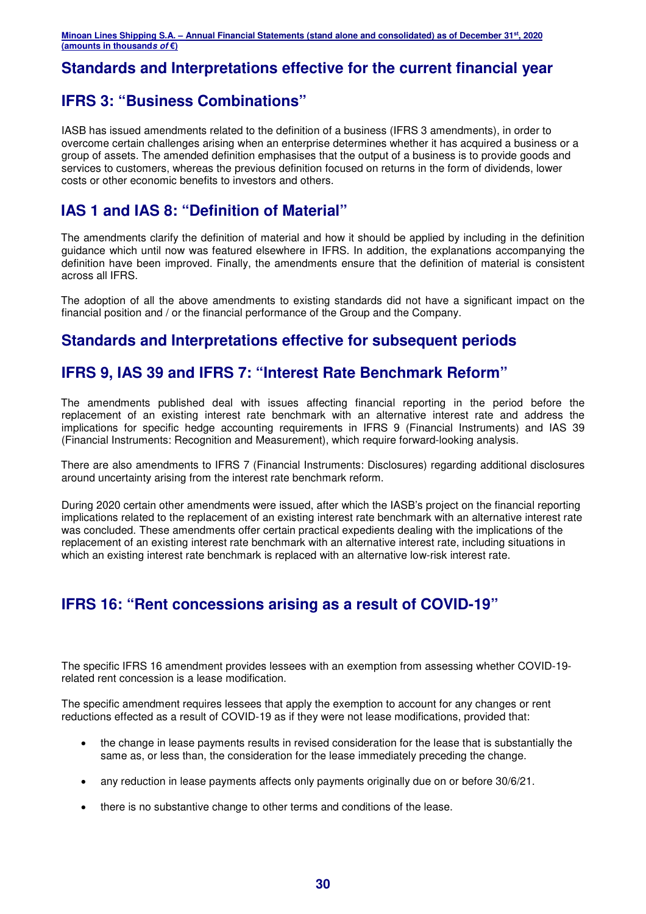## Standards and Interpretations effective for the current financial year

## IFRS 3: "Business Combinations"

IASB has issued amendments related to the definition of a business (IFRS 3 amendments), in order to overcome certain challenges arising when an enterprise determines whether it has acquired a business or a group of assets. The amended definition emphasises that the output of a business is to provide goods and services to customers, whereas the previous definition focused on returns in the form of dividends, lower costs or other economic benefits to investors and others.

## IAS 1 and IAS 8: "Definition of Material"

The amendments clarify the definition of material and how it should be applied by including in the definition guidance which until now was featured elsewhere in IFRS. In addition, the explanations accompanying the definition have been improved. Finally, the amendments ensure that the definition of material is consistent across all IFRS.

The adoption of all the above amendments to existing standards did not have a significant impact on the financial position and / or the financial performance of the Group and the Company.

## Standards and Interpretations effective for subsequent periods

## IFRS 9, IAS 39 and IFRS 7: "Interest Rate Benchmark Reform"

The amendments published deal with issues affecting financial reporting in the period before the replacement of an existing interest rate benchmark with an alternative interest rate and address the implications for specific hedge accounting requirements in IFRS 9 (Financial Instruments) and IAS 39 (Financial Instruments: Recognition and Measurement), which require forward-looking analysis.

There are also amendments to IFRS 7 (Financial Instruments: Disclosures) regarding additional disclosures around uncertainty arising from the interest rate benchmark reform.

During 2020 certain other amendments were issued, after which the IASB's project on the financial reporting implications related to the replacement of an existing interest rate benchmark with an alternative interest rate was concluded. These amendments offer certain practical expedients dealing with the implications of the replacement of an existing interest rate benchmark with an alternative interest rate, including situations in which an existing interest rate benchmark is replaced with an alternative low-risk interest rate.

## IFRS 16: "Rent concessions arising as a result of COVID-19"

The specific IFRS 16 amendment provides lessees with an exemption from assessing whether COVID-19-related rent concession is a lease modification.

The specific amendment requires lessees that apply the exemption to account for any changes or rent reductions effected as a result of COVID-19 as if they were not lease modifications, provided that:

- the change in lease payments results in revised consideration for the lease that is substantially the same as, or less than, the consideration for the lease immediately preceding the change.
- any reduction in lease payments affects only payments originally due on or before 30/6/21.
- there is no substantive change to other terms and conditions of the lease.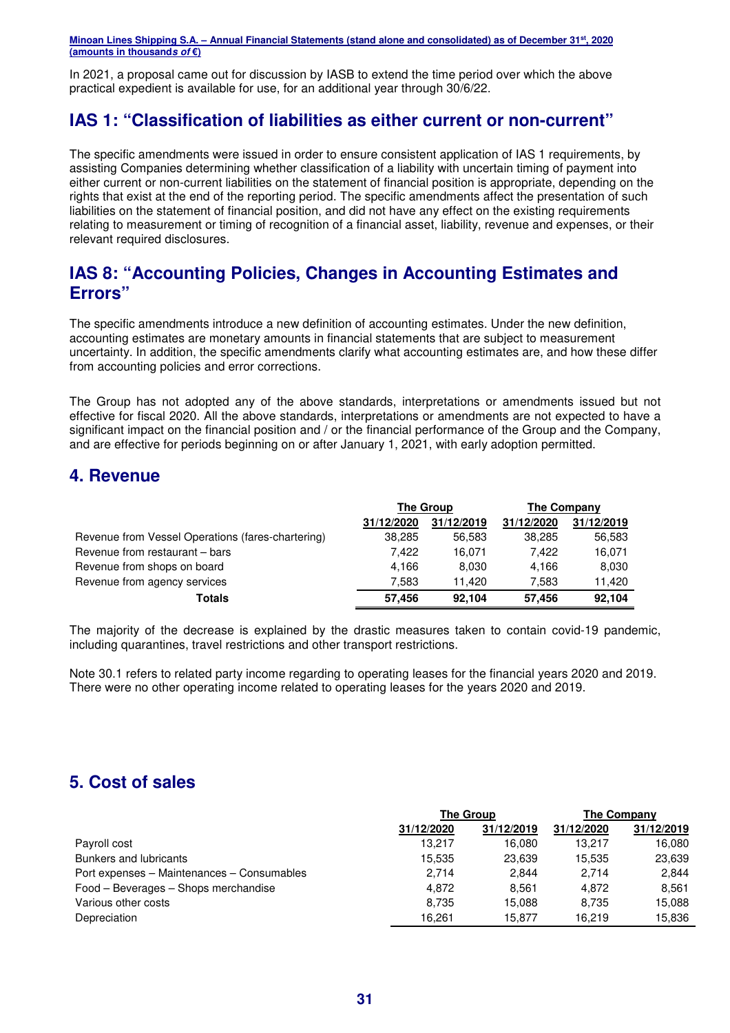In 2021, a proposal came out for discussion by IASB to extend the time period over which the above practical expedient is available for use, for an additional year through 30/6/22.

## IAS 1: "Classification of liabilities as either current or non-current"

The specific amendments were issued in order to ensure consistent application of IAS 1 requirements, by assisting Companies determining whether classification of a liability with uncertain timing of payment into either current or non-current liabilities on the statement of financial position is appropriate, depending on the rights that exist at the end of the reporting period. The specific amendments affect the presentation of such liabilities on the statement of financial position, and did not have any effect on the existing requirements relating to measurement or timing of recognition of a financial asset, liability, revenue and expenses, or their relevant required disclosures.

## IAS 8: "Accounting Policies, Changes in Accounting Estimates and Errors"

The specific amendments introduce a new definition of accounting estimates. Under the new definition, accounting estimates are monetary amounts in financial statements that are subject to measurement uncertainty. In addition, the specific amendments clarify what accounting estimates are, and how these differ from accounting policies and error corrections.

The Group has not adopted any of the above standards, interpretations or amendments issued but not effective for fiscal 2020. All the above standards, interpretations or amendments are not expected to have a significant impact on the financial position and / or the financial performance of the Group and the Company, and are effective for periods beginning on or after January 1, 2021, with early adoption permitted.

# 4. Revenue

| | The Group | | The Company | |
|---|---|---|---|---|
| | 31/12/2020 | 31/12/2019 | 31/12/2020 | 31/12/2019 |
| Revenue from Vessel Operations (fares-chartering) | 38,285 | 56,583 | 38,285 | 56,583 |
| Revenue from restaurant – bars | 7,422 | 16,071 | 7,422 | 16,071 |
| Revenue from shops on board | 4,166 | 8,030 | 4,166 | 8,030 |
| Revenue from agency services | 7,583 | 11,420 | 7,583 | 11,420 |
| **Totals** | **57,456** | **92,104** | **57,456** | **92,104** |

The majority of the decrease is explained by the drastic measures taken to contain covid-19 pandemic, including quarantines, travel restrictions and other transport restrictions.

Note 30.1 refers to related party income regarding to operating leases for the financial years 2020 and 2019. There were no other operating income related to operating leases for the years 2020 and 2019.

# 5. Cost of sales

| | The Group | | The Company | |
|---|---|---|---|---|
| | 31/12/2020 | 31/12/2019 | 31/12/2020 | 31/12/2019 |
| Payroll cost | 13,217 | 16,080 | 13,217 | 16,080 |
| Bunkers and lubricants | 15,535 | 23,639 | 15,535 | 23,639 |
| Port expenses – Maintenances – Consumables | 2,714 | 2,844 | 2,714 | 2,844 |
| Food – Beverages – Shops merchandise | 4,872 | 8,561 | 4,872 | 8,561 |
| Various other costs | 8,735 | 15,088 | 8,735 | 15,088 |
| Depreciation | 16,261 | 15,877 | 16,219 | 15,836 |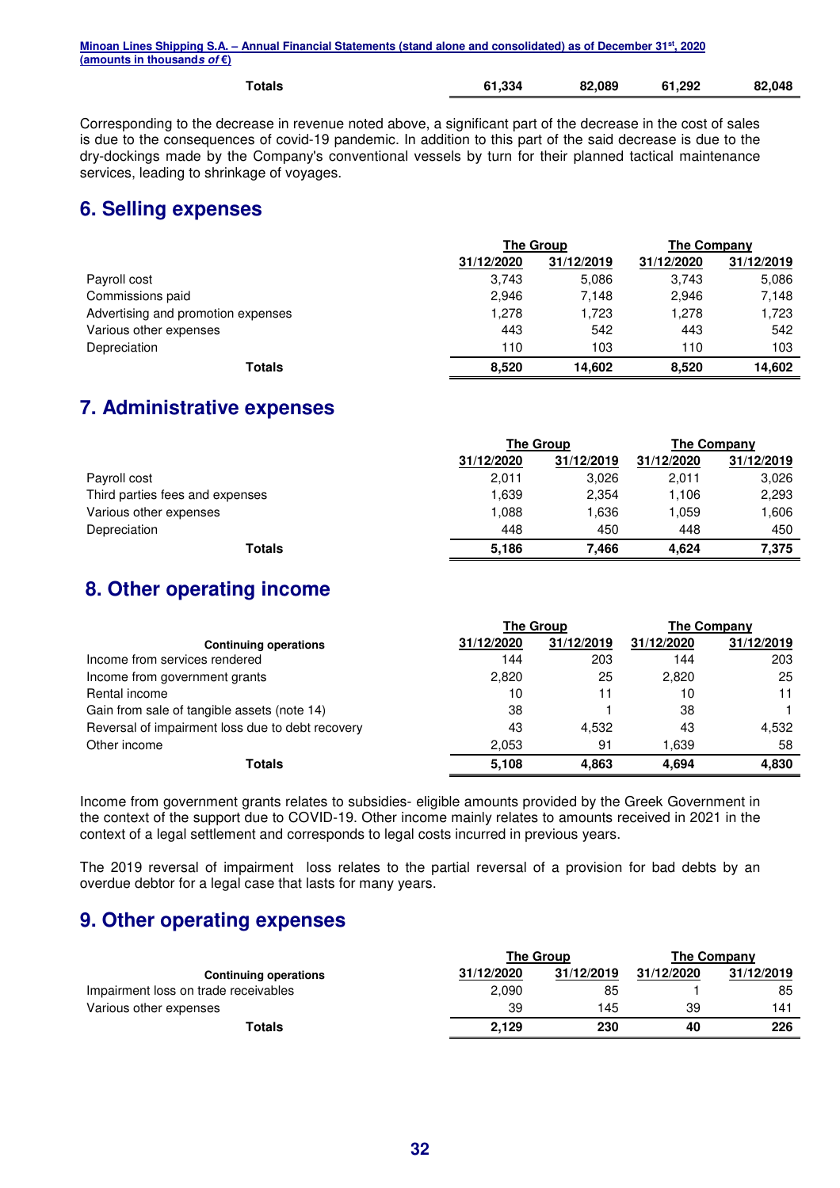| | | | | |
|---|---|---|---|---|
| **Totals** | **61,334** | **82,089** | **61,292** | **82,048** |

Corresponding to the decrease in revenue noted above, a significant part of the decrease in the cost of sales is due to the consequences of covid-19 pandemic. In addition to this part of the said decrease is due to the dry-dockings made by the Company's conventional vessels by turn for their planned tactical maintenance services, leading to shrinkage of voyages.

## 6. Selling expenses

| | The Group | | The Company | |
|---|---|---|---|---|
| | 31/12/2020 | 31/12/2019 | 31/12/2020 | 31/12/2019 |
| Payroll cost | 3,743 | 5,086 | 3,743 | 5,086 |
| Commissions paid | 2,946 | 7,148 | 2,946 | 7,148 |
| Advertising and promotion expenses | 1,278 | 1,723 | 1,278 | 1,723 |
| Various other expenses | 443 | 542 | 443 | 542 |
| Depreciation | 110 | 103 | 110 | 103 |
| **Totals** | **8,520** | **14,602** | **8,520** | **14,602** |

## 7. Administrative expenses

| | The Group | | The Company | |
|---|---|---|---|---|
| | 31/12/2020 | 31/12/2019 | 31/12/2020 | 31/12/2019 |
| Payroll cost | 2,011 | 3,026 | 2,011 | 3,026 |
| Third parties fees and expenses | 1,639 | 2,354 | 1,106 | 2,293 |
| Various other expenses | 1,088 | 1,636 | 1,059 | 1,606 |
| Depreciation | 448 | 450 | 448 | 450 |
| **Totals** | **5,186** | **7,466** | **4,624** | **7,375** |

## 8. Other operating income

| | The Group | | The Company | |
|---|---|---|---|---|
| **Continuing operations** | 31/12/2020 | 31/12/2019 | 31/12/2020 | 31/12/2019 |
| Income from services rendered | 144 | 203 | 144 | 203 |
| Income from government grants | 2,820 | 25 | 2,820 | 25 |
| Rental income | 10 | 11 | 10 | 11 |
| Gain from sale of tangible assets (note 14) | 38 | 1 | 38 | 1 |
| Reversal of impairment loss due to debt recovery | 43 | 4,532 | 43 | 4,532 |
| Other income | 2,053 | 91 | 1,639 | 58 |
| **Totals** | **5,108** | **4,863** | **4,694** | **4,830** |

Income from government grants relates to subsidies- eligible amounts provided by the Greek Government in the context of the support due to COVID-19. Other income mainly relates to amounts received in 2021 in the context of a legal settlement and corresponds to legal costs incurred in previous years.

The 2019 reversal of impairment loss relates to the partial reversal of a provision for bad debts by an overdue debtor for a legal case that lasts for many years.

## 9. Other operating expenses

| | The Group | | The Company | |
|---|---|---|---|---|
| **Continuing operations** | 31/12/2020 | 31/12/2019 | 31/12/2020 | 31/12/2019 |
| Impairment loss on trade receivables | 2,090 | 85 | 1 | 85 |
| Various other expenses | 39 | 145 | 39 | 141 |
| **Totals** | **2,129** | **230** | **40** | **226** |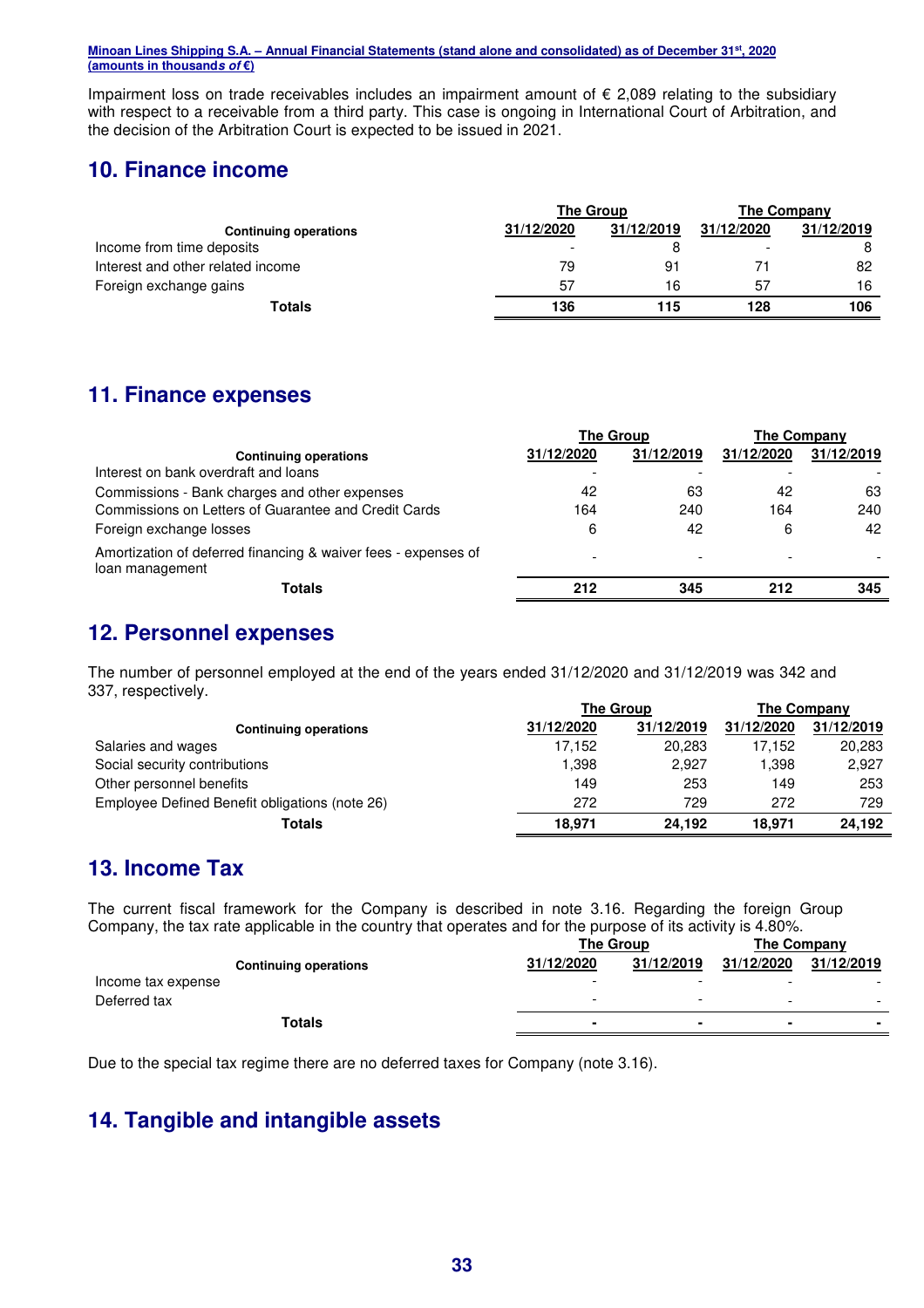Impairment loss on trade receivables includes an impairment amount of € 2,089 relating to the subsidiary with respect to a receivable from a third party. This case is ongoing in International Court of Arbitration, and the decision of the Arbitration Court is expected to be issued in 2021.

## 10. Finance income

| | The Group | | The Company | |
|---|---|---|---|---|
| **Continuing operations** | 31/12/2020 | 31/12/2019 | 31/12/2020 | 31/12/2019 |
| Income from time deposits | - | 8 | - | 8 |
| Interest and other related income | 79 | 91 | 71 | 82 |
| Foreign exchange gains | 57 | 16 | 57 | 16 |
| **Totals** | **136** | **115** | **128** | **106** |

## 11. Finance expenses

| | The Group | | The Company | |
|---|---|---|---|---|
| **Continuing operations** | 31/12/2020 | 31/12/2019 | 31/12/2020 | 31/12/2019 |
| Interest on bank overdraft and loans | - | - | - | - |
| Commissions - Bank charges and other expenses | 42 | 63 | 42 | 63 |
| Commissions on Letters of Guarantee and Credit Cards | 164 | 240 | 164 | 240 |
| Foreign exchange losses | 6 | 42 | 6 | 42 |
| Amortization of deferred financing & waiver fees - expenses of loan management | - | - | - | - |
| **Totals** | **212** | **345** | **212** | **345** |

## 12. Personnel expenses

The number of personnel employed at the end of the years ended 31/12/2020 and 31/12/2019 was 342 and 337, respectively.

| | The Group | | The Company | |
|---|---|---|---|---|
| **Continuing operations** | 31/12/2020 | 31/12/2019 | 31/12/2020 | 31/12/2019 |
| Salaries and wages | 17,152 | 20,283 | 17,152 | 20,283 |
| Social security contributions | 1,398 | 2,927 | 1,398 | 2,927 |
| Other personnel benefits | 149 | 253 | 149 | 253 |
| Employee Defined Benefit obligations (note 26) | 272 | 729 | 272 | 729 |
| **Totals** | **18,971** | **24,192** | **18,971** | **24,192** |

## 13. Income Tax

The current fiscal framework for the Company is described in note 3.16. Regarding the foreign Group Company, the tax rate applicable in the country that operates and for the purpose of its activity is 4.80%.

| | The Group | | The Company | |
|---|---|---|---|---|
| **Continuing operations** | 31/12/2020 | 31/12/2019 | 31/12/2020 | 31/12/2019 |
| Income tax expense | - | - | - | - |
| Deferred tax | - | - | - | - |
| **Totals** | **-** | **-** | **-** | **-** |

Due to the special tax regime there are no deferred taxes for Company (note 3.16).

## 14. Tangible and intangible assets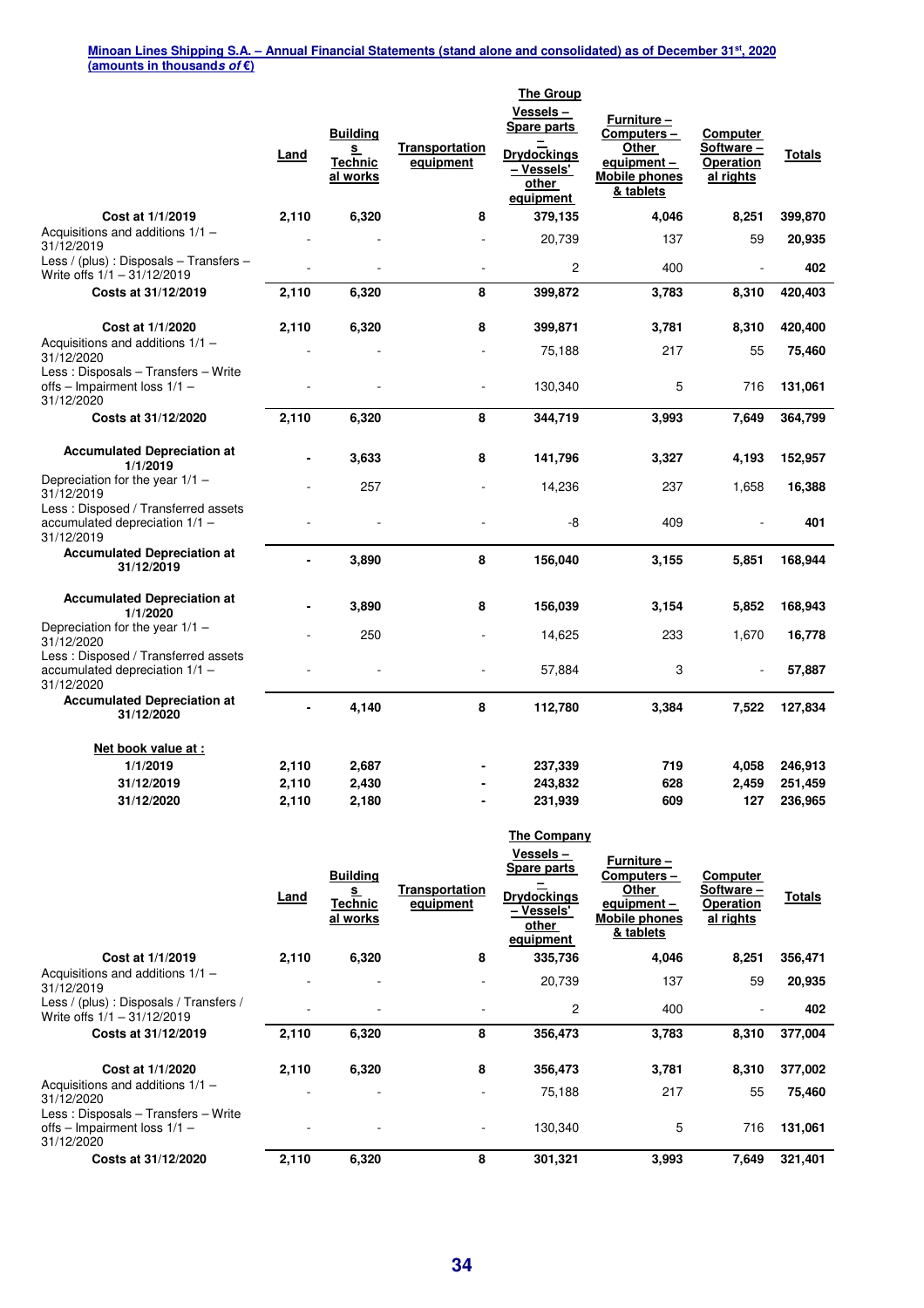**Minoan Lines Shipping S.A. – Annual Financial Statements (stand alone and consolidated) as of December 31st, 2020**
**(amounts in thousands of €)**

**The Group**

| | Land | Buildings Technical works | Transportation equipment | Vessels – Spare parts – Drydockings – Vessels' other equipment | Furniture – Computers – Other equipment – Mobile phones & tablets | Computer Software – Operational rights | Totals |
|---|---|---|---|---|---|---|---|
| **Cost at 1/1/2019** | **2,110** | **6,320** | **8** | **379,135** | **4,046** | **8,251** | **399,870** |
| Acquisitions and additions 1/1 – 31/12/2019 | - | - | - | 20,739 | 137 | 59 | **20,935** |
| Less / (plus) : Disposals – Transfers – Write offs 1/1 – 31/12/2019 | - | - | - | 2 | 400 | - | **402** |
| **Costs at 31/12/2019** | **2,110** | **6,320** | **8** | **399,872** | **3,783** | **8,310** | **420,403** |
| **Cost at 1/1/2020** | **2,110** | **6,320** | **8** | **399,871** | **3,781** | **8,310** | **420,400** |
| Acquisitions and additions 1/1 – 31/12/2020 | - | - | - | 75,188 | 217 | 55 | **75,460** |
| Less : Disposals – Transfers – Write offs – Impairment loss 1/1 – 31/12/2020 | - | - | - | 130,340 | 5 | 716 | **131,061** |
| **Costs at 31/12/2020** | **2,110** | **6,320** | **8** | **344,719** | **3,993** | **7,649** | **364,799** |
| **Accumulated Depreciation at 1/1/2019** | **-** | **3,633** | **8** | **141,796** | **3,327** | **4,193** | **152,957** |
| Depreciation for the year 1/1 – 31/12/2019 | - | 257 | - | 14,236 | 237 | 1,658 | **16,388** |
| Less : Disposed / Transferred assets accumulated depreciation 1/1 – 31/12/2019 | - | - | - | -8 | 409 | - | **401** |
| **Accumulated Depreciation at 31/12/2019** | **-** | **3,890** | **8** | **156,040** | **3,155** | **5,851** | **168,944** |
| **Accumulated Depreciation at 1/1/2020** | **-** | **3,890** | **8** | **156,039** | **3,154** | **5,852** | **168,943** |
| Depreciation for the year 1/1 – 31/12/2020 | - | 250 | - | 14,625 | 233 | 1,670 | **16,778** |
| Less : Disposed / Transferred assets accumulated depreciation 1/1 – 31/12/2020 | - | - | - | 57,884 | 3 | - | **57,887** |
| **Accumulated Depreciation at 31/12/2020** | **-** | **4,140** | **8** | **112,780** | **3,384** | **7,522** | **127,834** |
| **Net book value at :** | | | | | | | |
| **1/1/2019** | **2,110** | **2,687** | **-** | **237,339** | **719** | **4,058** | **246,913** |
| **31/12/2019** | **2,110** | **2,430** | **-** | **243,832** | **628** | **2,459** | **251,459** |
| **31/12/2020** | **2,110** | **2,180** | **-** | **231,939** | **609** | **127** | **236,965** |

**The Company**

| | Land | Buildings Technical works | Transportation equipment | Vessels – Spare parts – Drydockings – Vessels' other equipment | Furniture – Computers – Other equipment – Mobile phones & tablets | Computer Software – Operational rights | Totals |
|---|---|---|---|---|---|---|---|
| **Cost at 1/1/2019** | **2,110** | **6,320** | **8** | **335,736** | **4,046** | **8,251** | **356,471** |
| Acquisitions and additions 1/1 – 31/12/2019 | - | - | - | 20,739 | 137 | 59 | **20,935** |
| Less / (plus) : Disposals / Transfers / Write offs 1/1 – 31/12/2019 | - | - | - | 2 | 400 | - | **402** |
| **Costs at 31/12/2019** | **2,110** | **6,320** | **8** | **356,473** | **3,783** | **8,310** | **377,004** |
| **Cost at 1/1/2020** | **2,110** | **6,320** | **8** | **356,473** | **3,781** | **8,310** | **377,002** |
| Acquisitions and additions 1/1 – 31/12/2020 | - | - | - | 75,188 | 217 | 55 | **75,460** |
| Less : Disposals – Transfers – Write offs – Impairment loss 1/1 – 31/12/2020 | - | - | - | 130,340 | 5 | 716 | **131,061** |
| **Costs at 31/12/2020** | **2,110** | **6,320** | **8** | **301,321** | **3,993** | **7,649** | **321,401** |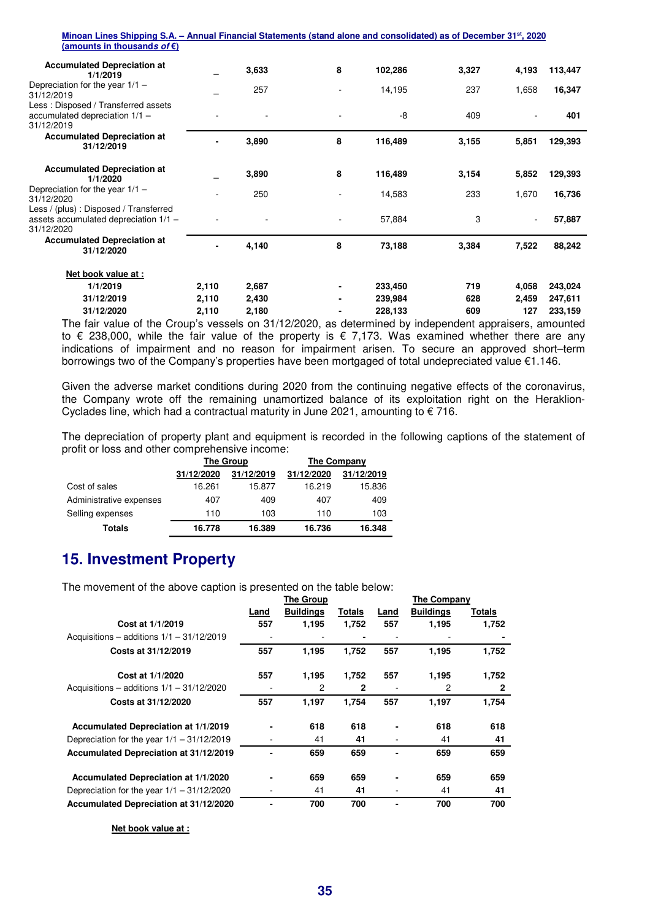| | | | | | | | |
|---|---|---|---|---|---|---|---|
| **Accumulated Depreciation at 1/1/2019** | – | **3,633** | **8** | **102,286** | **3,327** | **4,193** | **113,447** |
| Depreciation for the year 1/1 – 31/12/2019 | – | 257 | - | 14,195 | 237 | 1,658 | **16,347** |
| Less : Disposed / Transferred assets accumulated depreciation 1/1 – 31/12/2019 | - | - | - | -8 | 409 | - | **401** |
| **Accumulated Depreciation at 31/12/2019** | **-** | **3,890** | **8** | **116,489** | **3,155** | **5,851** | **129,393** |
| **Accumulated Depreciation at 1/1/2020** | – | **3,890** | **8** | **116,489** | **3,154** | **5,852** | **129,393** |
| Depreciation for the year 1/1 – 31/12/2020 | - | 250 | - | 14,583 | 233 | 1,670 | **16,736** |
| Less / (plus) : Disposed / Transferred assets accumulated depreciation 1/1 – 31/12/2020 | - | - | - | 57,884 | 3 | - | **57,887** |
| **Accumulated Depreciation at 31/12/2020** | **-** | **4,140** | **8** | **73,188** | **3,384** | **7,522** | **88,242** |
| **Net book value at :** | | | | | | | |
| **1/1/2019** | **2,110** | **2,687** | **-** | **233,450** | **719** | **4,058** | **243,024** |
| **31/12/2019** | **2,110** | **2,430** | **-** | **239,984** | **628** | **2,459** | **247,611** |
| **31/12/2020** | **2,110** | **2,180** | **-** | **228,133** | **609** | **127** | **233,159** |

The fair value of the Croup's vessels on 31/12/2020, as determined by independent appraisers, amounted to € 238,000, while the fair value of the property is € 7,173. Was examined whether there are any indications of impairment and no reason for impairment arisen. To secure an approved short–term borrowings two of the Company's properties have been mortgaged of total undepreciated value €1.146.

Given the adverse market conditions during 2020 from the continuing negative effects of the coronavirus, the Company wrote off the remaining unamortized balance of its exploitation right on the Heraklion-Cyclades line, which had a contractual maturity in June 2021, amounting to € 716.

The depreciation of property plant and equipment is recorded in the following captions of the statement of profit or loss and other comprehensive income:

| | The Group | | The Company | |
|---|---|---|---|---|
| | 31/12/2020 | 31/12/2019 | 31/12/2020 | 31/12/2019 |
| Cost of sales | 16.261 | 15.877 | 16.219 | 15.836 |
| Administrative expenses | 407 | 409 | 407 | 409 |
| Selling expenses | 110 | 103 | 110 | 103 |
| **Totals** | **16.778** | **16.389** | **16.736** | **16.348** |

## 15. Investment Property

The movement of the above caption is presented on the table below:

| | The Group | | | The Company | | |
|---|---|---|---|---|---|---|
| | Land | Buildings | Totals | Land | Buildings | Totals |
| **Cost at 1/1/2019** | **557** | **1,195** | **1,752** | **557** | **1,195** | **1,752** |
| Acquisitions – additions 1/1 – 31/12/2019 | - | - | **-** | - | - | **-** |
| **Costs at 31/12/2019** | **557** | **1,195** | **1,752** | **557** | **1,195** | **1,752** |
| **Cost at 1/1/2020** | **557** | **1,195** | **1,752** | **557** | **1,195** | **1,752** |
| Acquisitions – additions 1/1 – 31/12/2020 | - | 2 | **2** | - | 2 | **2** |
| **Costs at 31/12/2020** | **557** | **1,197** | **1,754** | **557** | **1,197** | **1,754** |
| **Accumulated Depreciation at 1/1/2019** | **-** | **618** | **618** | **-** | **618** | **618** |
| Depreciation for the year 1/1 – 31/12/2019 | - | 41 | **41** | - | 41 | **41** |
| **Accumulated Depreciation at 31/12/2019** | **-** | **659** | **659** | **-** | **659** | **659** |
| **Accumulated Depreciation at 1/1/2020** | **-** | **659** | **659** | **-** | **659** | **659** |
| Depreciation for the year 1/1 – 31/12/2020 | - | 41 | **41** | - | 41 | **41** |
| **Accumulated Depreciation at 31/12/2020** | **-** | **700** | **700** | **-** | **700** | **700** |

**Net book value at :**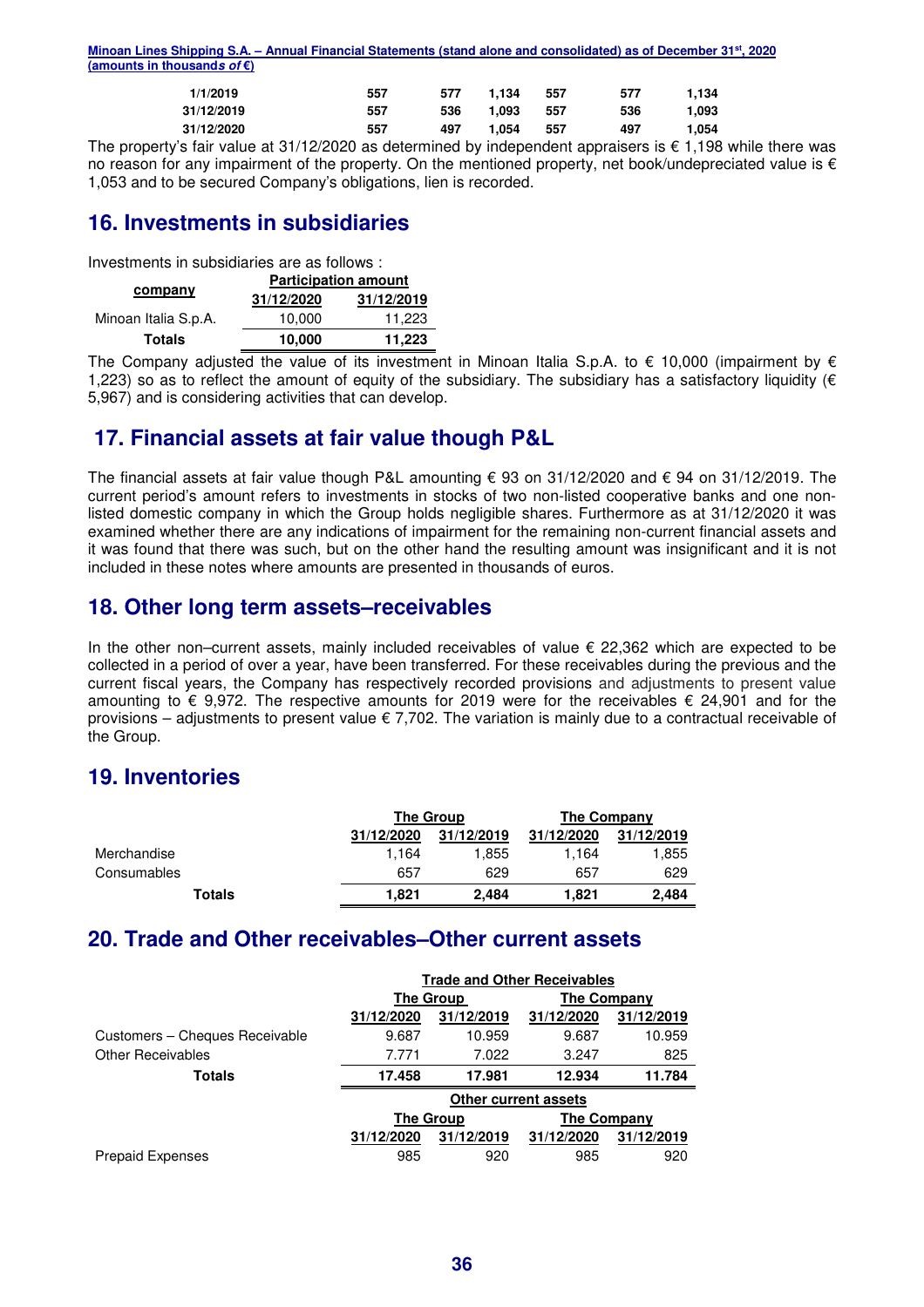| | | | | | | |
|---|---|---|---|---|---|---|
| 1/1/2019 | 557 | 577 | 1,134 | 557 | 577 | 1,134 |
| 31/12/2019 | 557 | 536 | 1,093 | 557 | 536 | 1,093 |
| 31/12/2020 | 557 | 497 | 1,054 | 557 | 497 | 1,054 |

The property's fair value at 31/12/2020 as determined by independent appraisers is € 1,198 while there was no reason for any impairment of the property. On the mentioned property, net book/undepreciated value is € 1,053 and to be secured Company's obligations, lien is recorded.

## 16. Investments in subsidiaries

Investments in subsidiaries are as follows :

| company | Participation amount | |
|---|---|---|
| | 31/12/2020 | 31/12/2019 |
| Minoan Italia S.p.A. | 10,000 | 11,223 |
| **Totals** | **10,000** | **11,223** |

The Company adjusted the value of its investment in Minoan Italia S.p.A. to € 10,000 (impairment by € 1,223) so as to reflect the amount of equity of the subsidiary. The subsidiary has a satisfactory liquidity (€ 5,967) and is considering activities that can develop.

## 17. Financial assets at fair value though P&L

The financial assets at fair value though P&L amounting € 93 on 31/12/2020 and € 94 on 31/12/2019. The current period's amount refers to investments in stocks of two non-listed cooperative banks and one non-listed domestic company in which the Group holds negligible shares. Furthermore as at 31/12/2020 it was examined whether there are any indications of impairment for the remaining non-current financial assets and it was found that there was such, but on the other hand the resulting amount was insignificant and it is not included in these notes where amounts are presented in thousands of euros.

## 18. Other long term assets–receivables

In the other non–current assets, mainly included receivables of value € 22,362 which are expected to be collected in a period of over a year, have been transferred. For these receivables during the previous and the current fiscal years, the Company has respectively recorded provisions and adjustments to present value amounting to € 9,972. The respective amounts for 2019 were for the receivables € 24,901 and for the provisions – adjustments to present value € 7,702. The variation is mainly due to a contractual receivable of the Group.

## 19. Inventories

| | The Group | | The Company | |
|---|---|---|---|---|
| | 31/12/2020 | 31/12/2019 | 31/12/2020 | 31/12/2019 |
| Merchandise | 1,164 | 1,855 | 1,164 | 1,855 |
| Consumables | 657 | 629 | 657 | 629 |
| **Totals** | **1,821** | **2,484** | **1,821** | **2,484** |

## 20. Trade and Other receivables–Other current assets

| | Trade and Other Receivables | | | |
|---|---|---|---|---|
| | The Group | | The Company | |
| | 31/12/2020 | 31/12/2019 | 31/12/2020 | 31/12/2019 |
| Customers – Cheques Receivable | 9.687 | 10.959 | 9.687 | 10.959 |
| Other Receivables | 7.771 | 7.022 | 3.247 | 825 |
| **Totals** | **17.458** | **17.981** | **12.934** | **11.784** |

| | Other current assets | | | |
|---|---|---|---|---|
| | The Group | | The Company | |
| | 31/12/2020 | 31/12/2019 | 31/12/2020 | 31/12/2019 |
| Prepaid Expenses | 985 | 920 | 985 | 920 |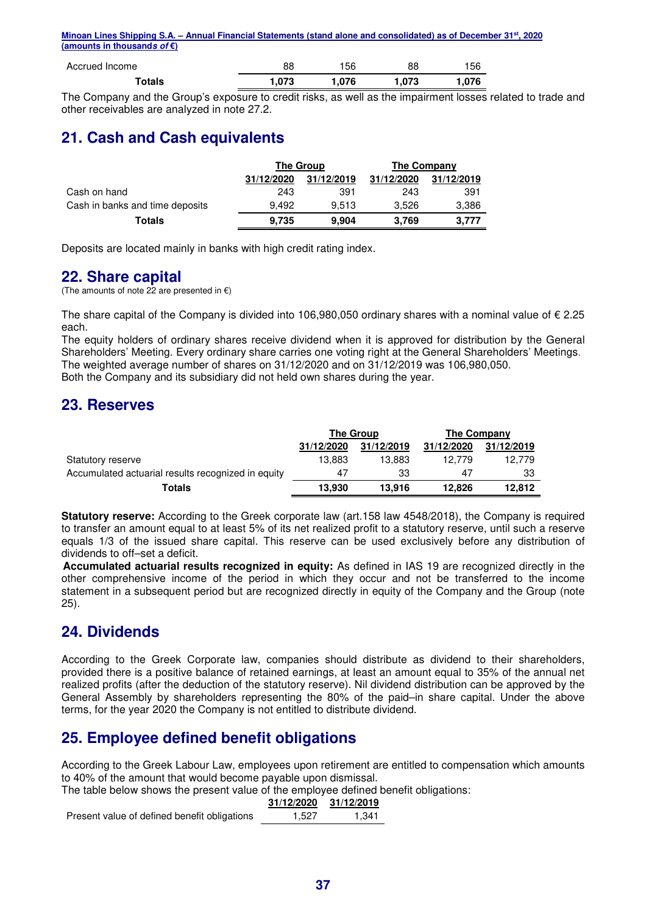| | | | | |
|---|---|---|---|---|
| Accrued Income | 88 | 156 | 88 | 156 |
| **Totals** | **1,073** | **1,076** | **1,073** | **1,076** |

The Company and the Group's exposure to credit risks, as well as the impairment losses related to trade and other receivables are analyzed in note 27.2.

## 21. Cash and Cash equivalents

| | The Group | | The Company | |
|---|---|---|---|---|
| | 31/12/2020 | 31/12/2019 | 31/12/2020 | 31/12/2019 |
| Cash on hand | 243 | 391 | 243 | 391 |
| Cash in banks and time deposits | 9,492 | 9,513 | 3,526 | 3,386 |
| **Totals** | **9,735** | **9,904** | **3,769** | **3,777** |

Deposits are located mainly in banks with high credit rating index.

## 22. Share capital

(The amounts of note 22 are presented in €)

The share capital of the Company is divided into 106,980,050 ordinary shares with a nominal value of € 2.25 each.

The equity holders of ordinary shares receive dividend when it is approved for distribution by the General Shareholders' Meeting. Every ordinary share carries one voting right at the General Shareholders' Meetings. The weighted average number of shares on 31/12/2020 and on 31/12/2019 was 106,980,050.

Both the Company and its subsidiary did not held own shares during the year.

## 23. Reserves

| | The Group | | The Company | |
|---|---|---|---|---|
| | 31/12/2020 | 31/12/2019 | 31/12/2020 | 31/12/2019 |
| Statutory reserve | 13,883 | 13,883 | 12,779 | 12,779 |
| Accumulated actuarial results recognized in equity | 47 | 33 | 47 | 33 |
| **Totals** | **13,930** | **13,916** | **12,826** | **12,812** |

**Statutory reserve:** According to the Greek corporate law (art.158 law 4548/2018), the Company is required to transfer an amount equal to at least 5% of its net realized profit to a statutory reserve, until such a reserve equals 1/3 of the issued share capital. This reserve can be used exclusively before any distribution of dividends to off–set a deficit.

**Accumulated actuarial results recognized in equity:** As defined in IAS 19 are recognized directly in the other comprehensive income of the period in which they occur and not be transferred to the income statement in a subsequent period but are recognized directly in equity of the Company and the Group (note 25).

## 24. Dividends

According to the Greek Corporate law, companies should distribute as dividend to their shareholders, provided there is a positive balance of retained earnings, at least an amount equal to 35% of the annual net realized profits (after the deduction of the statutory reserve). Nil dividend distribution can be approved by the General Assembly by shareholders representing the 80% of the paid–in share capital. Under the above terms, for the year 2020 the Company is not entitled to distribute dividend.

## 25. Employee defined benefit obligations

According to the Greek Labour Law, employees upon retirement are entitled to compensation which amounts to 40% of the amount that would become payable upon dismissal.

The table below shows the present value of the employee defined benefit obligations:

| | 31/12/2020 | 31/12/2019 |
|---|---|---|
| Present value of defined benefit obligations | 1,527 | 1,341 |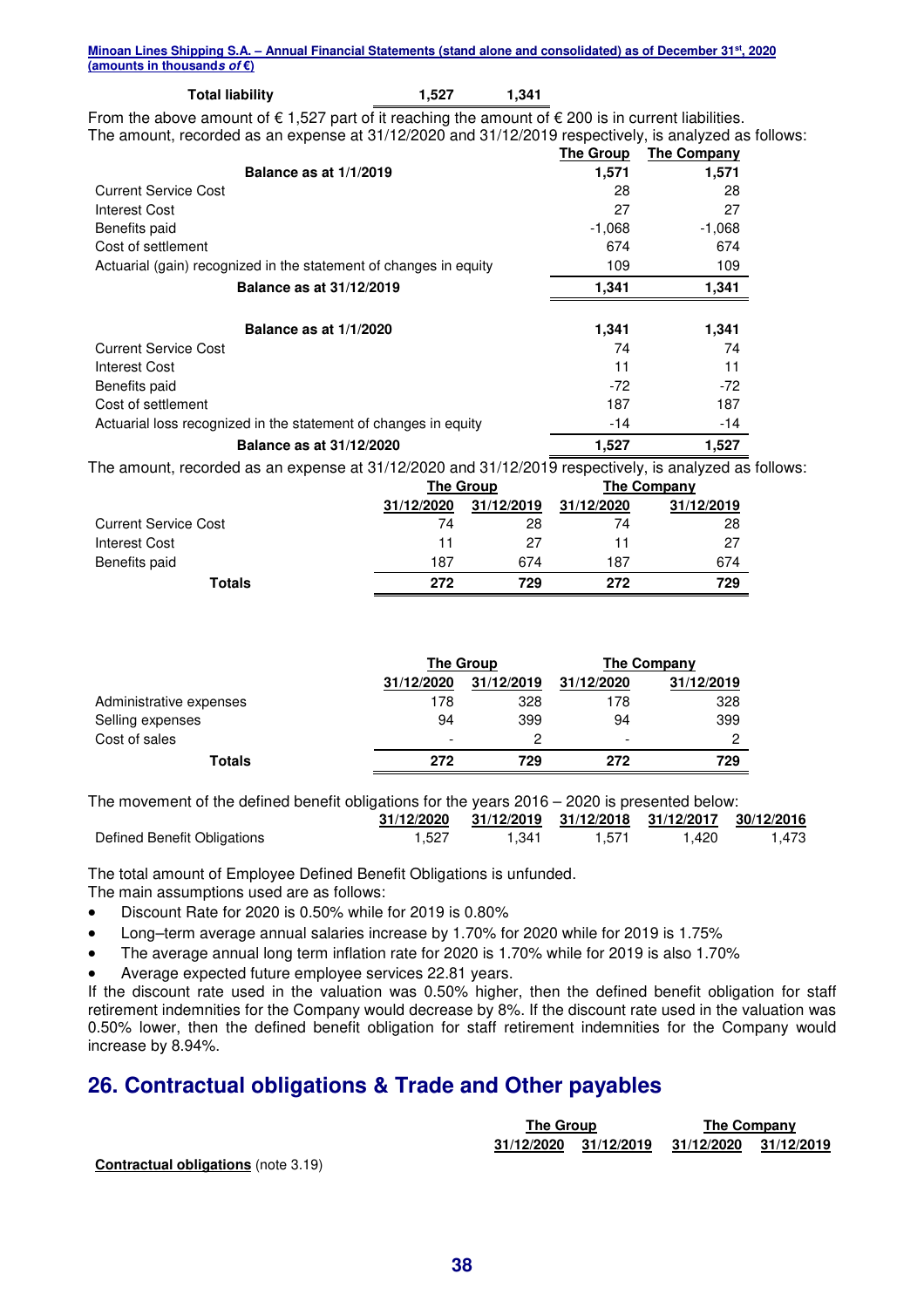| Total liability | 1,527 | 1,341 |
|---|---|---|

From the above amount of € 1,527 part of it reaching the amount of € 200 is in current liabilities.
The amount, recorded as an expense at 31/12/2020 and 31/12/2019 respectively, is analyzed as follows:

| | The Group | The Company |
|---|---|---|
| **Balance as at 1/1/2019** | **1,571** | **1,571** |
| Current Service Cost | 28 | 28 |
| Interest Cost | 27 | 27 |
| Benefits paid | -1,068 | -1,068 |
| Cost of settlement | 674 | 674 |
| Actuarial (gain) recognized in the statement of changes in equity | 109 | 109 |
| **Balance as at 31/12/2019** | **1,341** | **1,341** |
| | | |
| **Balance as at 1/1/2020** | **1,341** | **1,341** |
| Current Service Cost | 74 | 74 |
| Interest Cost | 11 | 11 |
| Benefits paid | -72 | -72 |
| Cost of settlement | 187 | 187 |
| Actuarial loss recognized in the statement of changes in equity | -14 | -14 |
| **Balance as at 31/12/2020** | **1,527** | **1,527** |

The amount, recorded as an expense at 31/12/2020 and 31/12/2019 respectively, is analyzed as follows:

| | The Group | | The Company | |
|---|---|---|---|---|
| | 31/12/2020 | 31/12/2019 | 31/12/2020 | 31/12/2019 |
| Current Service Cost | 74 | 28 | 74 | 28 |
| Interest Cost | 11 | 27 | 11 | 27 |
| Benefits paid | 187 | 674 | 187 | 674 |
| **Totals** | **272** | **729** | **272** | **729** |

| | The Group | | The Company | |
|---|---|---|---|---|
| | 31/12/2020 | 31/12/2019 | 31/12/2020 | 31/12/2019 |
| Administrative expenses | 178 | 328 | 178 | 328 |
| Selling expenses | 94 | 399 | 94 | 399 |
| Cost of sales | - | 2 | - | 2 |
| **Totals** | **272** | **729** | **272** | **729** |

The movement of the defined benefit obligations for the years 2016 – 2020 is presented below:

| | 31/12/2020 | 31/12/2019 | 31/12/2018 | 31/12/2017 | 30/12/2016 |
|---|---|---|---|---|---|
| Defined Benefit Obligations | 1,527 | 1,341 | 1,571 | 1,420 | 1,473 |

The total amount of Employee Defined Benefit Obligations is unfunded.
The main assumptions used are as follows:

- Discount Rate for 2020 is 0.50% while for 2019 is 0.80%
- Long–term average annual salaries increase by 1.70% for 2020 while for 2019 is 1.75%
- The average annual long term inflation rate for 2020 is 1.70% while for 2019 is also 1.70%
- Average expected future employee services 22.81 years.

If the discount rate used in the valuation was 0.50% higher, then the defined benefit obligation for staff retirement indemnities for the Company would decrease by 8%. If the discount rate used in the valuation was 0.50% lower, then the defined benefit obligation for staff retirement indemnities for the Company would increase by 8.94%.

## 26. Contractual obligations & Trade and Other payables

| | The Group | | The Company | |
|---|---|---|---|---|
| | 31/12/2020 | 31/12/2019 | 31/12/2020 | 31/12/2019 |
| **Contractual obligations** (note 3.19) | | | | |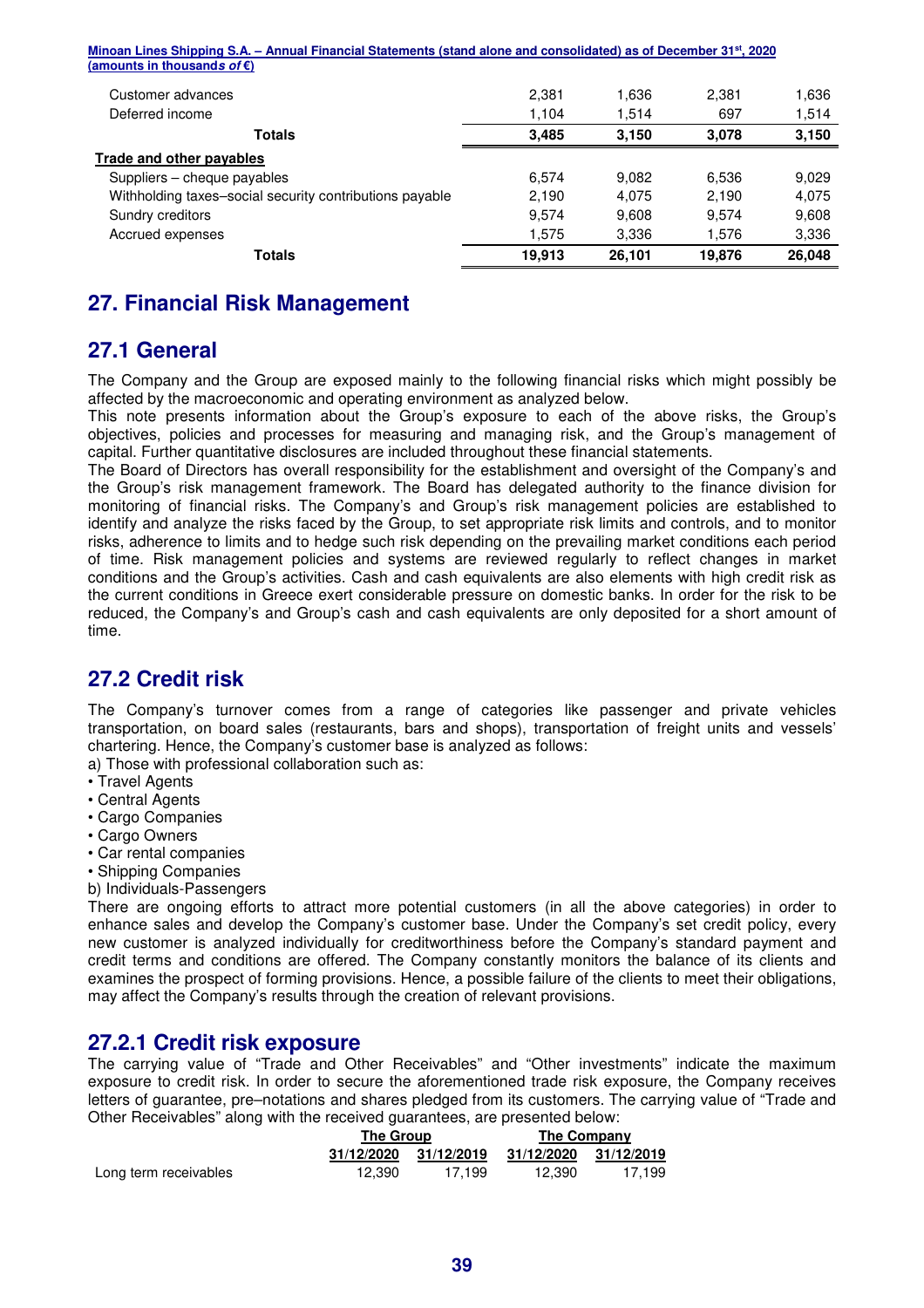| | | | | |
|---|---|---|---|---|
| Customer advances | 2,381 | 1,636 | 2,381 | 1,636 |
| Deferred income | 1,104 | 1,514 | 697 | 1,514 |
| **Totals** | **3,485** | **3,150** | **3,078** | **3,150** |
| **Trade and other payables** | | | | |
| Suppliers – cheque payables | 6,574 | 9,082 | 6,536 | 9,029 |
| Withholding taxes–social security contributions payable | 2,190 | 4,075 | 2,190 | 4,075 |
| Sundry creditors | 9,574 | 9,608 | 9,574 | 9,608 |
| Accrued expenses | 1,575 | 3,336 | 1,576 | 3,336 |
| **Totals** | **19,913** | **26,101** | **19,876** | **26,048** |

# 27. Financial Risk Management

## 27.1 General

The Company and the Group are exposed mainly to the following financial risks which might possibly be affected by the macroeconomic and operating environment as analyzed below.

This note presents information about the Group's exposure to each of the above risks, the Group's objectives, policies and processes for measuring and managing risk, and the Group's management of capital. Further quantitative disclosures are included throughout these financial statements.

The Board of Directors has overall responsibility for the establishment and oversight of the Company's and the Group's risk management framework. The Board has delegated authority to the finance division for monitoring of financial risks. The Company's and Group's risk management policies are established to identify and analyze the risks faced by the Group, to set appropriate risk limits and controls, and to monitor risks, adherence to limits and to hedge such risk depending on the prevailing market conditions each period of time. Risk management policies and systems are reviewed regularly to reflect changes in market conditions and the Group's activities. Cash and cash equivalents are also elements with high credit risk as the current conditions in Greece exert considerable pressure on domestic banks. In order for the risk to be reduced, the Company's and Group's cash and cash equivalents are only deposited for a short amount of time.

## 27.2 Credit risk

The Company's turnover comes from a range of categories like passenger and private vehicles transportation, on board sales (restaurants, bars and shops), transportation of freight units and vessels' chartering. Hence, the Company's customer base is analyzed as follows:

a) Those with professional collaboration such as:

- Travel Agents
- Central Agents
- Cargo Companies
- Cargo Owners
- Car rental companies
- Shipping Companies

b) Individuals-Passengers

There are ongoing efforts to attract more potential customers (in all the above categories) in order to enhance sales and develop the Company's customer base. Under the Company's set credit policy, every new customer is analyzed individually for creditworthiness before the Company's standard payment and credit terms and conditions are offered. The Company constantly monitors the balance of its clients and examines the prospect of forming provisions. Hence, a possible failure of the clients to meet their obligations, may affect the Company's results through the creation of relevant provisions.

## 27.2.1 Credit risk exposure

The carrying value of "Trade and Other Receivables" and "Other investments" indicate the maximum exposure to credit risk. In order to secure the aforementioned trade risk exposure, the Company receives letters of guarantee, pre–notations and shares pledged from its customers. The carrying value of "Trade and Other Receivables" along with the received guarantees, are presented below:

| | The Group | | The Company | |
|---|---|---|---|---|
| | 31/12/2020 | 31/12/2019 | 31/12/2020 | 31/12/2019 |
| Long term receivables | 12,390 | 17,199 | 12,390 | 17,199 |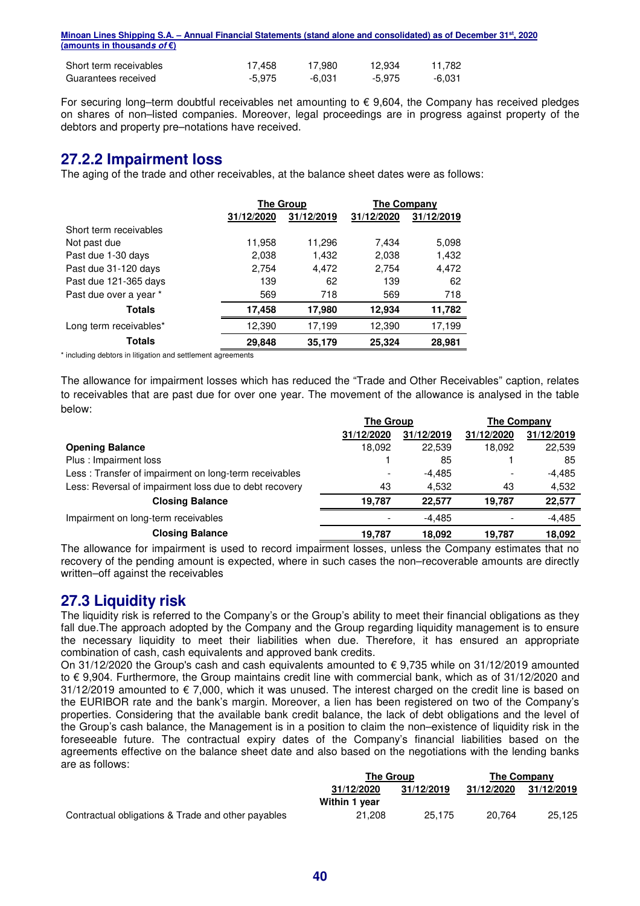| | | | | |
|---|---|---|---|---|
| Short term receivables | 17,458 | 17,980 | 12,934 | 11,782 |
| Guarantees received | -5,975 | -6,031 | -5,975 | -6,031 |

For securing long–term doubtful receivables net amounting to € 9,604, the Company has received pledges on shares of non–listed companies. Moreover, legal proceedings are in progress against property of the debtors and property pre–notations have received.

## 27.2.2 Impairment loss

The aging of the trade and other receivables, at the balance sheet dates were as follows:

| | The Group | | The Company | |
|---|---|---|---|---|
| | 31/12/2020 | 31/12/2019 | 31/12/2020 | 31/12/2019 |
| Short term receivables | | | | |
| Not past due | 11,958 | 11,296 | 7,434 | 5,098 |
| Past due 1-30 days | 2,038 | 1,432 | 2,038 | 1,432 |
| Past due 31-120 days | 2,754 | 4,472 | 2,754 | 4,472 |
| Past due 121-365 days | 139 | 62 | 139 | 62 |
| Past due over a year * | 569 | 718 | 569 | 718 |
| **Totals** | **17,458** | **17,980** | **12,934** | **11,782** |
| Long term receivables* | 12,390 | 17,199 | 12,390 | 17,199 |
| **Totals** | **29,848** | **35,179** | **25,324** | **28,981** |

\* including debtors in litigation and settlement agreements

The allowance for impairment losses which has reduced the "Trade and Other Receivables" caption, relates to receivables that are past due for over one year. The movement of the allowance is analysed in the table below:

| | The Group | | The Company | |
|---|---|---|---|---|
| | 31/12/2020 | 31/12/2019 | 31/12/2020 | 31/12/2019 |
| **Opening Balance** | 18,092 | 22,539 | 18,092 | 22,539 |
| Plus : Impairment loss | 1 | 85 | 1 | 85 |
| Less : Transfer of impairment on long-term receivables | - | -4,485 | - | -4,485 |
| Less: Reversal of impairment loss due to debt recovery | 43 | 4,532 | 43 | 4,532 |
| **Closing Balance** | **19,787** | **22,577** | **19,787** | **22,577** |
| Impairment on long-term receivables | - | -4,485 | - | -4,485 |
| **Closing Balance** | **19,787** | **18,092** | **19,787** | **18,092** |

The allowance for impairment is used to record impairment losses, unless the Company estimates that no recovery of the pending amount is expected, where in such cases the non–recoverable amounts are directly written–off against the receivables

## 27.3 Liquidity risk

The liquidity risk is referred to the Company's or the Group's ability to meet their financial obligations as they fall due.The approach adopted by the Company and the Group regarding liquidity management is to ensure the necessary liquidity to meet their liabilities when due. Therefore, it has ensured an appropriate combination of cash, cash equivalents and approved bank credits.

On 31/12/2020 the Group's cash and cash equivalents amounted to € 9,735 while on 31/12/2019 amounted to € 9,904. Furthermore, the Group maintains credit line with commercial bank, which as of 31/12/2020 and 31/12/2019 amounted to € 7,000, which it was unused. The interest charged on the credit line is based on the EURIBOR rate and the bank's margin. Moreover, a lien has been registered on two of the Company's properties. Considering that the available bank credit balance, the lack of debt obligations and the level of the Group's cash balance, the Management is in a position to claim the non–existence of liquidity risk in the foreseeable future. The contractual expiry dates of the Company's financial liabilities based on the agreements effective on the balance sheet date and also based on the negotiations with the lending banks are as follows:

| | The Group | | The Company | |
|---|---|---|---|---|
| | 31/12/2020 | 31/12/2019 | 31/12/2020 | 31/12/2019 |
| | Within 1 year | | | |
| Contractual obligations & Trade and other payables | 21,208 | 25,175 | 20,764 | 25,125 |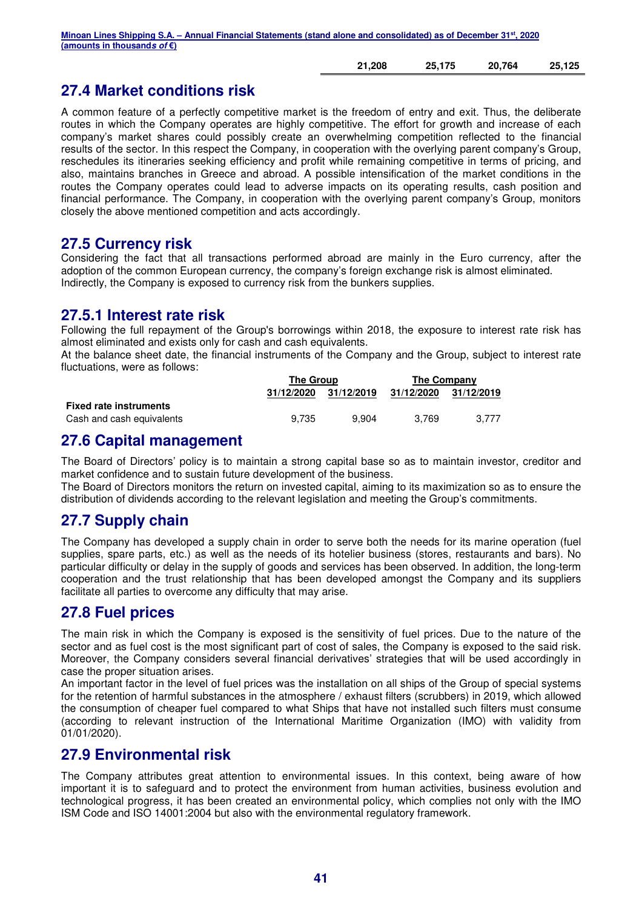| | | | |
|---|---|---|---|
| **21,208** | **25,175** | **20,764** | **25,125** |

## 27.4 Market conditions risk

A common feature of a perfectly competitive market is the freedom of entry and exit. Thus, the deliberate routes in which the Company operates are highly competitive. The effort for growth and increase of each company's market shares could possibly create an overwhelming competition reflected to the financial results of the sector. In this respect the Company, in cooperation with the overlying parent company's Group, reschedules its itineraries seeking efficiency and profit while remaining competitive in terms of pricing, and also, maintains branches in Greece and abroad. A possible intensification of the market conditions in the routes the Company operates could lead to adverse impacts on its operating results, cash position and financial performance. The Company, in cooperation with the overlying parent company's Group, monitors closely the above mentioned competition and acts accordingly.

## 27.5 Currency risk

Considering the fact that all transactions performed abroad are mainly in the Euro currency, after the adoption of the common European currency, the company's foreign exchange risk is almost eliminated. Indirectly, the Company is exposed to currency risk from the bunkers supplies.

## 27.5.1 Interest rate risk

Following the full repayment of the Group's borrowings within 2018, the exposure to interest rate risk has almost eliminated and exists only for cash and cash equivalents.

At the balance sheet date, the financial instruments of the Company and the Group, subject to interest rate fluctuations, were as follows:

| | The Group | | The Company | |
|---|---|---|---|---|
| | 31/12/2020 | 31/12/2019 | 31/12/2020 | 31/12/2019 |
| **Fixed rate instruments** | | | | |
| Cash and cash equivalents | 9,735 | 9,904 | 3,769 | 3,777 |

## 27.6 Capital management

The Board of Directors' policy is to maintain a strong capital base so as to maintain investor, creditor and market confidence and to sustain future development of the business.

The Board of Directors monitors the return on invested capital, aiming to its maximization so as to ensure the distribution of dividends according to the relevant legislation and meeting the Group's commitments.

## 27.7 Supply chain

The Company has developed a supply chain in order to serve both the needs for its marine operation (fuel supplies, spare parts, etc.) as well as the needs of its hotelier business (stores, restaurants and bars). No particular difficulty or delay in the supply of goods and services has been observed. In addition, the long-term cooperation and the trust relationship that has been developed amongst the Company and its suppliers facilitate all parties to overcome any difficulty that may arise.

## 27.8 Fuel prices

The main risk in which the Company is exposed is the sensitivity of fuel prices. Due to the nature of the sector and as fuel cost is the most significant part of cost of sales, the Company is exposed to the said risk. Moreover, the Company considers several financial derivatives' strategies that will be used accordingly in case the proper situation arises.

An important factor in the level of fuel prices was the installation on all ships of the Group of special systems for the retention of harmful substances in the atmosphere / exhaust filters (scrubbers) in 2019, which allowed the consumption of cheaper fuel compared to what Ships that have not installed such filters must consume (according to relevant instruction of the International Maritime Organization (IMO) with validity from 01/01/2020).

## 27.9 Environmental risk

The Company attributes great attention to environmental issues. In this context, being aware of how important it is to safeguard and to protect the environment from human activities, business evolution and technological progress, it has been created an environmental policy, which complies not only with the IMO ISM Code and ISO 14001:2004 but also with the environmental regulatory framework.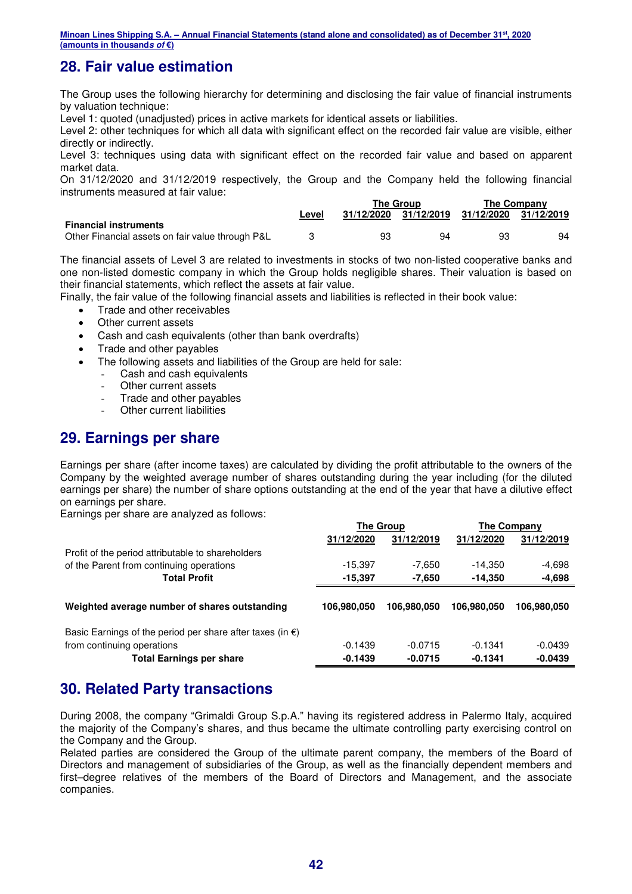## 28. Fair value estimation

The Group uses the following hierarchy for determining and disclosing the fair value of financial instruments by valuation technique:

Level 1: quoted (unadjusted) prices in active markets for identical assets or liabilities.

Level 2: other techniques for which all data with significant effect on the recorded fair value are visible, either directly or indirectly.

Level 3: techniques using data with significant effect on the recorded fair value and based on apparent market data.

On 31/12/2020 and 31/12/2019 respectively, the Group and the Company held the following financial instruments measured at fair value:

| | | The Group | | The Company | |
|---|---|---|---|---|---|
| | Level | 31/12/2020 | 31/12/2019 | 31/12/2020 | 31/12/2019 |
| **Financial instruments** | | | | | |
| Other Financial assets on fair value through P&L | 3 | 93 | 94 | 93 | 94 |

The financial assets of Level 3 are related to investments in stocks of two non-listed cooperative banks and one non-listed domestic company in which the Group holds negligible shares. Their valuation is based on their financial statements, which reflect the assets at fair value.

Finally, the fair value of the following financial assets and liabilities is reflected in their book value:

- Trade and other receivables
- Other current assets
- Cash and cash equivalents (other than bank overdrafts)
- Trade and other payables
- The following assets and liabilities of the Group are held for sale:
  - Cash and cash equivalents
  - Other current assets
  - Trade and other payables
  - Other current liabilities

## 29. Earnings per share

Earnings per share (after income taxes) are calculated by dividing the profit attributable to the owners of the Company by the weighted average number of shares outstanding during the year including (for the diluted earnings per share) the number of share options outstanding at the end of the year that have a dilutive effect on earnings per share.

Earnings per share are analyzed as follows:

| | The Group | | The Company | |
|---|---|---|---|---|
| | 31/12/2020 | 31/12/2019 | 31/12/2020 | 31/12/2019 |
| Profit of the period attributable to shareholders of the Parent from continuing operations | -15,397 | -7,650 | -14,350 | -4,698 |
| **Total Profit** | **-15,397** | **-7,650** | **-14,350** | **-4,698** |
| **Weighted average number of shares outstanding** | **106,980,050** | **106,980,050** | **106,980,050** | **106,980,050** |
| Basic Earnings of the period per share after taxes (in €) from continuing operations | -0.1439 | -0.0715 | -0.1341 | -0.0439 |
| **Total Earnings per share** | **-0.1439** | **-0.0715** | **-0.1341** | **-0.0439** |

## 30. Related Party transactions

During 2008, the company "Grimaldi Group S.p.A." having its registered address in Palermo Italy, acquired the majority of the Company's shares, and thus became the ultimate controlling party exercising control on the Company and the Group.

Related parties are considered the Group of the ultimate parent company, the members of the Board of Directors and management of subsidiaries of the Group, as well as the financially dependent members and first–degree relatives of the members of the Board of Directors and Management, and the associate companies.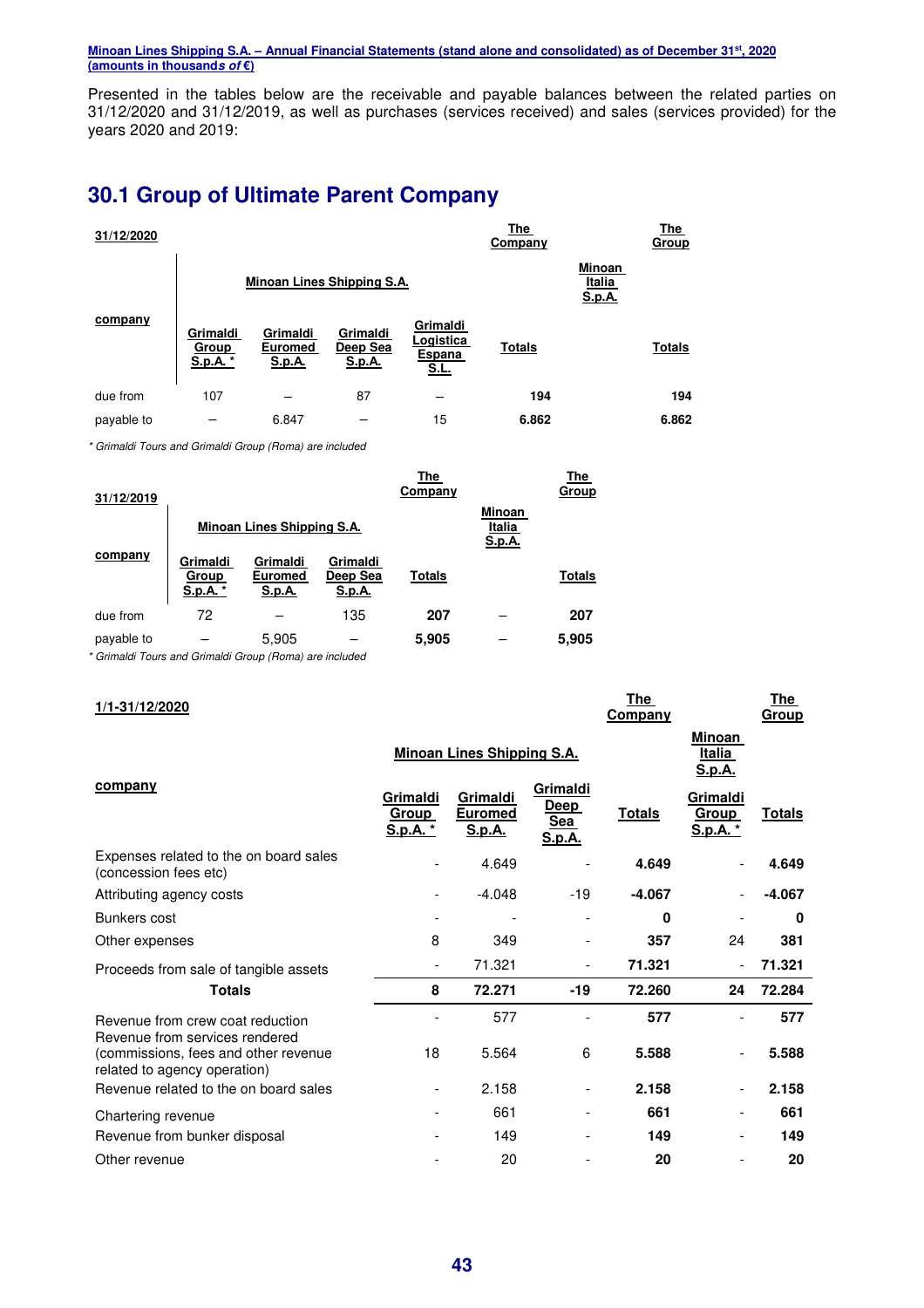Presented in the tables below are the receivable and payable balances between the related parties on 31/12/2020 and 31/12/2019, as well as purchases (services received) and sales (services provided) for the years 2020 and 2019:

## 30.1 Group of Ultimate Parent Company

| 31/12/2020 | | | | | The Company | | The Group |
|---|---|---|---|---|---|---|---|
| | Minoan Lines Shipping S.A. | | | | | Minoan Italia S.p.A. | |
| company | Grimaldi Group S.p.A. * | Grimaldi Euromed S.p.A. | Grimaldi Deep Sea S.p.A. | Grimaldi Logistica Espana S.L. | Totals | | Totals |
| due from | 107 | – | 87 | – | **194** | | **194** |
| payable to | – | 6.847 | – | 15 | **6.862** | | **6.862** |

*\* Grimaldi Tours and Grimaldi Group (Roma) are included*

| 31/12/2019 | | | | The Company | | The Group |
|---|---|---|---|---|---|---|
| | Minoan Lines Shipping S.A. | | | | Minoan Italia S.p.A. | |
| company | Grimaldi Group S.p.A. * | Grimaldi Euromed S.p.A. | Grimaldi Deep Sea S.p.A. | Totals | | Totals |
| due from | 72 | – | 135 | **207** | – | **207** |
| payable to | – | 5,905 | – | **5,905** | – | **5,905** |

*\* Grimaldi Tours and Grimaldi Group (Roma) are included*

| 1/1-31/12/2020 | | | | The Company | | The Group |
|---|---|---|---|---|---|---|
| | Minoan Lines Shipping S.A. | | | | Minoan Italia S.p.A. | |
| company | Grimaldi Group S.p.A. * | Grimaldi Euromed S.p.A. | Grimaldi Deep Sea S.p.A. | Totals | Grimaldi Group S.p.A. * | Totals |
| Expenses related to the on board sales (concession fees etc) | - | 4.649 | - | **4.649** | - | **4.649** |
| Attributing agency costs | - | -4.048 | -19 | **-4.067** | - | **-4.067** |
| Bunkers cost | - | - | - | **0** | - | **0** |
| Other expenses | 8 | 349 | - | **357** | 24 | **381** |
| Proceeds from sale of tangible assets | - | 71.321 | - | **71.321** | - | **71.321** |
| **Totals** | **8** | **72.271** | **-19** | **72.260** | **24** | **72.284** |
| Revenue from crew coat reduction | - | 577 | - | **577** | - | **577** |
| Revenue from services rendered (commissions, fees and other revenue related to agency operation) | 18 | 5.564 | 6 | **5.588** | - | **5.588** |
| Revenue related to the on board sales | - | 2.158 | - | **2.158** | - | **2.158** |
| Chartering revenue | - | 661 | - | **661** | - | **661** |
| Revenue from bunker disposal | - | 149 | - | **149** | - | **149** |
| Other revenue | - | 20 | - | **20** | - | **20** |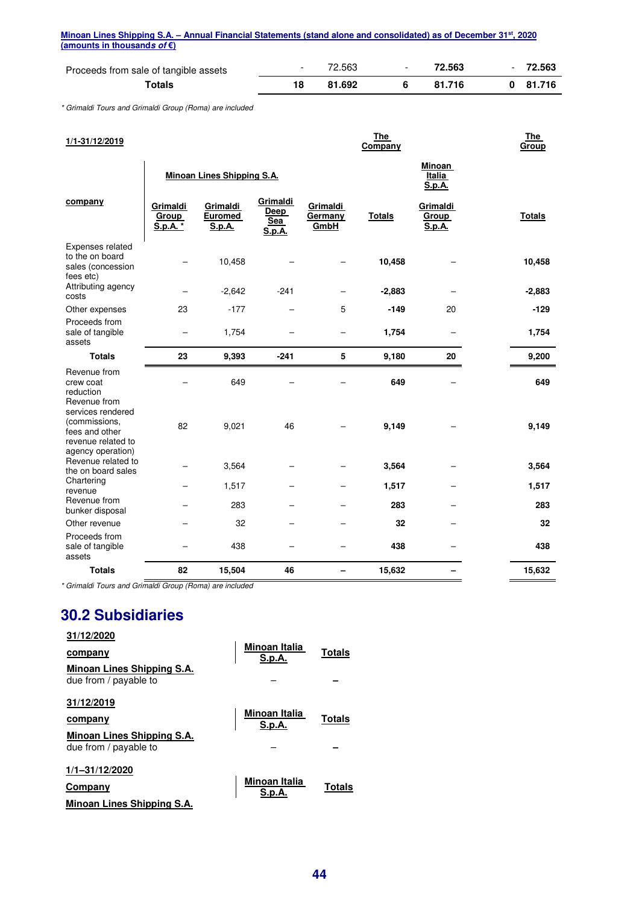| Proceeds from sale of tangible assets | - | 72.563 | - | 72.563 | - | 72.563 |
|---|---|---|---|---|---|---|
| **Totals** | **18** | **81.692** | **6** | **81.716** | **0** | **81.716** |

*\* Grimaldi Tours and Grimaldi Group (Roma) are included*

| 1/1-31/12/2019 | | | | | The Company | | The Group |
|---|---|---|---|---|---|---|---|
| | Minoan Lines Shipping S.A. | | | | | Minoan Italia S.p.A. | |
| company | Grimaldi Group S.p.A. * | Grimaldi Euromed S.p.A. | Grimaldi Deep Sea S.p.A. | Grimaldi Germany GmbH | Totals | Grimaldi Group S.p.A. | Totals |
| Expenses related to the on board sales (concession fees etc) | – | 10,458 | – | – | **10,458** | – | **10,458** |
| Attributing agency costs | – | -2,642 | -241 | – | **-2,883** | – | **-2,883** |
| Other expenses | 23 | -177 | – | 5 | **-149** | 20 | **-129** |
| Proceeds from sale of tangible assets | – | 1,754 | – | – | **1,754** | – | **1,754** |
| **Totals** | **23** | **9,393** | **-241** | **5** | **9,180** | **20** | **9,200** |
| Revenue from crew coat reduction | – | 649 | – | – | **649** | – | **649** |
| Revenue from services rendered (commissions, fees and other revenue related to agency operation) | 82 | 9,021 | 46 | – | **9,149** | – | **9,149** |
| Revenue related to the on board sales | – | 3,564 | – | – | **3,564** | – | **3,564** |
| Chartering revenue | – | 1,517 | – | – | **1,517** | – | **1,517** |
| Revenue from bunker disposal | – | 283 | – | – | **283** | – | **283** |
| Other revenue | – | 32 | – | – | **32** | – | **32** |
| Proceeds from sale of tangible assets | – | 438 | – | – | **438** | – | **438** |
| **Totals** | **82** | **15,504** | **46** | **–** | **15,632** | **–** | **15,632** |

*\* Grimaldi Tours and Grimaldi Group (Roma) are included*

## 30.2 Subsidiaries

| 31/12/2020 | | |
|---|---|---|
| company | Minoan Italia S.p.A. | Totals |
| **Minoan Lines Shipping S.A.** | | |
| due from / payable to | – | **–** |

| 31/12/2019 | | |
|---|---|---|
| company | Minoan Italia S.p.A. | Totals |
| **Minoan Lines Shipping S.A.** | | |
| due from / payable to | – | **–** |

| 1/1–31/12/2020 | | |
|---|---|---|
| Company | Minoan Italia S.p.A. | Totals |
| **Minoan Lines Shipping S.A.** | | |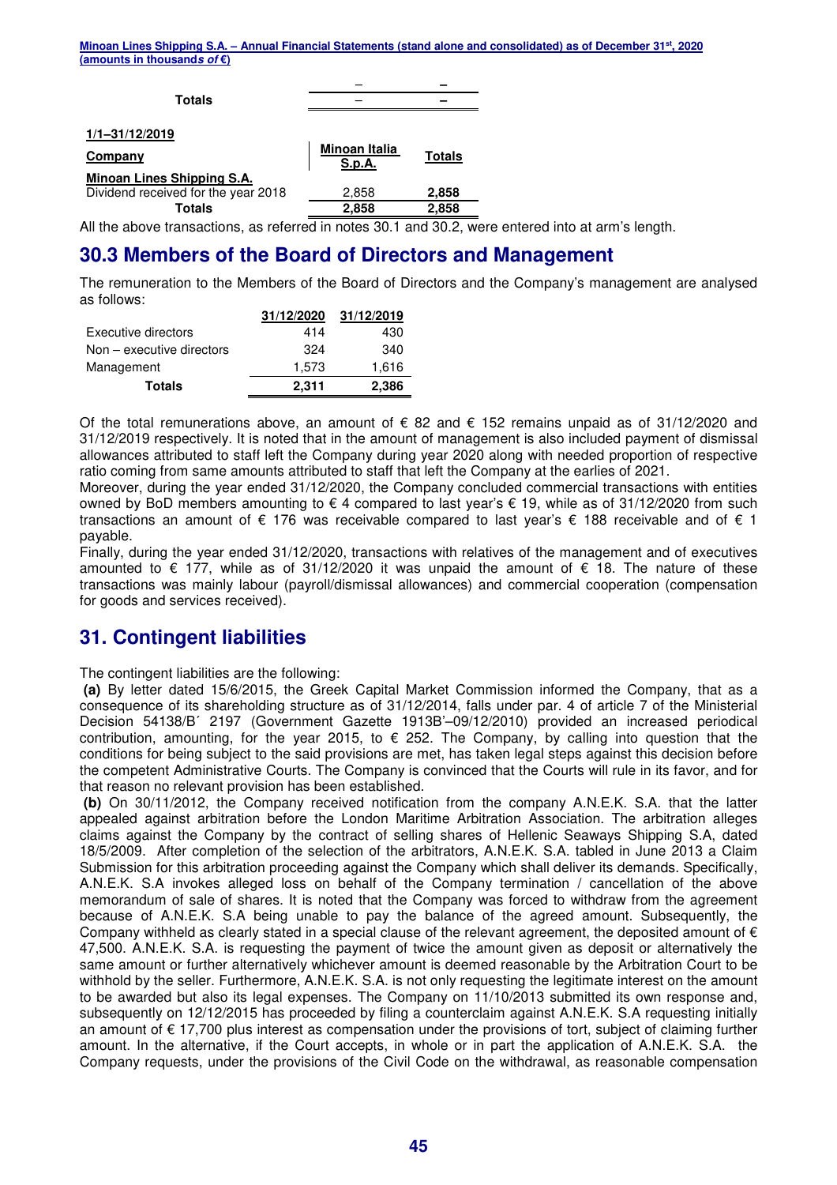| | | |
|---|---|---|
| | – | – |
| **Totals** | – | – |

**1/1–31/12/2019**

| Company | Minoan Italia S.p.A. | Totals |
|---|---|---|
| **Minoan Lines Shipping S.A.** | | |
| Dividend received for the year 2018 | 2,858 | **2,858** |
| **Totals** | **2,858** | **2,858** |

All the above transactions, as referred in notes 30.1 and 30.2, were entered into at arm's length.

## 30.3 Members of the Board of Directors and Management

The remuneration to the Members of the Board of Directors and the Company's management are analysed as follows:

| | 31/12/2020 | 31/12/2019 |
|---|---|---|
| Executive directors | 414 | 430 |
| Non – executive directors | 324 | 340 |
| Management | 1,573 | 1,616 |
| **Totals** | **2,311** | **2,386** |

Of the total remunerations above, an amount of € 82 and € 152 remains unpaid as of 31/12/2020 and 31/12/2019 respectively. It is noted that in the amount of management is also included payment of dismissal allowances attributed to staff left the Company during year 2020 along with needed proportion of respective ratio coming from same amounts attributed to staff that left the Company at the earlies of 2021.

Moreover, during the year ended 31/12/2020, the Company concluded commercial transactions with entities owned by BoD members amounting to € 4 compared to last year's € 19, while as of 31/12/2020 from such transactions an amount of € 176 was receivable compared to last year's € 188 receivable and of € 1 payable.

Finally, during the year ended 31/12/2020, transactions with relatives of the management and of executives amounted to € 177, while as of 31/12/2020 it was unpaid the amount of € 18. The nature of these transactions was mainly labour (payroll/dismissal allowances) and commercial cooperation (compensation for goods and services received).

# 31. Contingent liabilities

The contingent liabilities are the following:

**(a)** By letter dated 15/6/2015, the Greek Capital Market Commission informed the Company, that as a consequence of its shareholding structure as of 31/12/2014, falls under par. 4 of article 7 of the Ministerial Decision 54138/Β΄ 2197 (Government Gazette 1913Β'–09/12/2010) provided an increased periodical contribution, amounting, for the year 2015, to € 252. The Company, by calling into question that the conditions for being subject to the said provisions are met, has taken legal steps against this decision before the competent Administrative Courts. The Company is convinced that the Courts will rule in its favor, and for that reason no relevant provision has been established.

**(b)** On 30/11/2012, the Company received notification from the company A.N.E.K. S.A. that the latter appealed against arbitration before the London Maritime Arbitration Association. The arbitration alleges claims against the Company by the contract of selling shares of Hellenic Seaways Shipping S.A, dated 18/5/2009. After completion of the selection of the arbitrators, A.N.E.K. S.A. tabled in June 2013 a Claim Submission for this arbitration proceeding against the Company which shall deliver its demands. Specifically, A.N.E.K. S.A invokes alleged loss on behalf of the Company termination / cancellation of the above memorandum of sale of shares. It is noted that the Company was forced to withdraw from the agreement because of A.N.E.K. S.A being unable to pay the balance of the agreed amount. Subsequently, the Company withheld as clearly stated in a special clause of the relevant agreement, the deposited amount of € 47,500. A.N.E.K. S.A. is requesting the payment of twice the amount given as deposit or alternatively the same amount or further alternatively whichever amount is deemed reasonable by the Arbitration Court to be withhold by the seller. Furthermore, A.N.E.K. S.A. is not only requesting the legitimate interest on the amount to be awarded but also its legal expenses. The Company on 11/10/2013 submitted its own response and, subsequently on 12/12/2015 has proceeded by filing a counterclaim against A.N.E.K. S.A requesting initially an amount of € 17,700 plus interest as compensation under the provisions of tort, subject of claiming further amount. In the alternative, if the Court accepts, in whole or in part the application of A.N.E.K. S.A. the Company requests, under the provisions of the Civil Code on the withdrawal, as reasonable compensation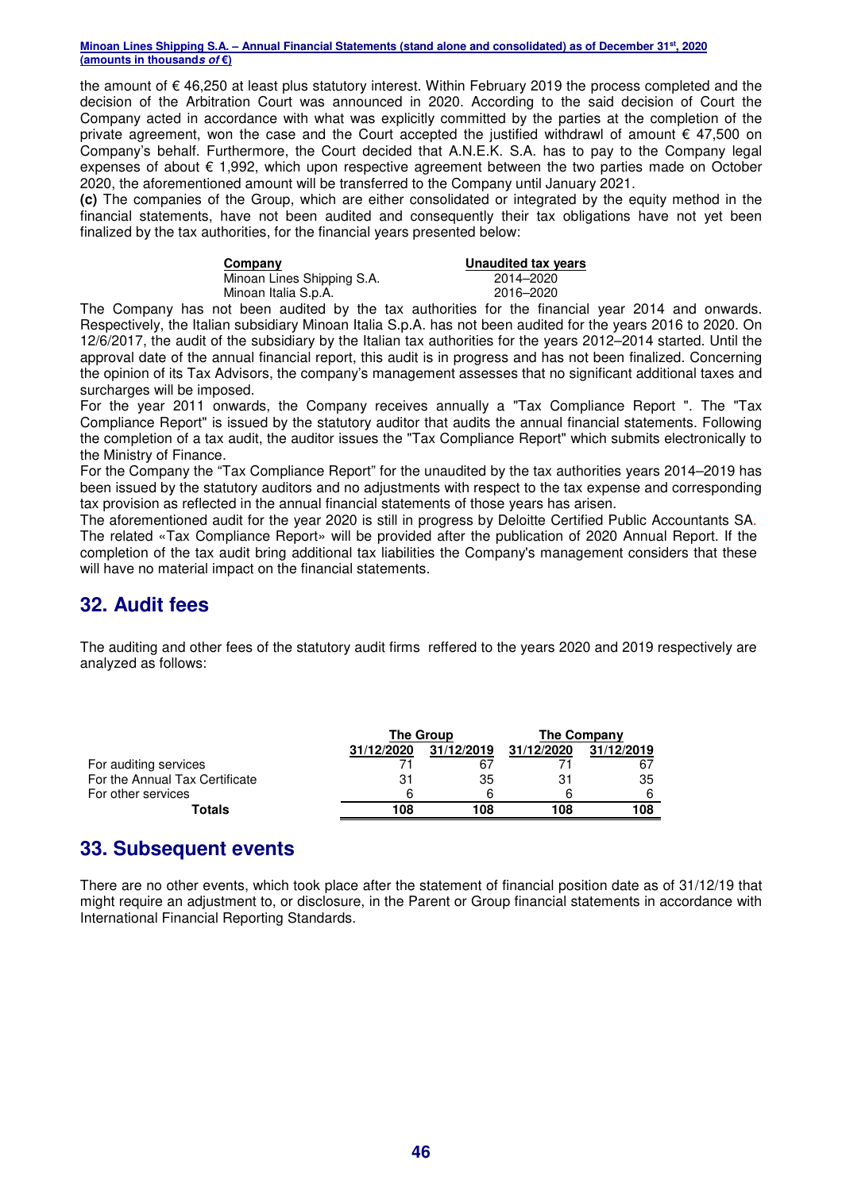the amount of € 46,250 at least plus statutory interest. Within February 2019 the process completed and the decision of the Arbitration Court was announced in 2020. According to the said decision of Court the Company acted in accordance with what was explicitly committed by the parties at the completion of the private agreement, won the case and the Court accepted the justified withdrawl of amount € 47,500 on Company's behalf. Furthermore, the Court decided that A.N.E.K. S.A. has to pay to the Company legal expenses of about € 1,992, which upon respective agreement between the two parties made on October 2020, the aforementioned amount will be transferred to the Company until January 2021.

**(c)** The companies of the Group, which are either consolidated or integrated by the equity method in the financial statements, have not been audited and consequently their tax obligations have not yet been finalized by the tax authorities, for the financial years presented below:

| Company | Unaudited tax years |
|---|---|
| Minoan Lines Shipping S.A. | 2014–2020 |
| Minoan Italia S.p.A. | 2016–2020 |

The Company has not been audited by the tax authorities for the financial year 2014 and onwards. Respectively, the Italian subsidiary Minoan Italia S.p.A. has not been audited for the years 2016 to 2020. On 12/6/2017, the audit of the subsidiary by the Italian tax authorities for the years 2012–2014 started. Until the approval date of the annual financial report, this audit is in progress and has not been finalized. Concerning the opinion of its Tax Advisors, the company's management assesses that no significant additional taxes and surcharges will be imposed.

For the year 2011 onwards, the Company receives annually a "Tax Compliance Report ". The "Tax Compliance Report" is issued by the statutory auditor that audits the annual financial statements. Following the completion of a tax audit, the auditor issues the "Tax Compliance Report" which submits electronically to the Ministry of Finance.

For the Company the "Tax Compliance Report" for the unaudited by the tax authorities years 2014–2019 has been issued by the statutory auditors and no adjustments with respect to the tax expense and corresponding tax provision as reflected in the annual financial statements of those years has arisen.

The aforementioned audit for the year 2020 is still in progress by Deloitte Certified Public Accountants SA. The related «Tax Compliance Report» will be provided after the publication of 2020 Annual Report. If the completion of the tax audit bring additional tax liabilities the Company's management considers that these will have no material impact on the financial statements.

## 32. Audit fees

The auditing and other fees of the statutory audit firms reffered to the years 2020 and 2019 respectively are analyzed as follows:

| | The Group | | The Company | |
|---|---|---|---|---|
| | 31/12/2020 | 31/12/2019 | 31/12/2020 | 31/12/2019 |
| For auditing services | 71 | 67 | 71 | 67 |
| For the Annual Tax Certificate | 31 | 35 | 31 | 35 |
| For other services | 6 | 6 | 6 | 6 |
| **Totals** | **108** | **108** | **108** | **108** |

## 33. Subsequent events

There are no other events, which took place after the statement of financial position date as of 31/12/19 that might require an adjustment to, or disclosure, in the Parent or Group financial statements in accordance with International Financial Reporting Standards.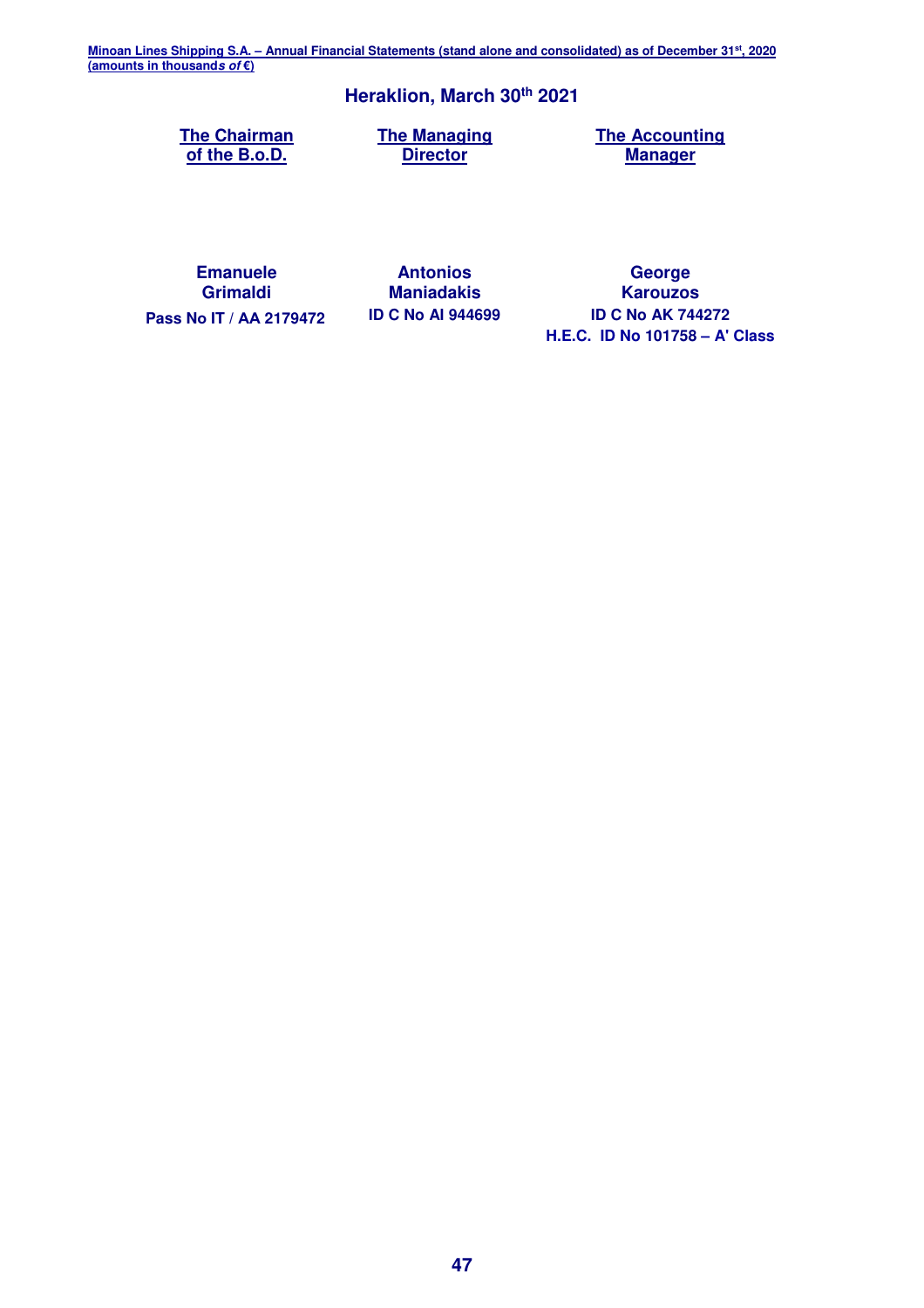**Heraklion, March 30th 2021**

| The Chairman of the B.o.D. | The Managing Director | The Accounting Manager |
|---|---|---|
| | | |
| **Emanuele Grimaldi** | **Antonios Maniadakis** | **George Karouzos** |
| **Pass No IT / AA 2179472** | **ID C No AI 944699** | **ID C No AK 744272** |
| | | **H.E.C. ID No 101758 – A' Class** |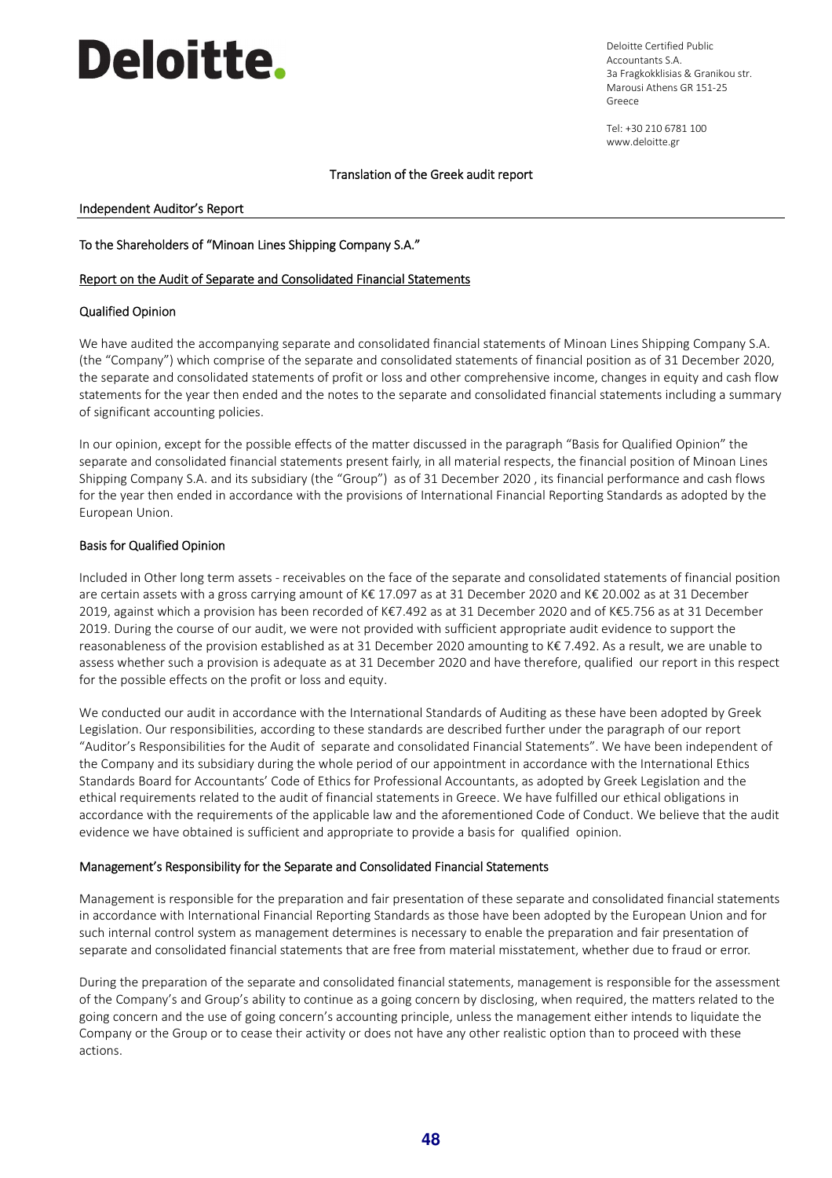**Deloitte.**

Deloitte Certified Public Accountants S.A.
3a Fragkokklisias & Granikou str.
Marousi Athens GR 151-25
Greece

Tel: +30 210 6781 100
www.deloitte.gr

Translation of the Greek audit report

## Independent Auditor's Report

To the Shareholders of "Minoan Lines Shipping Company S.A."

### Report on the Audit of Separate and Consolidated Financial Statements

#### Qualified Opinion

We have audited the accompanying separate and consolidated financial statements of Minoan Lines Shipping Company S.A. (the "Company") which comprise of the separate and consolidated statements of financial position as of 31 December 2020, the separate and consolidated statements of profit or loss and other comprehensive income, changes in equity and cash flow statements for the year then ended and the notes to the separate and consolidated financial statements including a summary of significant accounting policies.

In our opinion, except for the possible effects of the matter discussed in the paragraph "Basis for Qualified Opinion" the separate and consolidated financial statements present fairly, in all material respects, the financial position of Minoan Lines Shipping Company S.A. and its subsidiary (the "Group") as of 31 December 2020 , its financial performance and cash flows for the year then ended in accordance with the provisions of International Financial Reporting Standards as adopted by the European Union.

#### Basis for Qualified Opinion

Included in Other long term assets - receivables on the face of the separate and consolidated statements of financial position are certain assets with a gross carrying amount of K€ 17.097 as at 31 December 2020 and K€ 20.002 as at 31 December 2019, against which a provision has been recorded of K€7.492 as at 31 December 2020 and of K€5.756 as at 31 December 2019. During the course of our audit, we were not provided with sufficient appropriate audit evidence to support the reasonableness of the provision established as at 31 December 2020 amounting to K€ 7.492. As a result, we are unable to assess whether such a provision is adequate as at 31 December 2020 and have therefore, qualified our report in this respect for the possible effects on the profit or loss and equity.

We conducted our audit in accordance with the International Standards of Auditing as these have been adopted by Greek Legislation. Our responsibilities, according to these standards are described further under the paragraph of our report "Auditor's Responsibilities for the Audit of separate and consolidated Financial Statements". We have been independent of the Company and its subsidiary during the whole period of our appointment in accordance with the International Ethics Standards Board for Accountants' Code of Ethics for Professional Accountants, as adopted by Greek Legislation and the ethical requirements related to the audit of financial statements in Greece. We have fulfilled our ethical obligations in accordance with the requirements of the applicable law and the aforementioned Code of Conduct. We believe that the audit evidence we have obtained is sufficient and appropriate to provide a basis for qualified opinion.

#### Management's Responsibility for the Separate and Consolidated Financial Statements

Management is responsible for the preparation and fair presentation of these separate and consolidated financial statements in accordance with International Financial Reporting Standards as those have been adopted by the European Union and for such internal control system as management determines is necessary to enable the preparation and fair presentation of separate and consolidated financial statements that are free from material misstatement, whether due to fraud or error.

During the preparation of the separate and consolidated financial statements, management is responsible for the assessment of the Company's and Group's ability to continue as a going concern by disclosing, when required, the matters related to the going concern and the use of going concern's accounting principle, unless the management either intends to liquidate the Company or the Group or to cease their activity or does not have any other realistic option than to proceed with these actions.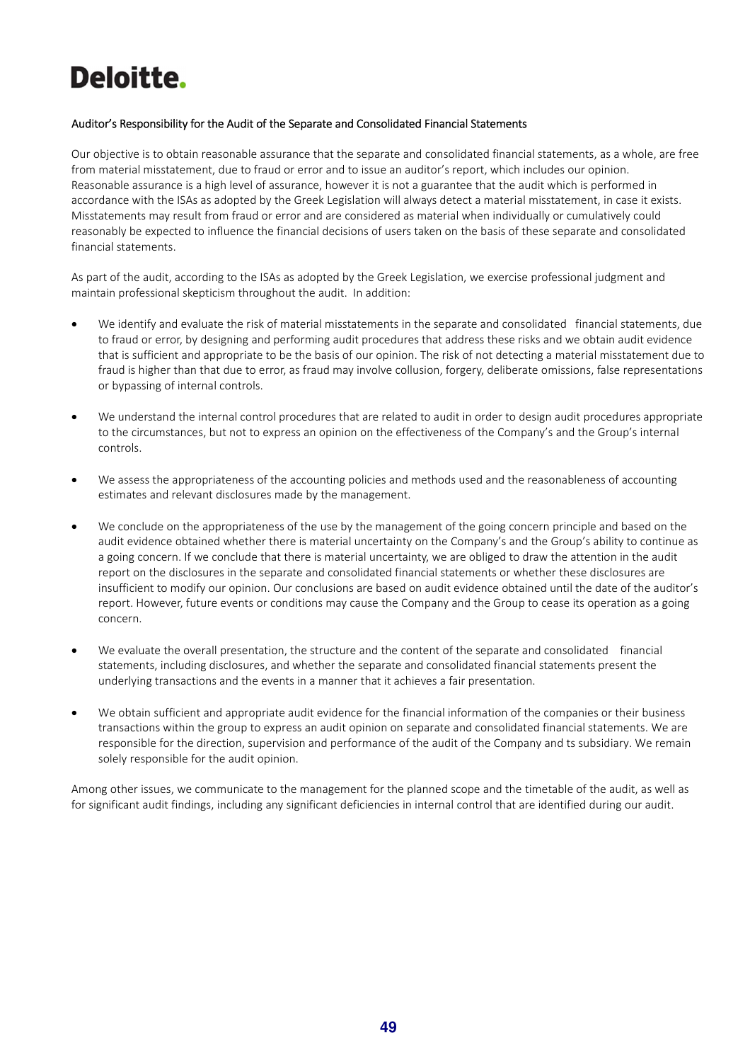Deloitte.

## Auditor's Responsibility for the Audit of the Separate and Consolidated Financial Statements

Our objective is to obtain reasonable assurance that the separate and consolidated financial statements, as a whole, are free from material misstatement, due to fraud or error and to issue an auditor's report, which includes our opinion. Reasonable assurance is a high level of assurance, however it is not a guarantee that the audit which is performed in accordance with the ISAs as adopted by the Greek Legislation will always detect a material misstatement, in case it exists. Misstatements may result from fraud or error and are considered as material when individually or cumulatively could reasonably be expected to influence the financial decisions of users taken on the basis of these separate and consolidated financial statements.

As part of the audit, according to the ISAs as adopted by the Greek Legislation, we exercise professional judgment and maintain professional skepticism throughout the audit. In addition:

- We identify and evaluate the risk of material misstatements in the separate and consolidated financial statements, due to fraud or error, by designing and performing audit procedures that address these risks and we obtain audit evidence that is sufficient and appropriate to be the basis of our opinion. The risk of not detecting a material misstatement due to fraud is higher than that due to error, as fraud may involve collusion, forgery, deliberate omissions, false representations or bypassing of internal controls.

- We understand the internal control procedures that are related to audit in order to design audit procedures appropriate to the circumstances, but not to express an opinion on the effectiveness of the Company's and the Group's internal controls.

- We assess the appropriateness of the accounting policies and methods used and the reasonableness of accounting estimates and relevant disclosures made by the management.

- We conclude on the appropriateness of the use by the management of the going concern principle and based on the audit evidence obtained whether there is material uncertainty on the Company's and the Group's ability to continue as a going concern. If we conclude that there is material uncertainty, we are obliged to draw the attention in the audit report on the disclosures in the separate and consolidated financial statements or whether these disclosures are insufficient to modify our opinion. Our conclusions are based on audit evidence obtained until the date of the auditor's report. However, future events or conditions may cause the Company and the Group to cease its operation as a going concern.

- We evaluate the overall presentation, the structure and the content of the separate and consolidated financial statements, including disclosures, and whether the separate and consolidated financial statements present the underlying transactions and the events in a manner that it achieves a fair presentation.

- We obtain sufficient and appropriate audit evidence for the financial information of the companies or their business transactions within the group to express an audit opinion on separate and consolidated financial statements. We are responsible for the direction, supervision and performance of the audit of the Company and ts subsidiary. We remain solely responsible for the audit opinion.

Among other issues, we communicate to the management for the planned scope and the timetable of the audit, as well as for significant audit findings, including any significant deficiencies in internal control that are identified during our audit.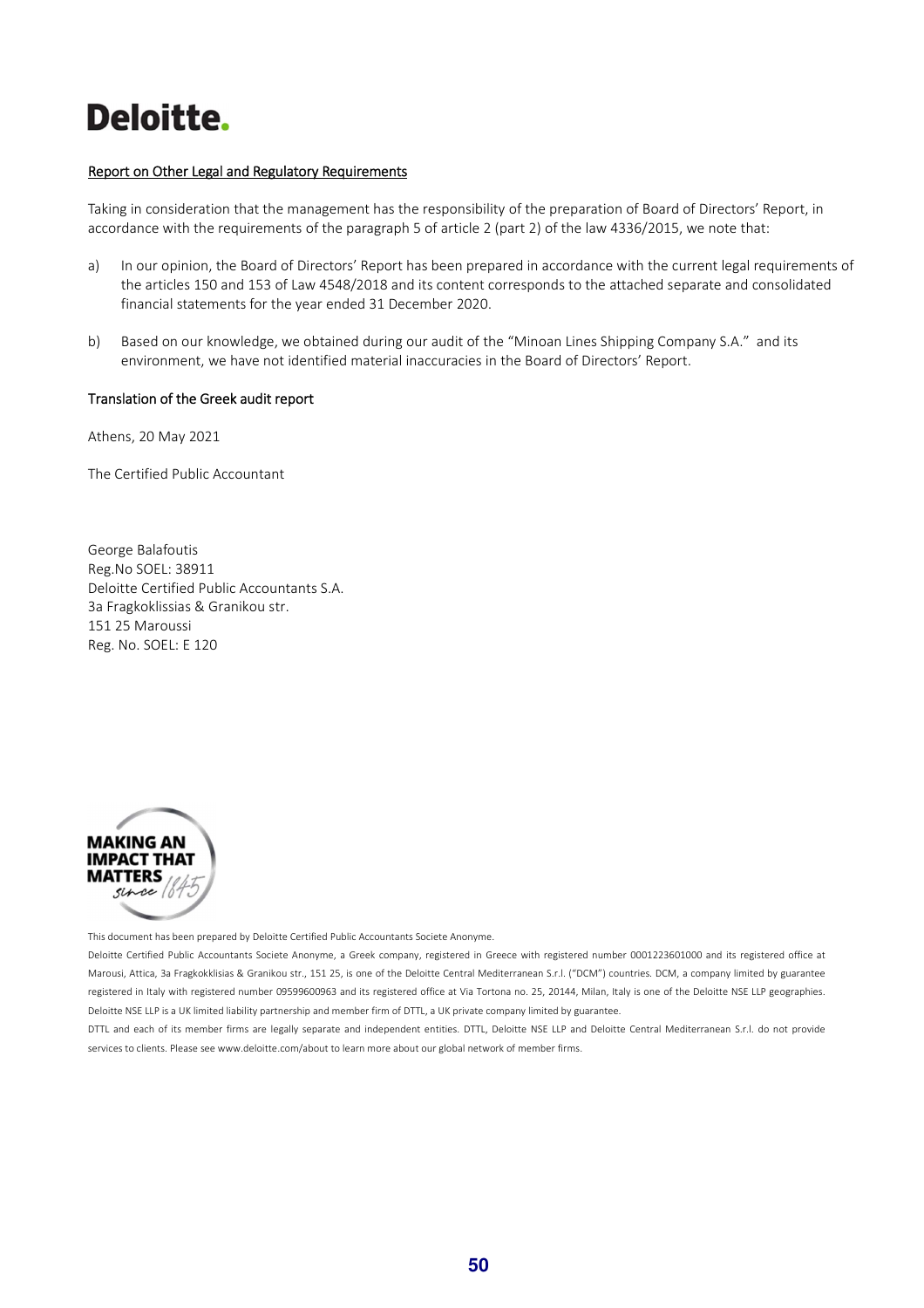Deloitte.

Report on Other Legal and Regulatory Requirements

Taking in consideration that the management has the responsibility of the preparation of Board of Directors' Report, in accordance with the requirements of the paragraph 5 of article 2 (part 2) of the law 4336/2015, we note that:

a) In our opinion, the Board of Directors' Report has been prepared in accordance with the current legal requirements of the articles 150 and 153 of Law 4548/2018 and its content corresponds to the attached separate and consolidated financial statements for the year ended 31 December 2020.

b) Based on our knowledge, we obtained during our audit of the "Minoan Lines Shipping Company S.A." and its environment, we have not identified material inaccuracies in the Board of Directors' Report.

Translation of the Greek audit report

Athens, 20 May 2021

The Certified Public Accountant

George Balafoutis
Reg.No SOEL: 38911
Deloitte Certified Public Accountants S.A.
3a Fragkoklissias & Granikou str.
151 25 Maroussi
Reg. No. SOEL: E 120

MAKING AN IMPACT THAT MATTERS since 1845

This document has been prepared by Deloitte Certified Public Accountants Societe Anonyme.

Deloitte Certified Public Accountants Societe Anonyme, a Greek company, registered in Greece with registered number 0001223601000 and its registered office at Marousi, Attica, 3a Fragkokklisias & Granikou str., 151 25, is one of the Deloitte Central Mediterranean S.r.l. ("DCM") countries. DCM, a company limited by guarantee registered in Italy with registered number 09599600963 and its registered office at Via Tortona no. 25, 20144, Milan, Italy is one of the Deloitte NSE LLP geographies. Deloitte NSE LLP is a UK limited liability partnership and member firm of DTTL, a UK private company limited by guarantee.

DTTL and each of its member firms are legally separate and independent entities. DTTL, Deloitte NSE LLP and Deloitte Central Mediterranean S.r.l. do not provide services to clients. Please see www.deloitte.com/about to learn more about our global network of member firms.